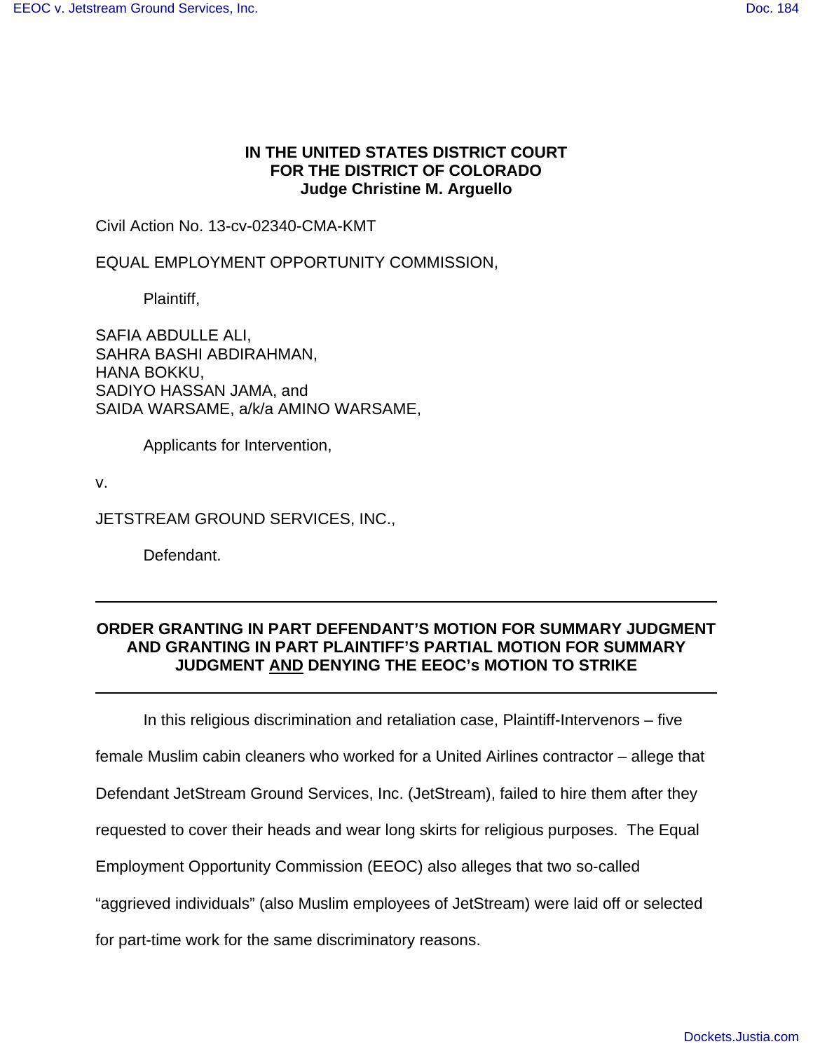**IN THE UNITED STATES DISTRICT COURT**
**FOR THE DISTRICT OF COLORADO**
**Judge Christine M. Arguello**

Civil Action No. 13-cv-02340-CMA-KMT

EQUAL EMPLOYMENT OPPORTUNITY COMMISSION,

Plaintiff,

SAFIA ABDULLE ALI,
SAHRA BASHI ABDIRAHMAN,
HANA BOKKU,
SADIYO HASSAN JAMA, and
SAIDA WARSAME, a/k/a AMINO WARSAME,

Applicants for Intervention,

v.

JETSTREAM GROUND SERVICES, INC.,

Defendant.

---

**ORDER GRANTING IN PART DEFENDANT'S MOTION FOR SUMMARY JUDGMENT AND GRANTING IN PART PLAINTIFF'S PARTIAL MOTION FOR SUMMARY JUDGMENT <u>AND</u> DENYING THE EEOC's MOTION TO STRIKE**

---

In this religious discrimination and retaliation case, Plaintiff-Intervenors – five female Muslim cabin cleaners who worked for a United Airlines contractor – allege that Defendant JetStream Ground Services, Inc. (JetStream), failed to hire them after they requested to cover their heads and wear long skirts for religious purposes. The Equal Employment Opportunity Commission (EEOC) also alleges that two so-called "aggrieved individuals" (also Muslim employees of JetStream) were laid off or selected for part-time work for the same discriminatory reasons.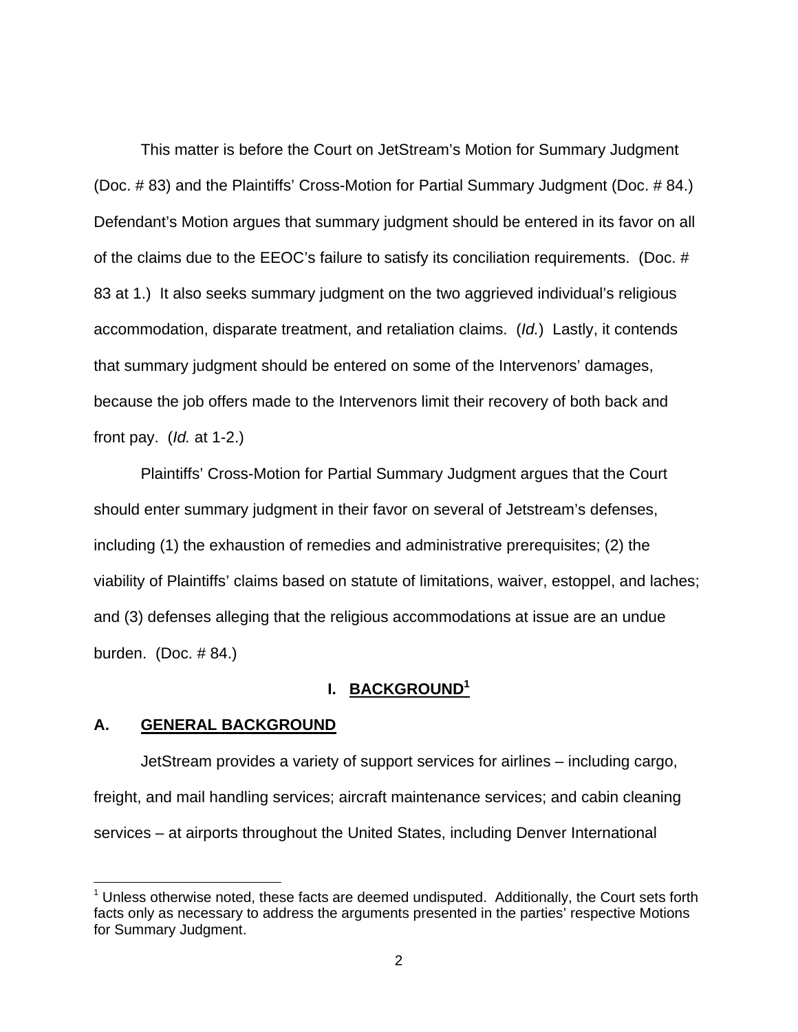This matter is before the Court on JetStream's Motion for Summary Judgment (Doc. # 83) and the Plaintiffs' Cross-Motion for Partial Summary Judgment (Doc. # 84.) Defendant's Motion argues that summary judgment should be entered in its favor on all of the claims due to the EEOC's failure to satisfy its conciliation requirements. (Doc. # 83 at 1.) It also seeks summary judgment on the two aggrieved individual's religious accommodation, disparate treatment, and retaliation claims. (*Id.*) Lastly, it contends that summary judgment should be entered on some of the Intervenors' damages, because the job offers made to the Intervenors limit their recovery of both back and front pay. (*Id.* at 1-2.)

Plaintiffs' Cross-Motion for Partial Summary Judgment argues that the Court should enter summary judgment in their favor on several of Jetstream's defenses, including (1) the exhaustion of remedies and administrative prerequisites; (2) the viability of Plaintiffs' claims based on statute of limitations, waiver, estoppel, and laches; and (3) defenses alleging that the religious accommodations at issue are an undue burden. (Doc. # 84.)

## I. BACKGROUND[1]

### A. GENERAL BACKGROUND

JetStream provides a variety of support services for airlines – including cargo, freight, and mail handling services; aircraft maintenance services; and cabin cleaning services – at airports throughout the United States, including Denver International

[1] Unless otherwise noted, these facts are deemed undisputed. Additionally, the Court sets forth facts only as necessary to address the arguments presented in the parties' respective Motions for Summary Judgment.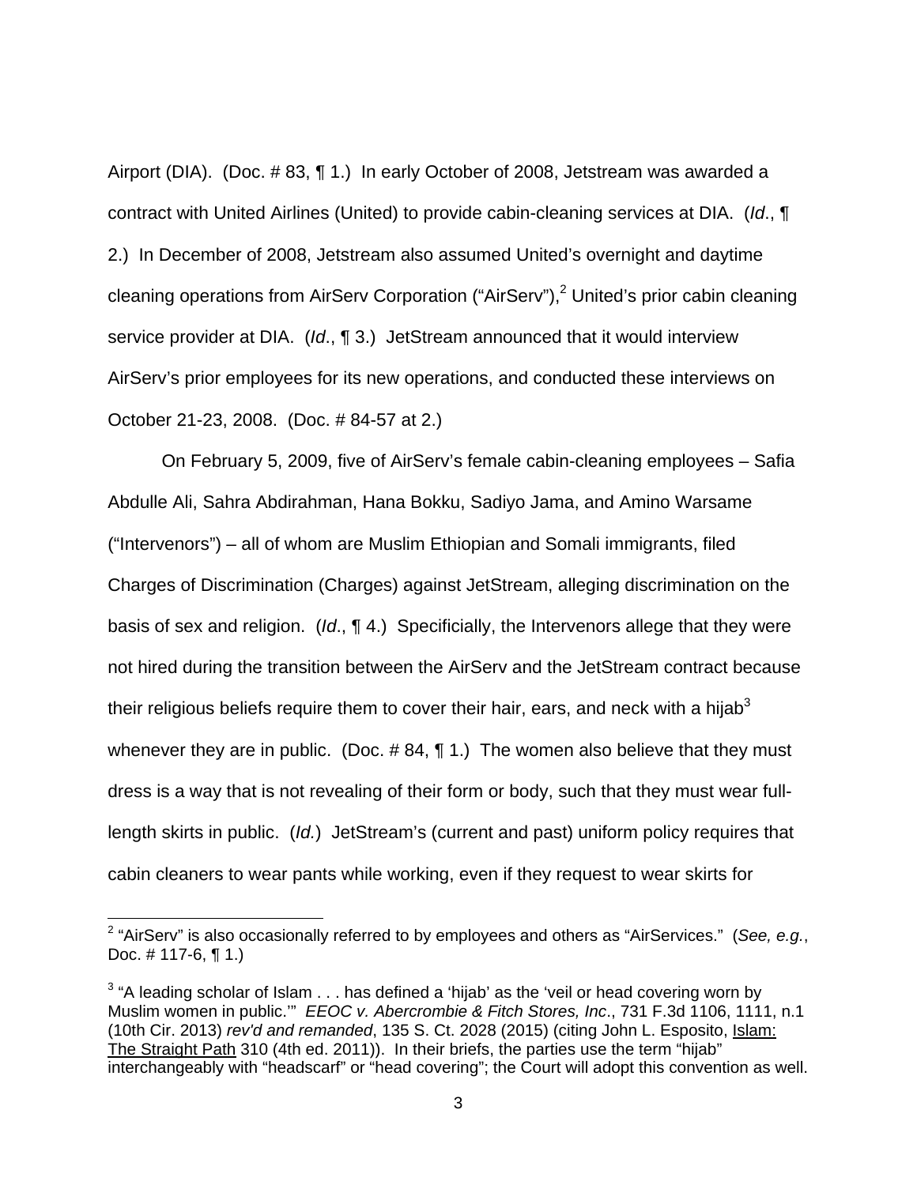Airport (DIA). (Doc. # 83, ¶ 1.) In early October of 2008, Jetstream was awarded a contract with United Airlines (United) to provide cabin-cleaning services at DIA. (*Id*., ¶ 2.) In December of 2008, Jetstream also assumed United's overnight and daytime cleaning operations from AirServ Corporation ("AirServ"),[2] United's prior cabin cleaning service provider at DIA. (*Id*., ¶ 3.) JetStream announced that it would interview AirServ's prior employees for its new operations, and conducted these interviews on October 21-23, 2008. (Doc. # 84-57 at 2.)

On February 5, 2009, five of AirServ's female cabin-cleaning employees – Safia Abdulle Ali, Sahra Abdirahman, Hana Bokku, Sadiyo Jama, and Amino Warsame ("Intervenors") – all of whom are Muslim Ethiopian and Somali immigrants, filed Charges of Discrimination (Charges) against JetStream, alleging discrimination on the basis of sex and religion. (*Id*., ¶ 4.) Specificially, the Intervenors allege that they were not hired during the transition between the AirServ and the JetStream contract because their religious beliefs require them to cover their hair, ears, and neck with a hijab[3] whenever they are in public. (Doc. # 84, ¶ 1.) The women also believe that they must dress is a way that is not revealing of their form or body, such that they must wear full-length skirts in public. (*Id.*) JetStream's (current and past) uniform policy requires that cabin cleaners to wear pants while working, even if they request to wear skirts for

---

[2] "AirServ" is also occasionally referred to by employees and others as "AirServices." (*See, e.g.*, Doc. # 117-6, ¶ 1.)

[3] "A leading scholar of Islam . . . has defined a 'hijab' as the 'veil or head covering worn by Muslim women in public.'" *EEOC v. Abercrombie & Fitch Stores, Inc*., 731 F.3d 1106, 1111, n.1 (10th Cir. 2013) *rev'd and remanded*, 135 S. Ct. 2028 (2015) (citing John L. Esposito, <u>Islam: The Straight Path</u> 310 (4th ed. 2011)). In their briefs, the parties use the term "hijab" interchangeably with "headscarf" or "head covering"; the Court will adopt this convention as well.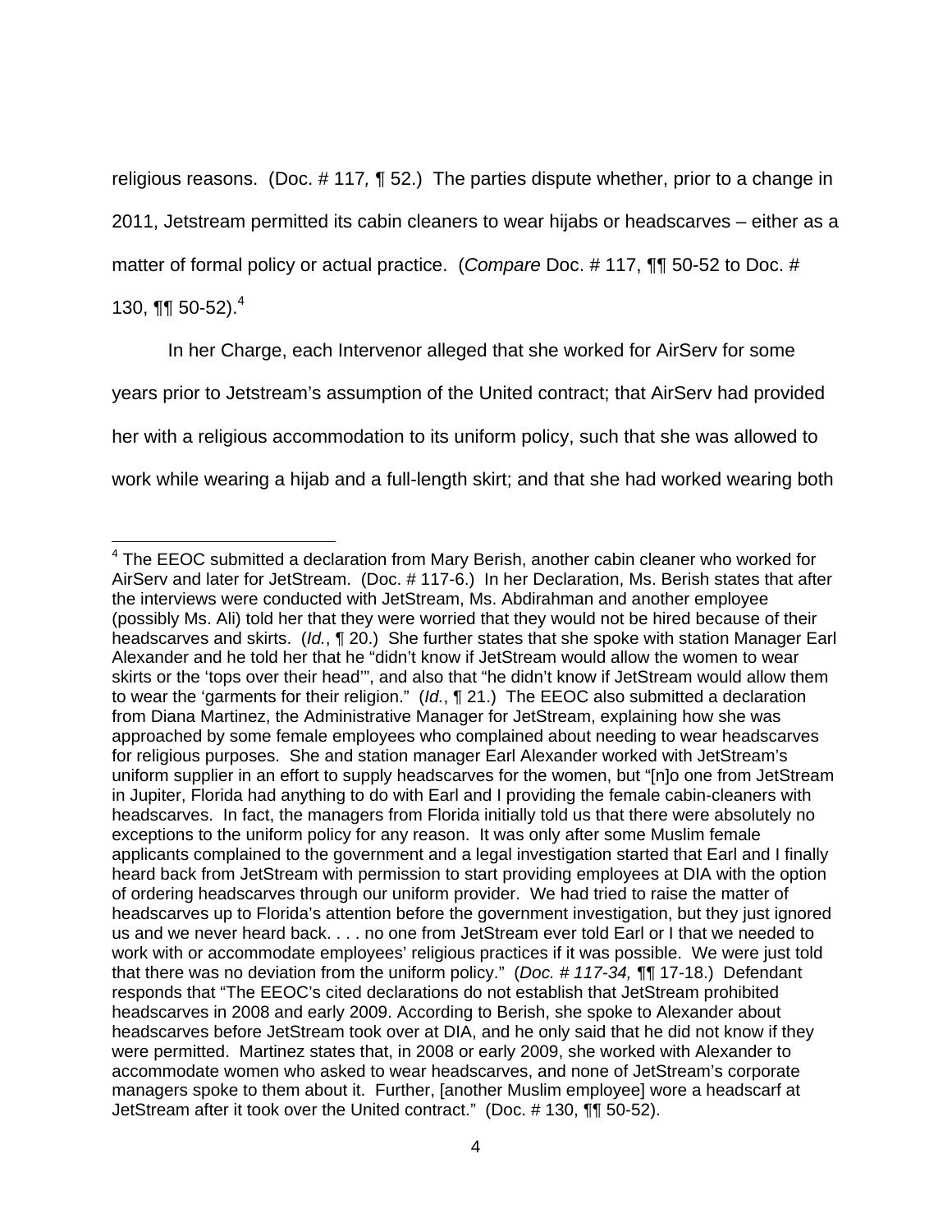religious reasons. (Doc. # 117, ¶ 52.) The parties dispute whether, prior to a change in 2011, Jetstream permitted its cabin cleaners to wear hijabs or headscarves – either as a matter of formal policy or actual practice. (*Compare* Doc. # 117, ¶¶ 50-52 to Doc. # 130, ¶¶ 50-52).[4]

In her Charge, each Intervenor alleged that she worked for AirServ for some years prior to Jetstream's assumption of the United contract; that AirServ had provided her with a religious accommodation to its uniform policy, such that she was allowed to work while wearing a hijab and a full-length skirt; and that she had worked wearing both

---

[4] The EEOC submitted a declaration from Mary Berish, another cabin cleaner who worked for AirServ and later for JetStream. (Doc. # 117-6.) In her Declaration, Ms. Berish states that after the interviews were conducted with JetStream, Ms. Abdirahman and another employee (possibly Ms. Ali) told her that they were worried that they would not be hired because of their headscarves and skirts. (*Id.*, ¶ 20.) She further states that she spoke with station Manager Earl Alexander and he told her that he "didn't know if JetStream would allow the women to wear skirts or the 'tops over their head'", and also that "he didn't know if JetStream would allow them to wear the 'garments for their religion." (*Id.*, ¶ 21.) The EEOC also submitted a declaration from Diana Martinez, the Administrative Manager for JetStream, explaining how she was approached by some female employees who complained about needing to wear headscarves for religious purposes. She and station manager Earl Alexander worked with JetStream's uniform supplier in an effort to supply headscarves for the women, but "[n]o one from JetStream in Jupiter, Florida had anything to do with Earl and I providing the female cabin-cleaners with headscarves. In fact, the managers from Florida initially told us that there were absolutely no exceptions to the uniform policy for any reason. It was only after some Muslim female applicants complained to the government and a legal investigation started that Earl and I finally heard back from JetStream with permission to start providing employees at DIA with the option of ordering headscarves through our uniform provider. We had tried to raise the matter of headscarves up to Florida's attention before the government investigation, but they just ignored us and we never heard back. . . . no one from JetStream ever told Earl or I that we needed to work with or accommodate employees' religious practices if it was possible. We were just told that there was no deviation from the uniform policy." (*Doc. # 117-34,* ¶¶ 17-18.) Defendant responds that "The EEOC's cited declarations do not establish that JetStream prohibited headscarves in 2008 and early 2009. According to Berish, she spoke to Alexander about headscarves before JetStream took over at DIA, and he only said that he did not know if they were permitted. Martinez states that, in 2008 or early 2009, she worked with Alexander to accommodate women who asked to wear headscarves, and none of JetStream's corporate managers spoke to them about it. Further, [another Muslim employee] wore a headscarf at JetStream after it took over the United contract." (Doc. # 130, ¶¶ 50-52).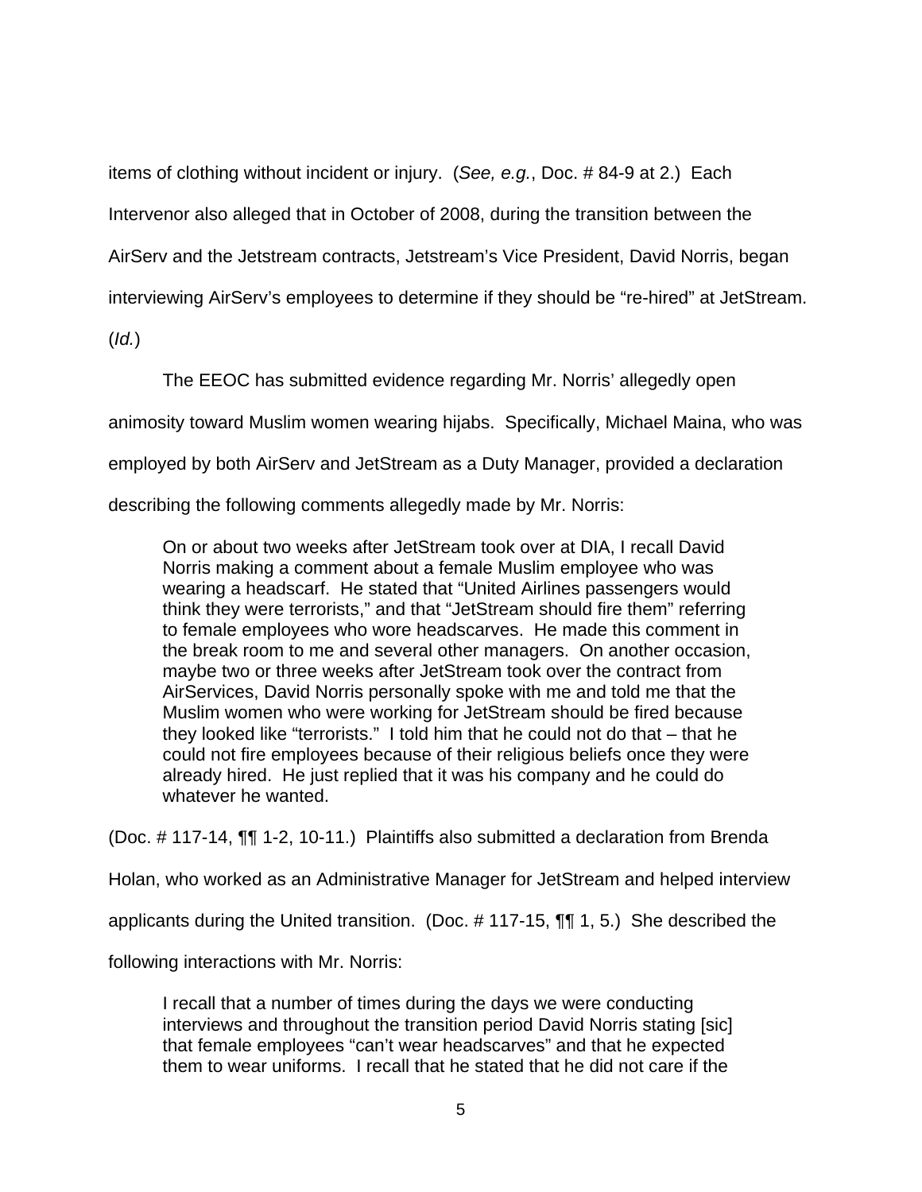items of clothing without incident or injury. (*See, e.g.*, Doc. # 84-9 at 2.) Each Intervenor also alleged that in October of 2008, during the transition between the AirServ and the Jetstream contracts, Jetstream's Vice President, David Norris, began interviewing AirServ's employees to determine if they should be "re-hired" at JetStream. (*Id.*)

The EEOC has submitted evidence regarding Mr. Norris' allegedly open animosity toward Muslim women wearing hijabs. Specifically, Michael Maina, who was employed by both AirServ and JetStream as a Duty Manager, provided a declaration describing the following comments allegedly made by Mr. Norris:

> On or about two weeks after JetStream took over at DIA, I recall David Norris making a comment about a female Muslim employee who was wearing a headscarf. He stated that "United Airlines passengers would think they were terrorists," and that "JetStream should fire them" referring to female employees who wore headscarves. He made this comment in the break room to me and several other managers. On another occasion, maybe two or three weeks after JetStream took over the contract from AirServices, David Norris personally spoke with me and told me that the Muslim women who were working for JetStream should be fired because they looked like "terrorists." I told him that he could not do that – that he could not fire employees because of their religious beliefs once they were already hired. He just replied that it was his company and he could do whatever he wanted.

(Doc. # 117-14, ¶¶ 1-2, 10-11.) Plaintiffs also submitted a declaration from Brenda Holan, who worked as an Administrative Manager for JetStream and helped interview applicants during the United transition. (Doc. # 117-15, ¶¶ 1, 5.) She described the following interactions with Mr. Norris:

> I recall that a number of times during the days we were conducting interviews and throughout the transition period David Norris stating [sic] that female employees "can't wear headscarves" and that he expected them to wear uniforms. I recall that he stated that he did not care if the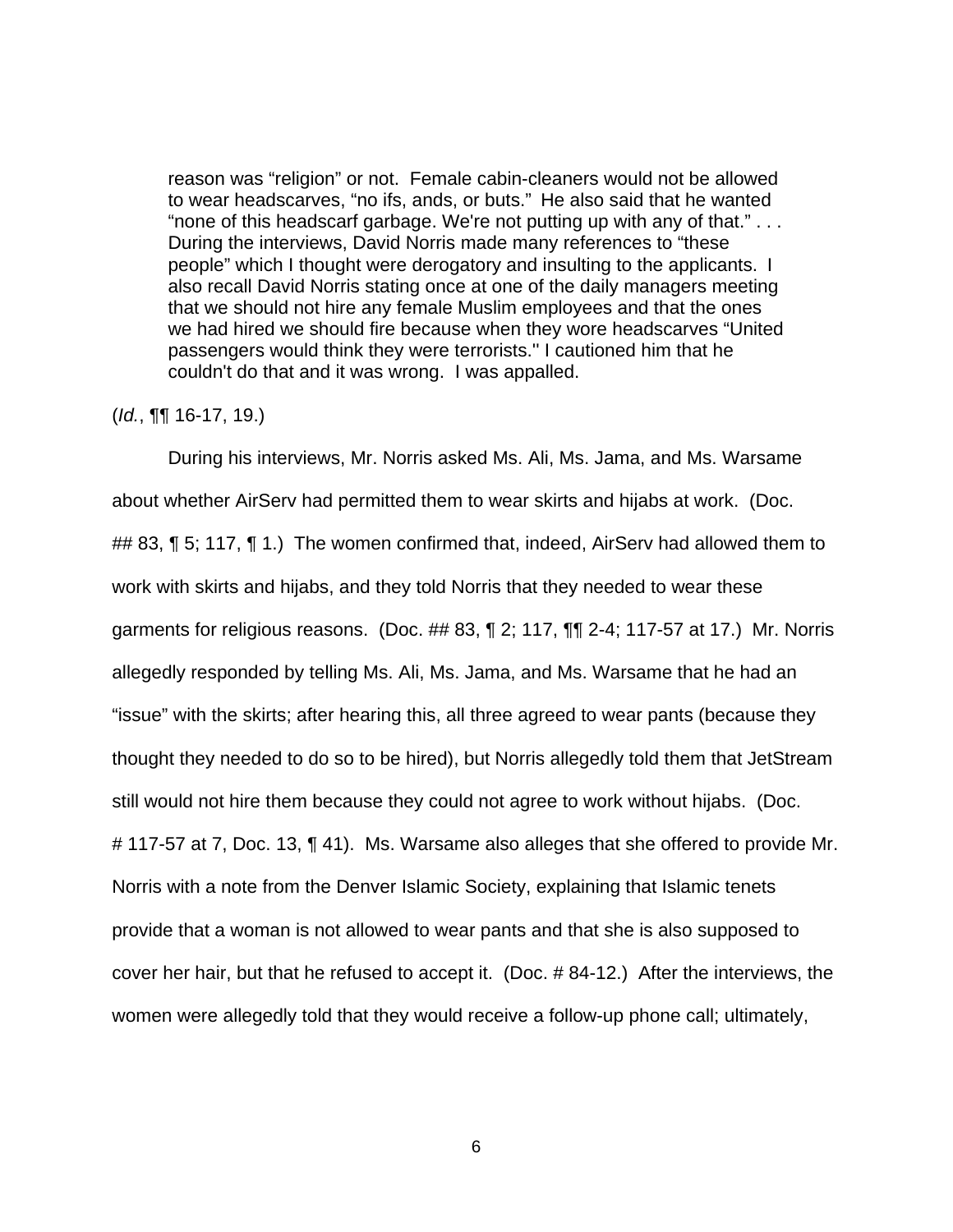> reason was "religion" or not. Female cabin-cleaners would not be allowed to wear headscarves, "no ifs, ands, or buts." He also said that he wanted "none of this headscarf garbage. We're not putting up with any of that." . . . During the interviews, David Norris made many references to "these people" which I thought were derogatory and insulting to the applicants. I also recall David Norris stating once at one of the daily managers meeting that we should not hire any female Muslim employees and that the ones we had hired we should fire because when they wore headscarves "United passengers would think they were terrorists." I cautioned him that he couldn't do that and it was wrong. I was appalled.

(*Id.*, ¶¶ 16-17, 19.)

During his interviews, Mr. Norris asked Ms. Ali, Ms. Jama, and Ms. Warsame about whether AirServ had permitted them to wear skirts and hijabs at work. (Doc. ## 83, ¶ 5; 117, ¶ 1.) The women confirmed that, indeed, AirServ had allowed them to work with skirts and hijabs, and they told Norris that they needed to wear these garments for religious reasons. (Doc. ## 83, ¶ 2; 117, ¶¶ 2-4; 117-57 at 17.) Mr. Norris allegedly responded by telling Ms. Ali, Ms. Jama, and Ms. Warsame that he had an "issue" with the skirts; after hearing this, all three agreed to wear pants (because they thought they needed to do so to be hired), but Norris allegedly told them that JetStream still would not hire them because they could not agree to work without hijabs. (Doc. # 117-57 at 7, Doc. 13, ¶ 41). Ms. Warsame also alleges that she offered to provide Mr. Norris with a note from the Denver Islamic Society, explaining that Islamic tenets provide that a woman is not allowed to wear pants and that she is also supposed to cover her hair, but that he refused to accept it. (Doc. # 84-12.) After the interviews, the women were allegedly told that they would receive a follow-up phone call; ultimately,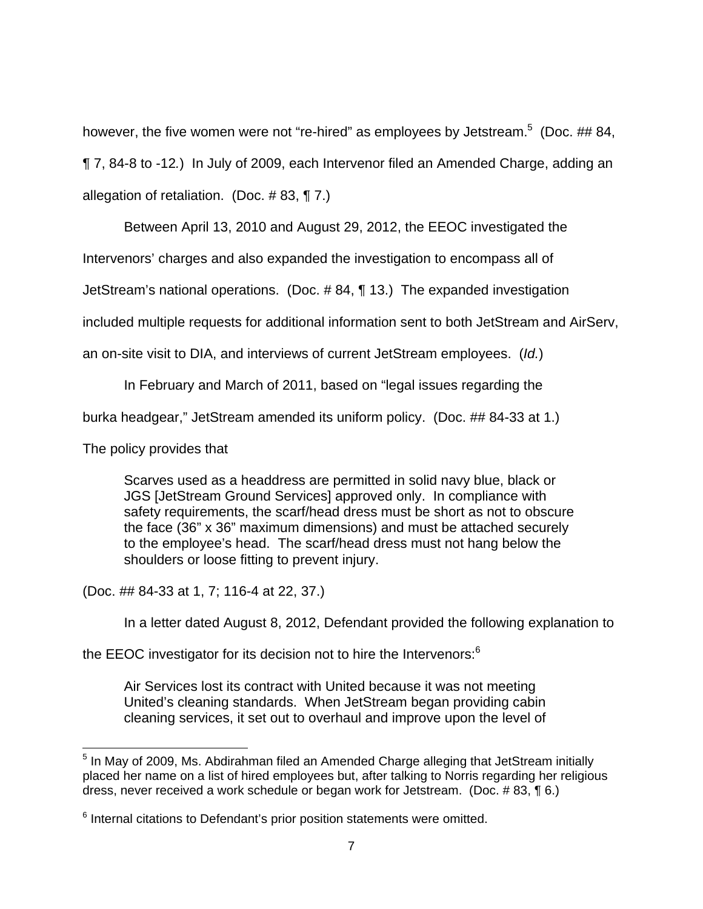however, the five women were not "re-hired" as employees by Jetstream.[5] (Doc. ## 84, ¶ 7, 84-8 to -12.) In July of 2009, each Intervenor filed an Amended Charge, adding an allegation of retaliation. (Doc. # 83, ¶ 7.)

Between April 13, 2010 and August 29, 2012, the EEOC investigated the Intervenors' charges and also expanded the investigation to encompass all of JetStream's national operations. (Doc. # 84, ¶ 13.) The expanded investigation included multiple requests for additional information sent to both JetStream and AirServ, an on-site visit to DIA, and interviews of current JetStream employees. (*Id.*)

In February and March of 2011, based on "legal issues regarding the burka headgear," JetStream amended its uniform policy. (Doc. ## 84-33 at 1.) The policy provides that

> Scarves used as a headdress are permitted in solid navy blue, black or JGS [JetStream Ground Services] approved only. In compliance with safety requirements, the scarf/head dress must be short as not to obscure the face (36" x 36" maximum dimensions) and must be attached securely to the employee's head. The scarf/head dress must not hang below the shoulders or loose fitting to prevent injury.

(Doc. ## 84-33 at 1, 7; 116-4 at 22, 37.)

In a letter dated August 8, 2012, Defendant provided the following explanation to the EEOC investigator for its decision not to hire the Intervenors:[6]

> Air Services lost its contract with United because it was not meeting United's cleaning standards. When JetStream began providing cabin cleaning services, it set out to overhaul and improve upon the level of

---

[5] In May of 2009, Ms. Abdirahman filed an Amended Charge alleging that JetStream initially placed her name on a list of hired employees but, after talking to Norris regarding her religious dress, never received a work schedule or began work for Jetstream. (Doc. # 83, ¶ 6.)

[6] Internal citations to Defendant's prior position statements were omitted.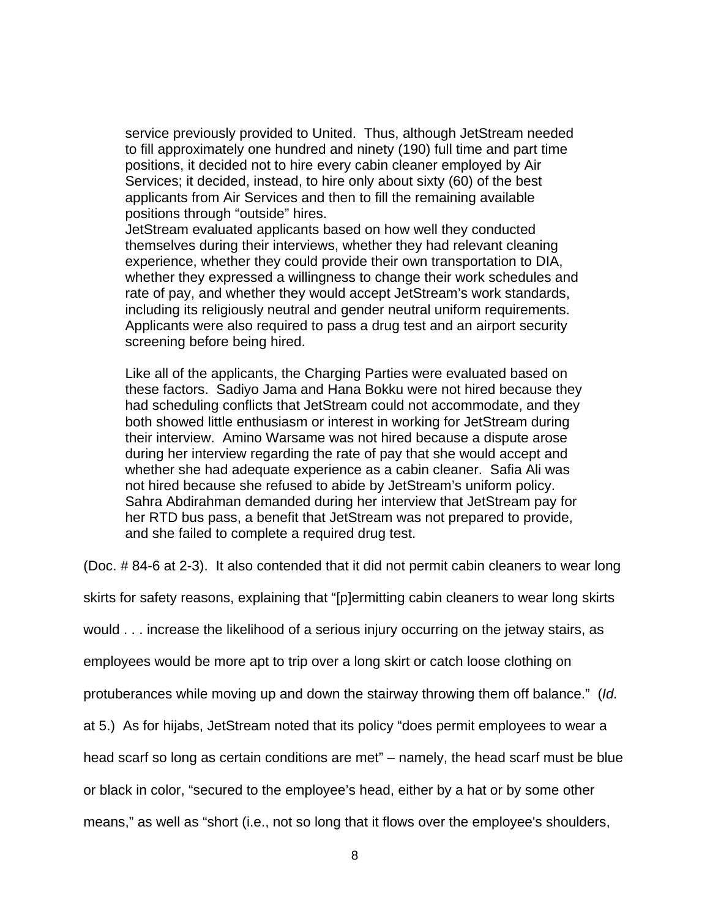> service previously provided to United. Thus, although JetStream needed to fill approximately one hundred and ninety (190) full time and part time positions, it decided not to hire every cabin cleaner employed by Air Services; it decided, instead, to hire only about sixty (60) of the best applicants from Air Services and then to fill the remaining available positions through "outside" hires.
> JetStream evaluated applicants based on how well they conducted themselves during their interviews, whether they had relevant cleaning experience, whether they could provide their own transportation to DIA, whether they expressed a willingness to change their work schedules and rate of pay, and whether they would accept JetStream's work standards, including its religiously neutral and gender neutral uniform requirements. Applicants were also required to pass a drug test and an airport security screening before being hired.
>
> Like all of the applicants, the Charging Parties were evaluated based on these factors. Sadiyo Jama and Hana Bokku were not hired because they had scheduling conflicts that JetStream could not accommodate, and they both showed little enthusiasm or interest in working for JetStream during their interview. Amino Warsame was not hired because a dispute arose during her interview regarding the rate of pay that she would accept and whether she had adequate experience as a cabin cleaner. Safia Ali was not hired because she refused to abide by JetStream's uniform policy. Sahra Abdirahman demanded during her interview that JetStream pay for her RTD bus pass, a benefit that JetStream was not prepared to provide, and she failed to complete a required drug test.

(Doc. # 84-6 at 2-3). It also contended that it did not permit cabin cleaners to wear long skirts for safety reasons, explaining that "[p]ermitting cabin cleaners to wear long skirts would . . . increase the likelihood of a serious injury occurring on the jetway stairs, as employees would be more apt to trip over a long skirt or catch loose clothing on protuberances while moving up and down the stairway throwing them off balance." (*Id.* at 5.) As for hijabs, JetStream noted that its policy "does permit employees to wear a head scarf so long as certain conditions are met" – namely, the head scarf must be blue or black in color, "secured to the employee's head, either by a hat or by some other means," as well as "short (i.e., not so long that it flows over the employee's shoulders,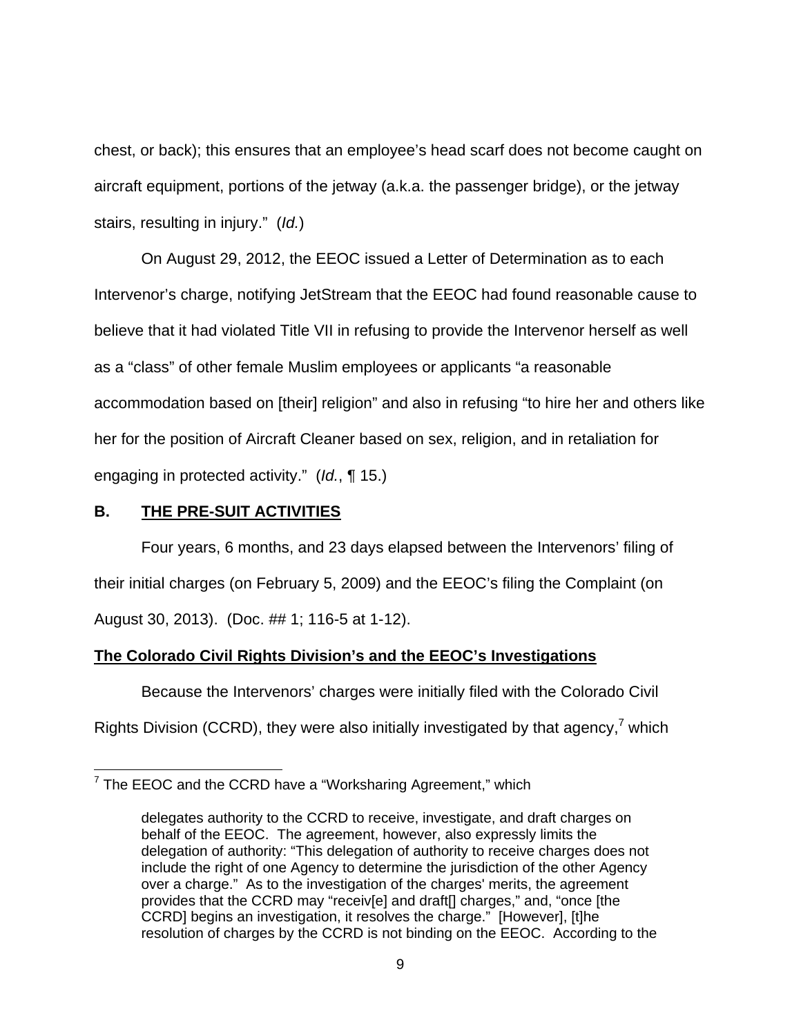chest, or back); this ensures that an employee's head scarf does not become caught on aircraft equipment, portions of the jetway (a.k.a. the passenger bridge), or the jetway stairs, resulting in injury." (*Id.*)

On August 29, 2012, the EEOC issued a Letter of Determination as to each Intervenor's charge, notifying JetStream that the EEOC had found reasonable cause to believe that it had violated Title VII in refusing to provide the Intervenor herself as well as a "class" of other female Muslim employees or applicants "a reasonable accommodation based on [their] religion" and also in refusing "to hire her and others like her for the position of Aircraft Cleaner based on sex, religion, and in retaliation for engaging in protected activity." (*Id.*, ¶ 15.)

## B. THE PRE-SUIT ACTIVITIES

Four years, 6 months, and 23 days elapsed between the Intervenors' filing of their initial charges (on February 5, 2009) and the EEOC's filing the Complaint (on August 30, 2013). (Doc. ## 1; 116-5 at 1-12).

### The Colorado Civil Rights Division's and the EEOC's Investigations

Because the Intervenors' charges were initially filed with the Colorado Civil Rights Division (CCRD), they were also initially investigated by that agency,[7] which

---

[7] The EEOC and the CCRD have a "Worksharing Agreement," which

> delegates authority to the CCRD to receive, investigate, and draft charges on behalf of the EEOC. The agreement, however, also expressly limits the delegation of authority: "This delegation of authority to receive charges does not include the right of one Agency to determine the jurisdiction of the other Agency over a charge." As to the investigation of the charges' merits, the agreement provides that the CCRD may "receiv[e] and draft[] charges," and, "once [the CCRD] begins an investigation, it resolves the charge." [However], [t]he resolution of charges by the CCRD is not binding on the EEOC. According to the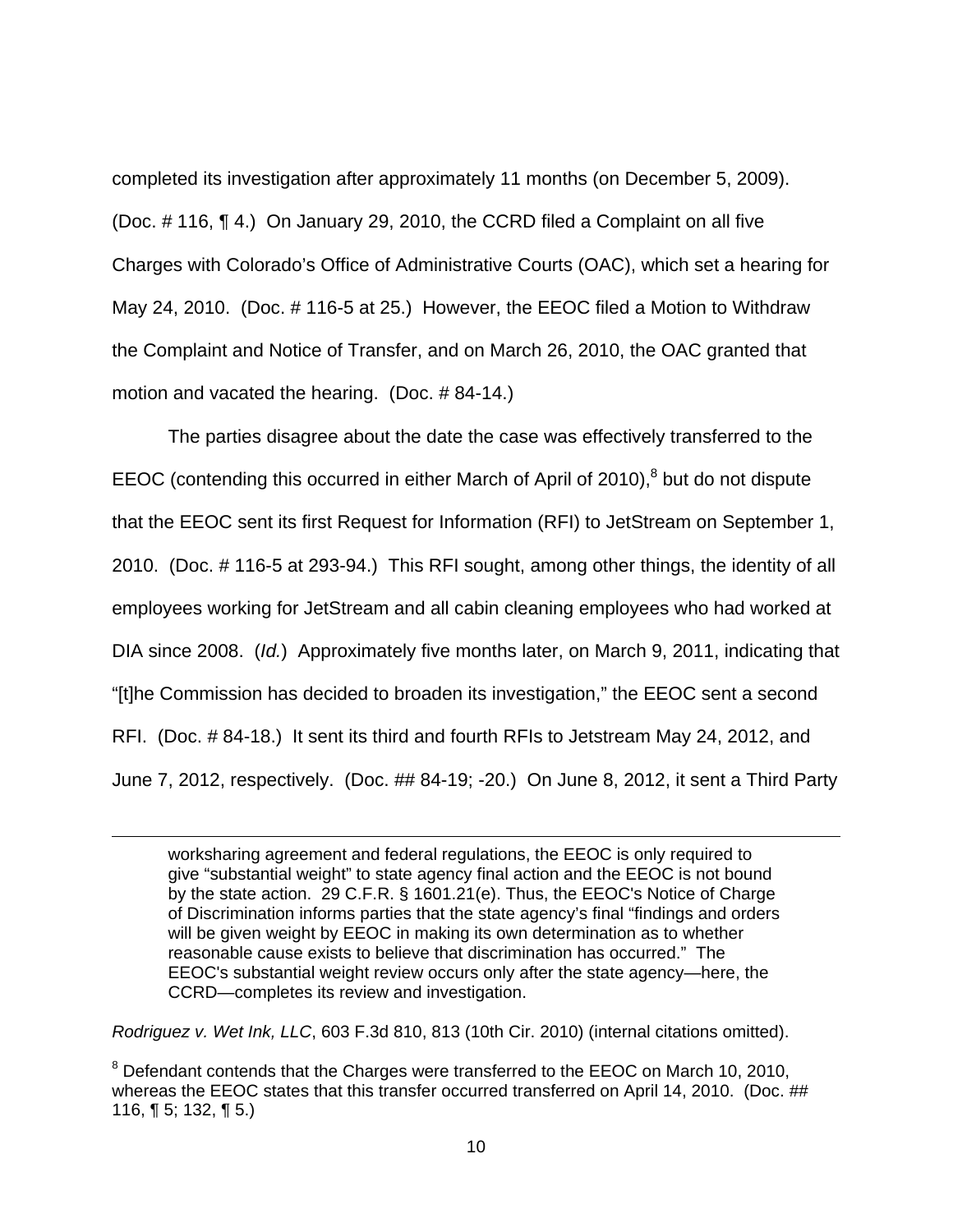completed its investigation after approximately 11 months (on December 5, 2009). (Doc. # 116, ¶ 4.) On January 29, 2010, the CCRD filed a Complaint on all five Charges with Colorado's Office of Administrative Courts (OAC), which set a hearing for May 24, 2010. (Doc. # 116-5 at 25.) However, the EEOC filed a Motion to Withdraw the Complaint and Notice of Transfer, and on March 26, 2010, the OAC granted that motion and vacated the hearing. (Doc. # 84-14.)

The parties disagree about the date the case was effectively transferred to the EEOC (contending this occurred in either March of April of 2010),[8] but do not dispute that the EEOC sent its first Request for Information (RFI) to JetStream on September 1, 2010. (Doc. # 116-5 at 293-94.) This RFI sought, among other things, the identity of all employees working for JetStream and all cabin cleaning employees who had worked at DIA since 2008. (*Id.*) Approximately five months later, on March 9, 2011, indicating that "[t]he Commission has decided to broaden its investigation," the EEOC sent a second RFI. (Doc. # 84-18.) It sent its third and fourth RFIs to Jetstream May 24, 2012, and June 7, 2012, respectively. (Doc. ## 84-19; -20.) On June 8, 2012, it sent a Third Party

---

> worksharing agreement and federal regulations, the EEOC is only required to give "substantial weight" to state agency final action and the EEOC is not bound by the state action. 29 C.F.R. § 1601.21(e). Thus, the EEOC's Notice of Charge of Discrimination informs parties that the state agency's final "findings and orders will be given weight by EEOC in making its own determination as to whether reasonable cause exists to believe that discrimination has occurred." The EEOC's substantial weight review occurs only after the state agency—here, the CCRD—completes its review and investigation.

*Rodriguez v. Wet Ink, LLC*, 603 F.3d 810, 813 (10th Cir. 2010) (internal citations omitted).

[8] Defendant contends that the Charges were transferred to the EEOC on March 10, 2010, whereas the EEOC states that this transfer occurred transferred on April 14, 2010. (Doc. ## 116, ¶ 5; 132, ¶ 5.)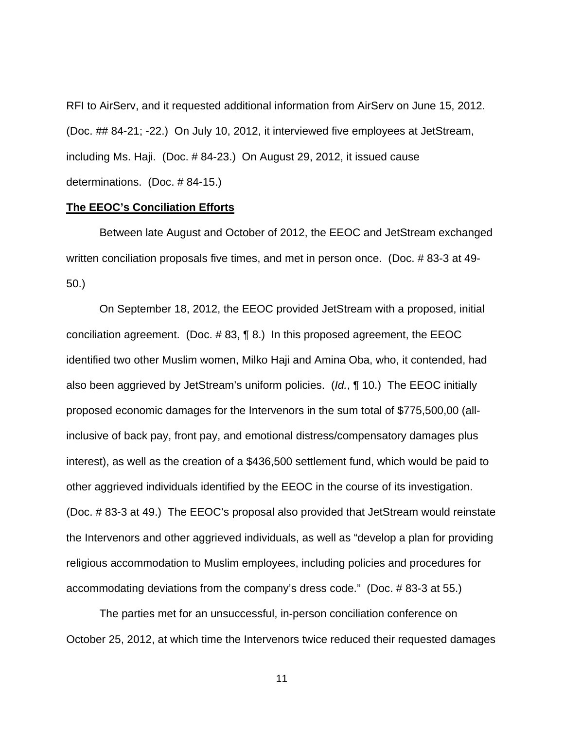RFI to AirServ, and it requested additional information from AirServ on June 15, 2012. (Doc. ## 84-21; -22.) On July 10, 2012, it interviewed five employees at JetStream, including Ms. Haji. (Doc. # 84-23.) On August 29, 2012, it issued cause determinations. (Doc. # 84-15.)

**The EEOC's Conciliation Efforts**

Between late August and October of 2012, the EEOC and JetStream exchanged written conciliation proposals five times, and met in person once. (Doc. # 83-3 at 49-50.)

On September 18, 2012, the EEOC provided JetStream with a proposed, initial conciliation agreement. (Doc. # 83, ¶ 8.) In this proposed agreement, the EEOC identified two other Muslim women, Milko Haji and Amina Oba, who, it contended, had also been aggrieved by JetStream's uniform policies. (*Id.*, ¶ 10.) The EEOC initially proposed economic damages for the Intervenors in the sum total of $775,500,00 (all-inclusive of back pay, front pay, and emotional distress/compensatory damages plus interest), as well as the creation of a $436,500 settlement fund, which would be paid to other aggrieved individuals identified by the EEOC in the course of its investigation. (Doc. # 83-3 at 49.) The EEOC's proposal also provided that JetStream would reinstate the Intervenors and other aggrieved individuals, as well as "develop a plan for providing religious accommodation to Muslim employees, including policies and procedures for accommodating deviations from the company's dress code." (Doc. # 83-3 at 55.)

The parties met for an unsuccessful, in-person conciliation conference on October 25, 2012, at which time the Intervenors twice reduced their requested damages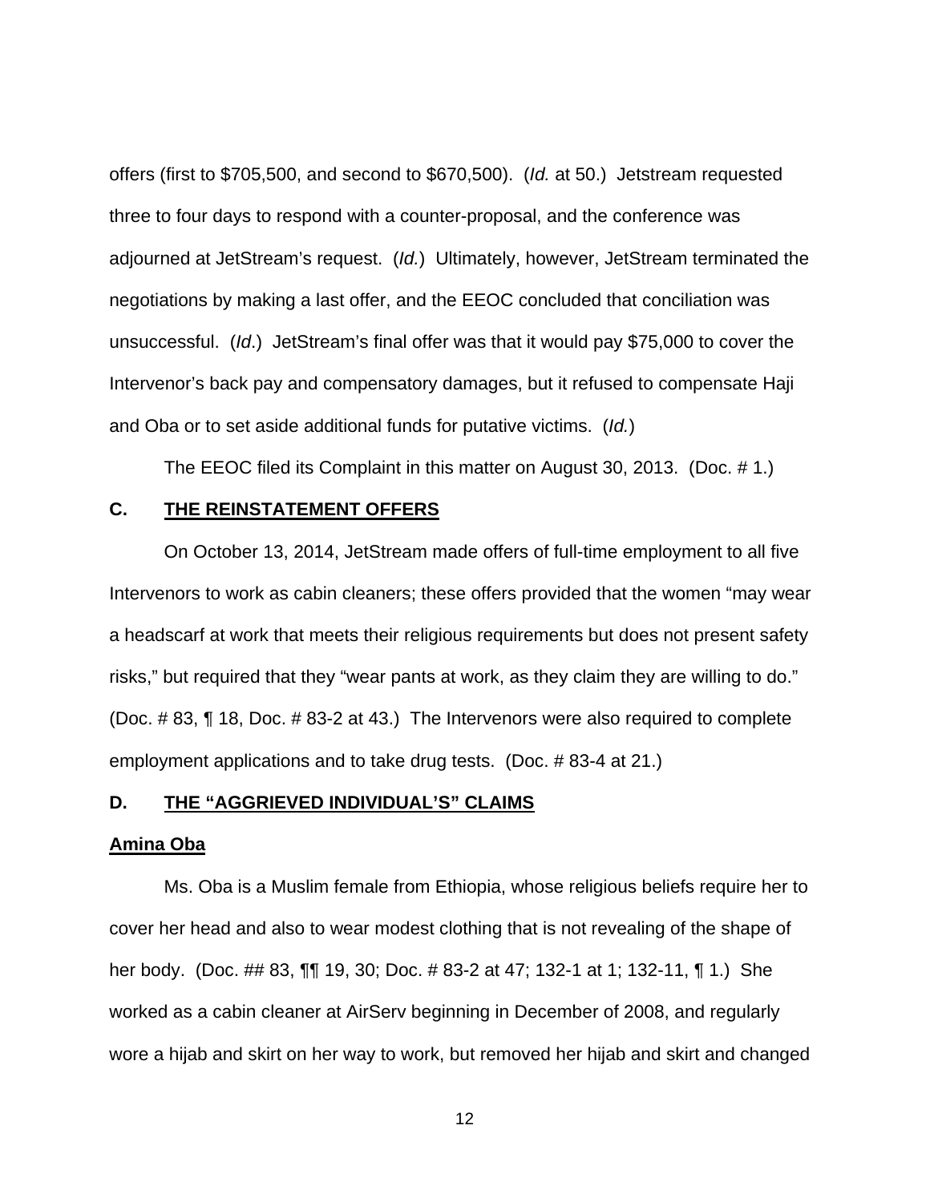offers (first to $705,500, and second to $670,500). (*Id.* at 50.) Jetstream requested three to four days to respond with a counter-proposal, and the conference was adjourned at JetStream's request. (*Id.*) Ultimately, however, JetStream terminated the negotiations by making a last offer, and the EEOC concluded that conciliation was unsuccessful. (*Id.*) JetStream's final offer was that it would pay $75,000 to cover the Intervenor's back pay and compensatory damages, but it refused to compensate Haji and Oba or to set aside additional funds for putative victims. (*Id.*)

The EEOC filed its Complaint in this matter on August 30, 2013. (Doc. # 1.)

### C. <u>THE REINSTATEMENT OFFERS</u>

On October 13, 2014, JetStream made offers of full-time employment to all five Intervenors to work as cabin cleaners; these offers provided that the women "may wear a headscarf at work that meets their religious requirements but does not present safety risks," but required that they "wear pants at work, as they claim they are willing to do." (Doc. # 83, ¶ 18, Doc. # 83-2 at 43.) The Intervenors were also required to complete employment applications and to take drug tests. (Doc. # 83-4 at 21.)

### D. <u>THE "AGGRIEVED INDIVIDUAL'S" CLAIMS</u>

**<u>Amina Oba</u>**

Ms. Oba is a Muslim female from Ethiopia, whose religious beliefs require her to cover her head and also to wear modest clothing that is not revealing of the shape of her body. (Doc. ## 83, ¶¶ 19, 30; Doc. # 83-2 at 47; 132-1 at 1; 132-11, ¶ 1.) She worked as a cabin cleaner at AirServ beginning in December of 2008, and regularly wore a hijab and skirt on her way to work, but removed her hijab and skirt and changed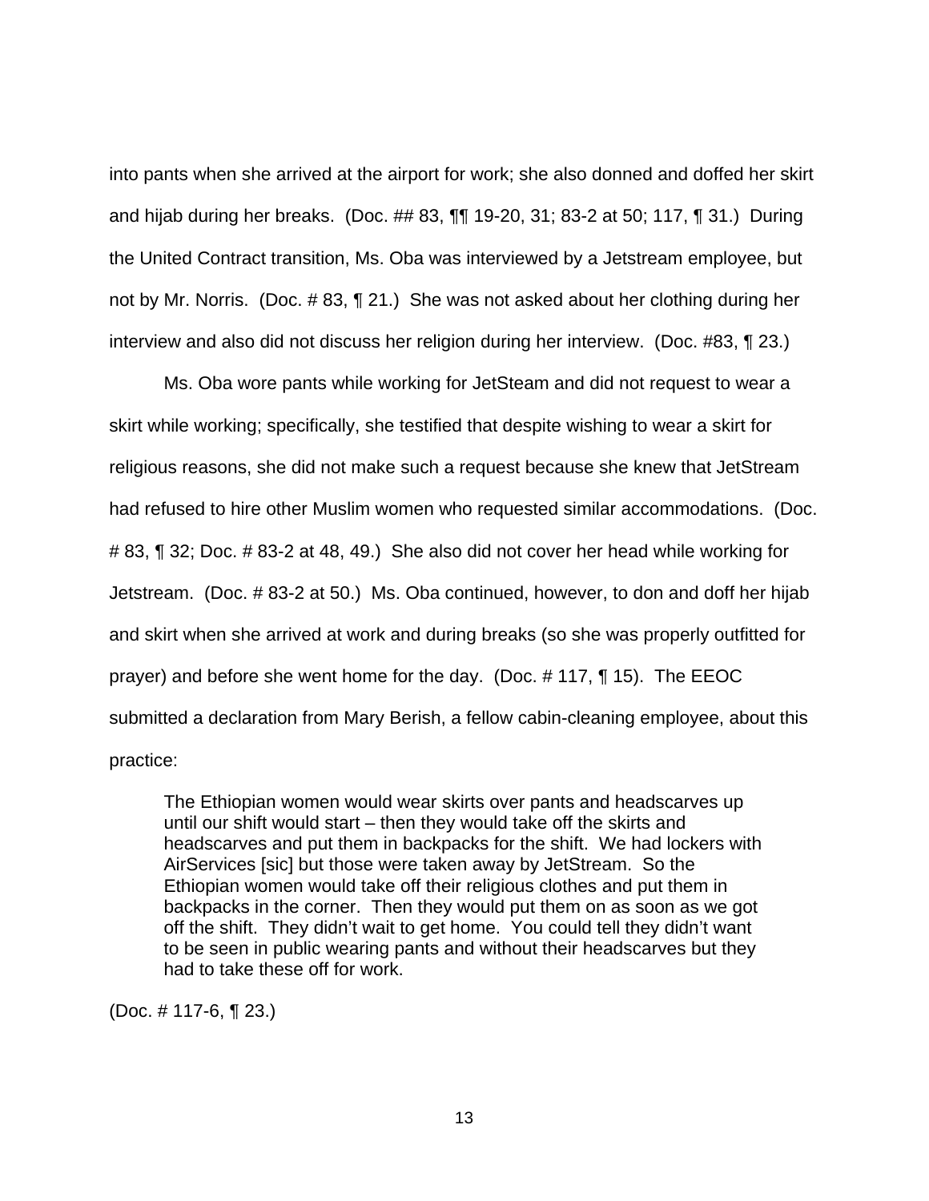into pants when she arrived at the airport for work; she also donned and doffed her skirt and hijab during her breaks. (Doc. ## 83, ¶¶ 19-20, 31; 83-2 at 50; 117, ¶ 31.) During the United Contract transition, Ms. Oba was interviewed by a Jetstream employee, but not by Mr. Norris. (Doc. # 83, ¶ 21.) She was not asked about her clothing during her interview and also did not discuss her religion during her interview. (Doc. #83, ¶ 23.)

Ms. Oba wore pants while working for JetSteam and did not request to wear a skirt while working; specifically, she testified that despite wishing to wear a skirt for religious reasons, she did not make such a request because she knew that JetStream had refused to hire other Muslim women who requested similar accommodations. (Doc. # 83, ¶ 32; Doc. # 83-2 at 48, 49.) She also did not cover her head while working for Jetstream. (Doc. # 83-2 at 50.) Ms. Oba continued, however, to don and doff her hijab and skirt when she arrived at work and during breaks (so she was properly outfitted for prayer) and before she went home for the day. (Doc. # 117, ¶ 15). The EEOC submitted a declaration from Mary Berish, a fellow cabin-cleaning employee, about this practice:

> The Ethiopian women would wear skirts over pants and headscarves up until our shift would start – then they would take off the skirts and headscarves and put them in backpacks for the shift. We had lockers with AirServices [sic] but those were taken away by JetStream. So the Ethiopian women would take off their religious clothes and put them in backpacks in the corner. Then they would put them on as soon as we got off the shift. They didn't wait to get home. You could tell they didn't want to be seen in public wearing pants and without their headscarves but they had to take these off for work.

(Doc. # 117-6, ¶ 23.)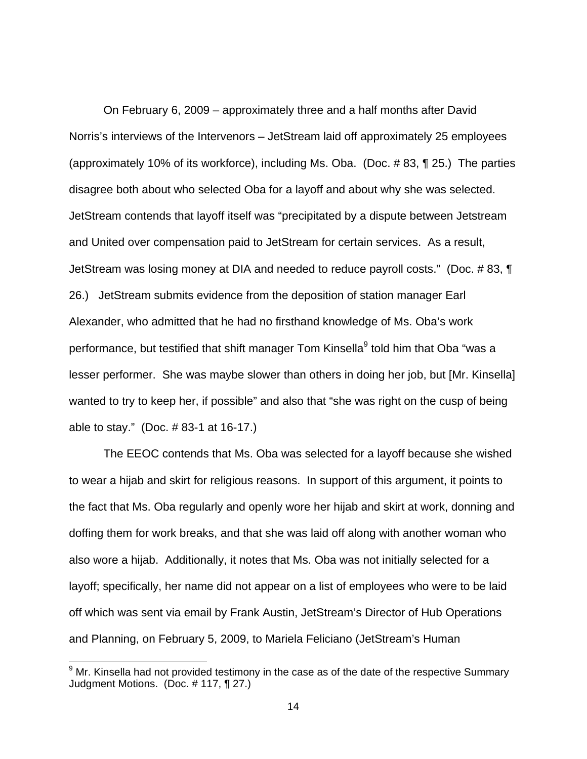On February 6, 2009 – approximately three and a half months after David Norris's interviews of the Intervenors – JetStream laid off approximately 25 employees (approximately 10% of its workforce), including Ms. Oba. (Doc. # 83, ¶ 25.) The parties disagree both about who selected Oba for a layoff and about why she was selected. JetStream contends that layoff itself was "precipitated by a dispute between Jetstream and United over compensation paid to JetStream for certain services. As a result, JetStream was losing money at DIA and needed to reduce payroll costs." (Doc. # 83, ¶ 26.) JetStream submits evidence from the deposition of station manager Earl Alexander, who admitted that he had no firsthand knowledge of Ms. Oba's work performance, but testified that shift manager Tom Kinsella[9] told him that Oba "was a lesser performer. She was maybe slower than others in doing her job, but [Mr. Kinsella] wanted to try to keep her, if possible" and also that "she was right on the cusp of being able to stay." (Doc. # 83-1 at 16-17.)

The EEOC contends that Ms. Oba was selected for a layoff because she wished to wear a hijab and skirt for religious reasons. In support of this argument, it points to the fact that Ms. Oba regularly and openly wore her hijab and skirt at work, donning and doffing them for work breaks, and that she was laid off along with another woman who also wore a hijab. Additionally, it notes that Ms. Oba was not initially selected for a layoff; specifically, her name did not appear on a list of employees who were to be laid off which was sent via email by Frank Austin, JetStream's Director of Hub Operations and Planning, on February 5, 2009, to Mariela Feliciano (JetStream's Human

[9] Mr. Kinsella had not provided testimony in the case as of the date of the respective Summary Judgment Motions. (Doc. # 117, ¶ 27.)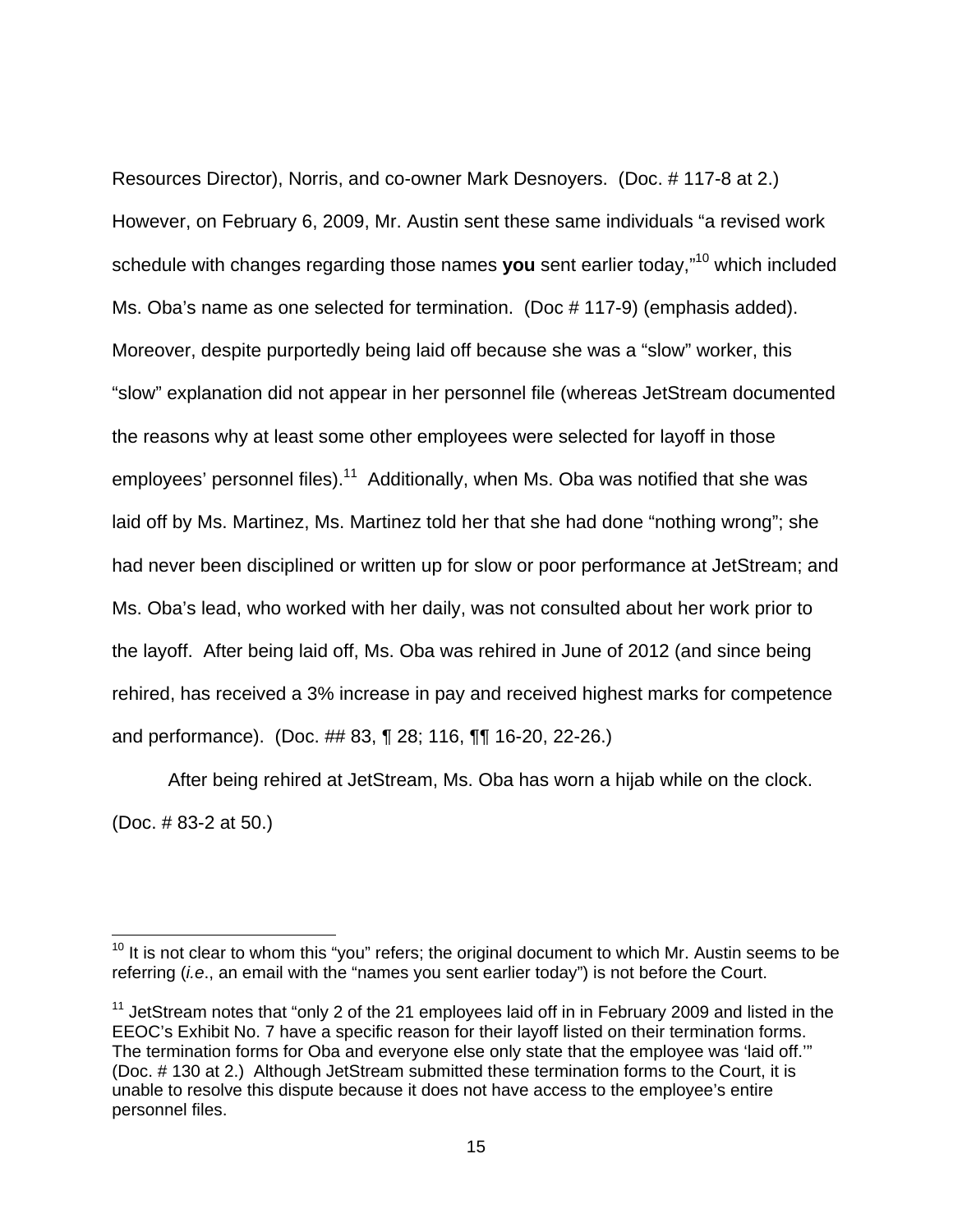Resources Director), Norris, and co-owner Mark Desnoyers. (Doc. # 117-8 at 2.) However, on February 6, 2009, Mr. Austin sent these same individuals "a revised work schedule with changes regarding those names **you** sent earlier today,"[10] which included Ms. Oba's name as one selected for termination. (Doc # 117-9) (emphasis added). Moreover, despite purportedly being laid off because she was a "slow" worker, this "slow" explanation did not appear in her personnel file (whereas JetStream documented the reasons why at least some other employees were selected for layoff in those employees' personnel files).[11] Additionally, when Ms. Oba was notified that she was laid off by Ms. Martinez, Ms. Martinez told her that she had done "nothing wrong"; she had never been disciplined or written up for slow or poor performance at JetStream; and Ms. Oba's lead, who worked with her daily, was not consulted about her work prior to the layoff. After being laid off, Ms. Oba was rehired in June of 2012 (and since being rehired, has received a 3% increase in pay and received highest marks for competence and performance). (Doc. ## 83, ¶ 28; 116, ¶¶ 16-20, 22-26.)

After being rehired at JetStream, Ms. Oba has worn a hijab while on the clock. (Doc. # 83-2 at 50.)

---

[10] It is not clear to whom this "you" refers; the original document to which Mr. Austin seems to be referring (*i.e*., an email with the "names you sent earlier today") is not before the Court.

[11] JetStream notes that "only 2 of the 21 employees laid off in in February 2009 and listed in the EEOC's Exhibit No. 7 have a specific reason for their layoff listed on their termination forms. The termination forms for Oba and everyone else only state that the employee was 'laid off.'" (Doc. # 130 at 2.) Although JetStream submitted these termination forms to the Court, it is unable to resolve this dispute because it does not have access to the employee's entire personnel files.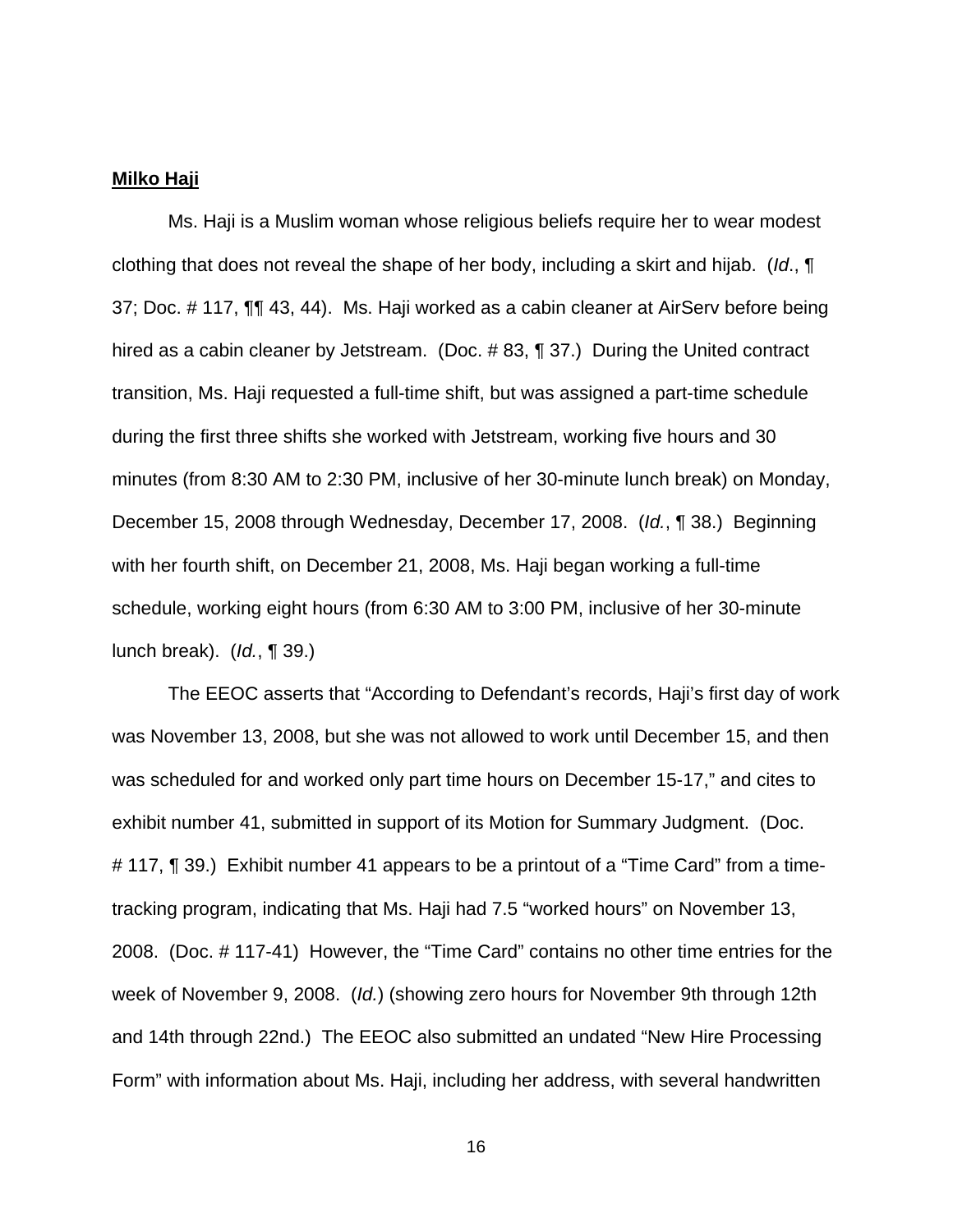**Milko Haji**

Ms. Haji is a Muslim woman whose religious beliefs require her to wear modest clothing that does not reveal the shape of her body, including a skirt and hijab. (*Id*., ¶ 37; Doc. # 117, ¶¶ 43, 44). Ms. Haji worked as a cabin cleaner at AirServ before being hired as a cabin cleaner by Jetstream. (Doc. # 83, ¶ 37.) During the United contract transition, Ms. Haji requested a full-time shift, but was assigned a part-time schedule during the first three shifts she worked with Jetstream, working five hours and 30 minutes (from 8:30 AM to 2:30 PM, inclusive of her 30-minute lunch break) on Monday, December 15, 2008 through Wednesday, December 17, 2008. (*Id.*, ¶ 38.) Beginning with her fourth shift, on December 21, 2008, Ms. Haji began working a full-time schedule, working eight hours (from 6:30 AM to 3:00 PM, inclusive of her 30-minute lunch break). (*Id.*, ¶ 39.)

The EEOC asserts that "According to Defendant's records, Haji's first day of work was November 13, 2008, but she was not allowed to work until December 15, and then was scheduled for and worked only part time hours on December 15-17," and cites to exhibit number 41, submitted in support of its Motion for Summary Judgment. (Doc. # 117, ¶ 39.) Exhibit number 41 appears to be a printout of a "Time Card" from a time-tracking program, indicating that Ms. Haji had 7.5 "worked hours" on November 13, 2008. (Doc. # 117-41) However, the "Time Card" contains no other time entries for the week of November 9, 2008. (*Id.*) (showing zero hours for November 9th through 12th and 14th through 22nd.) The EEOC also submitted an undated "New Hire Processing Form" with information about Ms. Haji, including her address, with several handwritten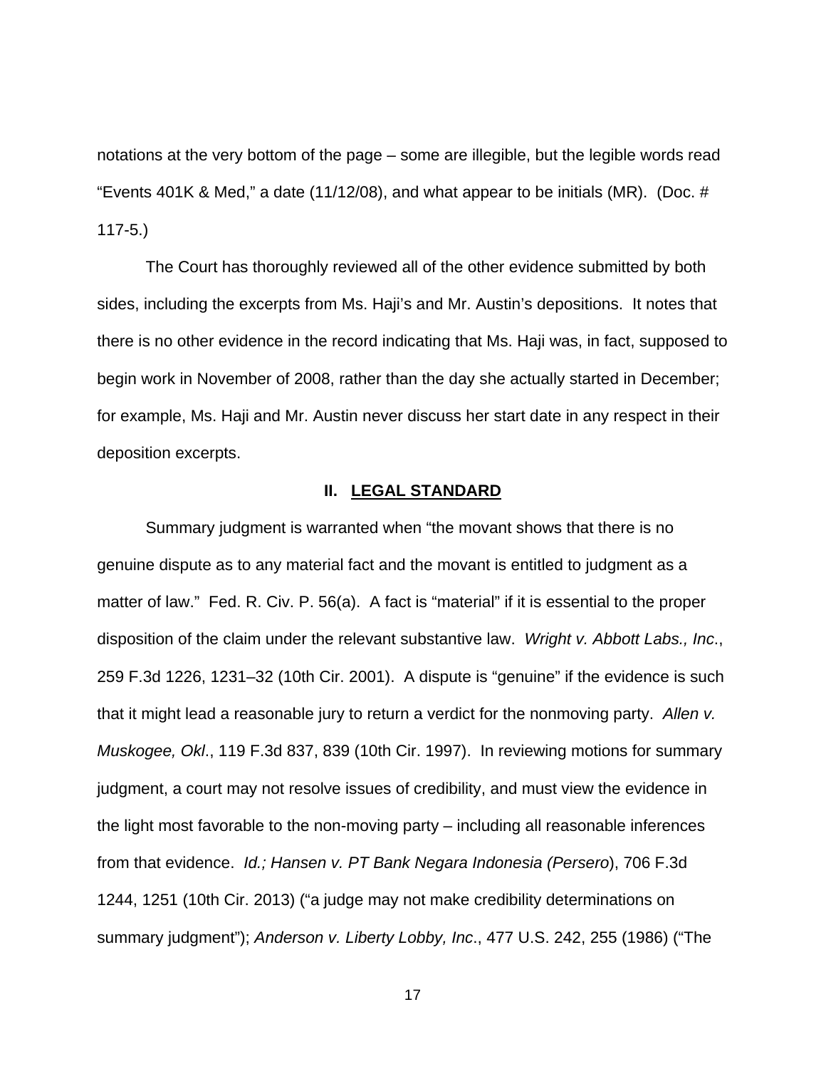notations at the very bottom of the page – some are illegible, but the legible words read "Events 401K & Med," a date (11/12/08), and what appear to be initials (MR). (Doc. # 117-5.)

The Court has thoroughly reviewed all of the other evidence submitted by both sides, including the excerpts from Ms. Haji's and Mr. Austin's depositions. It notes that there is no other evidence in the record indicating that Ms. Haji was, in fact, supposed to begin work in November of 2008, rather than the day she actually started in December; for example, Ms. Haji and Mr. Austin never discuss her start date in any respect in their deposition excerpts.

## II. LEGAL STANDARD

Summary judgment is warranted when "the movant shows that there is no genuine dispute as to any material fact and the movant is entitled to judgment as a matter of law." Fed. R. Civ. P. 56(a). A fact is "material" if it is essential to the proper disposition of the claim under the relevant substantive law. *Wright v. Abbott Labs., Inc*., 259 F.3d 1226, 1231–32 (10th Cir. 2001). A dispute is "genuine" if the evidence is such that it might lead a reasonable jury to return a verdict for the nonmoving party. *Allen v. Muskogee, Okl*., 119 F.3d 837, 839 (10th Cir. 1997). In reviewing motions for summary judgment, a court may not resolve issues of credibility, and must view the evidence in the light most favorable to the non-moving party – including all reasonable inferences from that evidence. *Id.; Hansen v. PT Bank Negara Indonesia (Persero*), 706 F.3d 1244, 1251 (10th Cir. 2013) ("a judge may not make credibility determinations on summary judgment"); *Anderson v. Liberty Lobby, Inc*., 477 U.S. 242, 255 (1986) ("The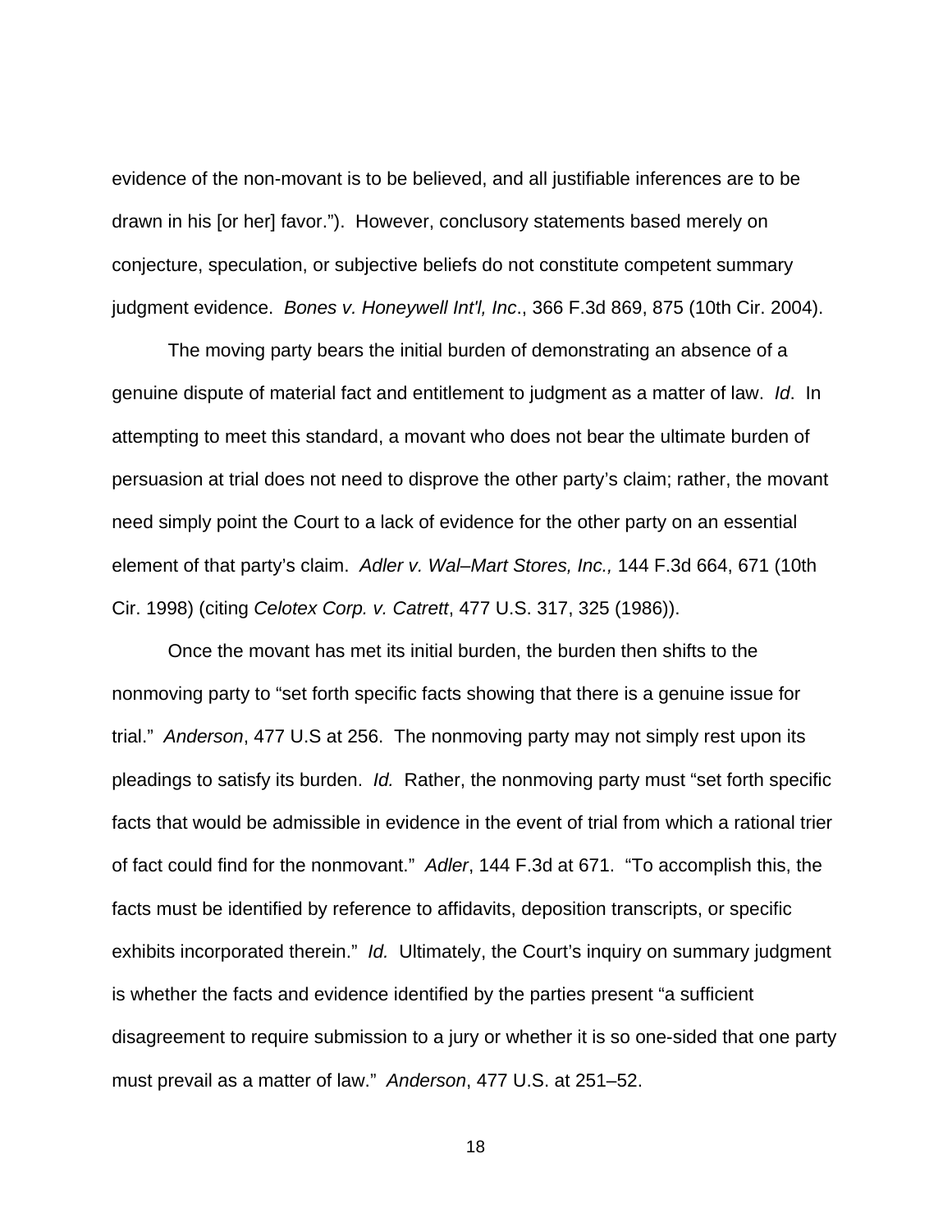evidence of the non-movant is to be believed, and all justifiable inferences are to be drawn in his [or her] favor."). However, conclusory statements based merely on conjecture, speculation, or subjective beliefs do not constitute competent summary judgment evidence. *Bones v. Honeywell Int'l, Inc*., 366 F.3d 869, 875 (10th Cir. 2004).

The moving party bears the initial burden of demonstrating an absence of a genuine dispute of material fact and entitlement to judgment as a matter of law. *Id.* In attempting to meet this standard, a movant who does not bear the ultimate burden of persuasion at trial does not need to disprove the other party's claim; rather, the movant need simply point the Court to a lack of evidence for the other party on an essential element of that party's claim. *Adler v. Wal–Mart Stores, Inc.,* 144 F.3d 664, 671 (10th Cir. 1998) (citing *Celotex Corp. v. Catrett*, 477 U.S. 317, 325 (1986)).

Once the movant has met its initial burden, the burden then shifts to the nonmoving party to "set forth specific facts showing that there is a genuine issue for trial." *Anderson*, 477 U.S at 256. The nonmoving party may not simply rest upon its pleadings to satisfy its burden. *Id.* Rather, the nonmoving party must "set forth specific facts that would be admissible in evidence in the event of trial from which a rational trier of fact could find for the nonmovant." *Adler*, 144 F.3d at 671. "To accomplish this, the facts must be identified by reference to affidavits, deposition transcripts, or specific exhibits incorporated therein." *Id.* Ultimately, the Court's inquiry on summary judgment is whether the facts and evidence identified by the parties present "a sufficient disagreement to require submission to a jury or whether it is so one-sided that one party must prevail as a matter of law." *Anderson*, 477 U.S. at 251–52.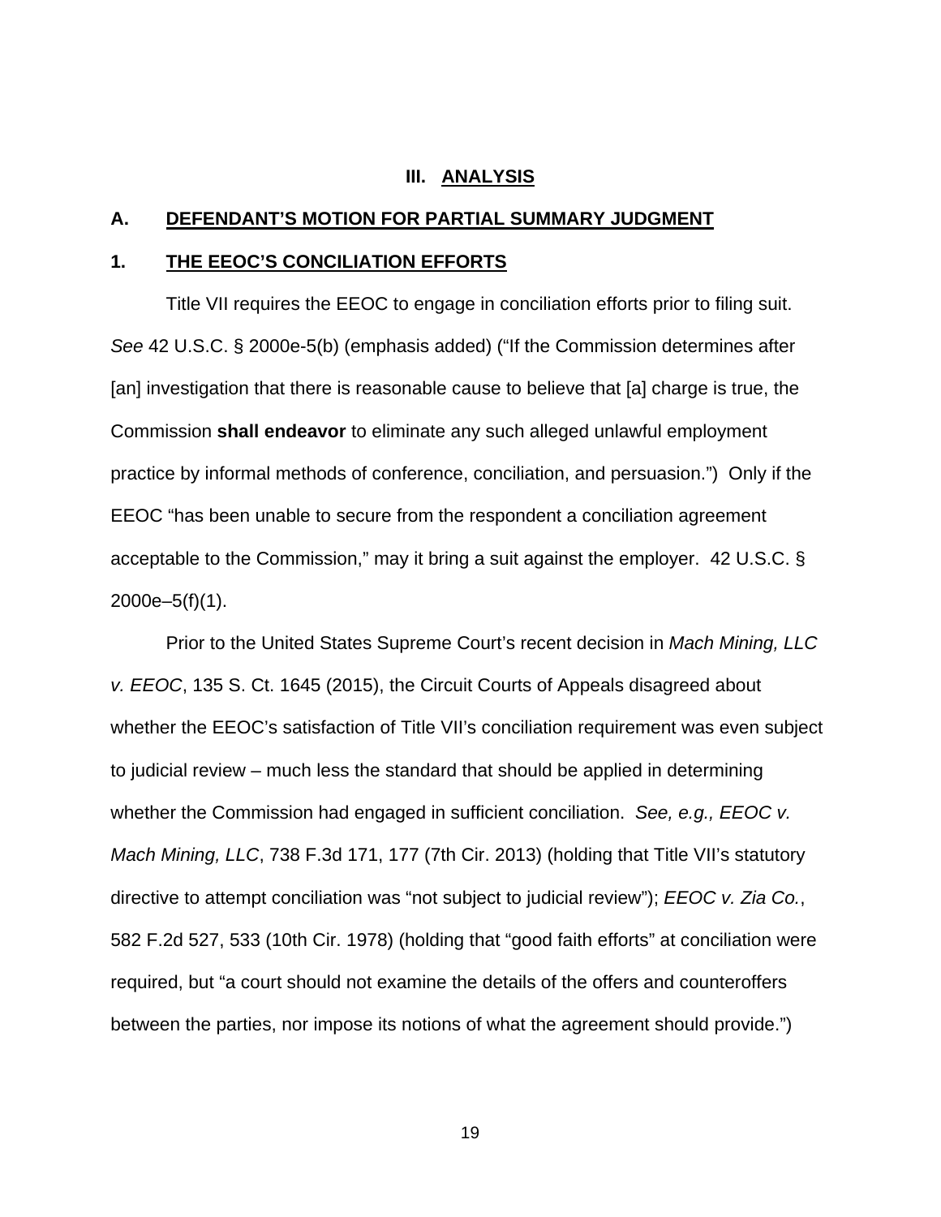## III. ANALYSIS

### A. DEFENDANT'S MOTION FOR PARTIAL SUMMARY JUDGMENT

#### 1. THE EEOC'S CONCILIATION EFFORTS

Title VII requires the EEOC to engage in conciliation efforts prior to filing suit. *See* 42 U.S.C. § 2000e-5(b) (emphasis added) ("If the Commission determines after [an] investigation that there is reasonable cause to believe that [a] charge is true, the Commission **shall endeavor** to eliminate any such alleged unlawful employment practice by informal methods of conference, conciliation, and persuasion.") Only if the EEOC "has been unable to secure from the respondent a conciliation agreement acceptable to the Commission," may it bring a suit against the employer. 42 U.S.C. § 2000e–5(f)(1).

Prior to the United States Supreme Court's recent decision in *Mach Mining, LLC v. EEOC*, 135 S. Ct. 1645 (2015), the Circuit Courts of Appeals disagreed about whether the EEOC's satisfaction of Title VII's conciliation requirement was even subject to judicial review – much less the standard that should be applied in determining whether the Commission had engaged in sufficient conciliation. *See, e.g., EEOC v. Mach Mining, LLC*, 738 F.3d 171, 177 (7th Cir. 2013) (holding that Title VII's statutory directive to attempt conciliation was "not subject to judicial review"); *EEOC v. Zia Co.*, 582 F.2d 527, 533 (10th Cir. 1978) (holding that "good faith efforts" at conciliation were required, but "a court should not examine the details of the offers and counteroffers between the parties, nor impose its notions of what the agreement should provide.")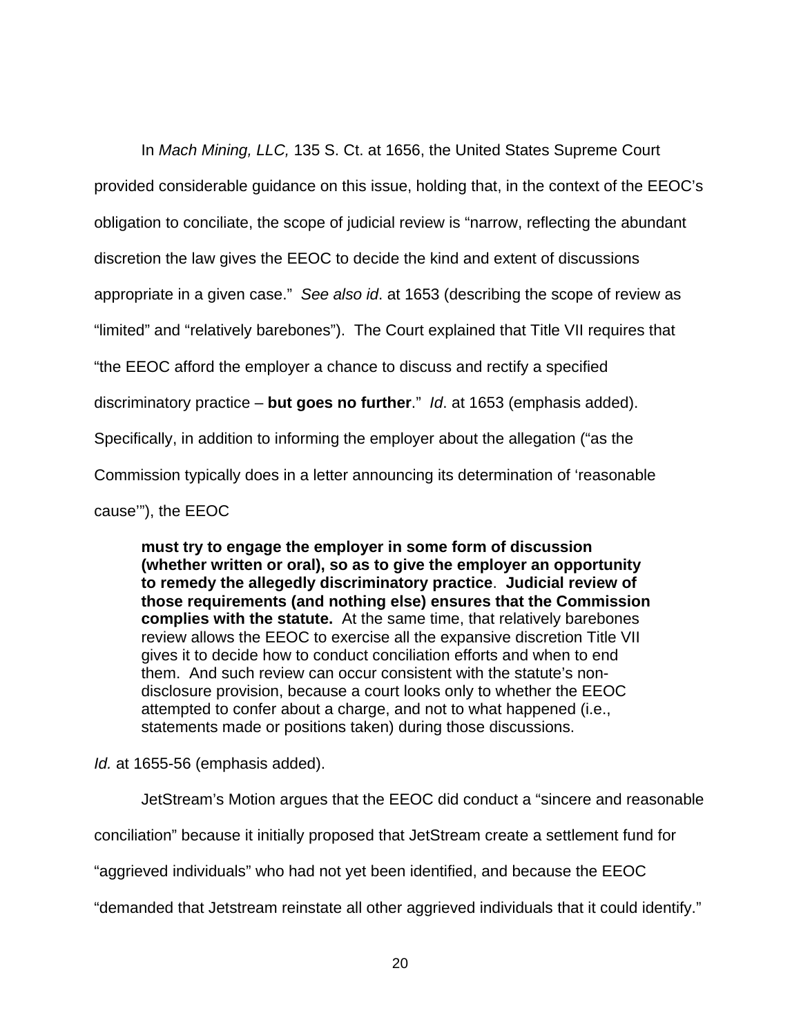In *Mach Mining, LLC,* 135 S. Ct. at 1656, the United States Supreme Court provided considerable guidance on this issue, holding that, in the context of the EEOC's obligation to conciliate, the scope of judicial review is "narrow, reflecting the abundant discretion the law gives the EEOC to decide the kind and extent of discussions appropriate in a given case." *See also id*. at 1653 (describing the scope of review as "limited" and "relatively barebones"). The Court explained that Title VII requires that "the EEOC afford the employer a chance to discuss and rectify a specified discriminatory practice – **but goes no further**." *Id*. at 1653 (emphasis added). Specifically, in addition to informing the employer about the allegation ("as the Commission typically does in a letter announcing its determination of 'reasonable cause'"), the EEOC

> **must try to engage the employer in some form of discussion (whether written or oral), so as to give the employer an opportunity to remedy the allegedly discriminatory practice**. **Judicial review of those requirements (and nothing else) ensures that the Commission complies with the statute.** At the same time, that relatively barebones review allows the EEOC to exercise all the expansive discretion Title VII gives it to decide how to conduct conciliation efforts and when to end them. And such review can occur consistent with the statute's non-disclosure provision, because a court looks only to whether the EEOC attempted to confer about a charge, and not to what happened (i.e., statements made or positions taken) during those discussions.

*Id.* at 1655-56 (emphasis added).

JetStream's Motion argues that the EEOC did conduct a "sincere and reasonable conciliation" because it initially proposed that JetStream create a settlement fund for "aggrieved individuals" who had not yet been identified, and because the EEOC "demanded that Jetstream reinstate all other aggrieved individuals that it could identify."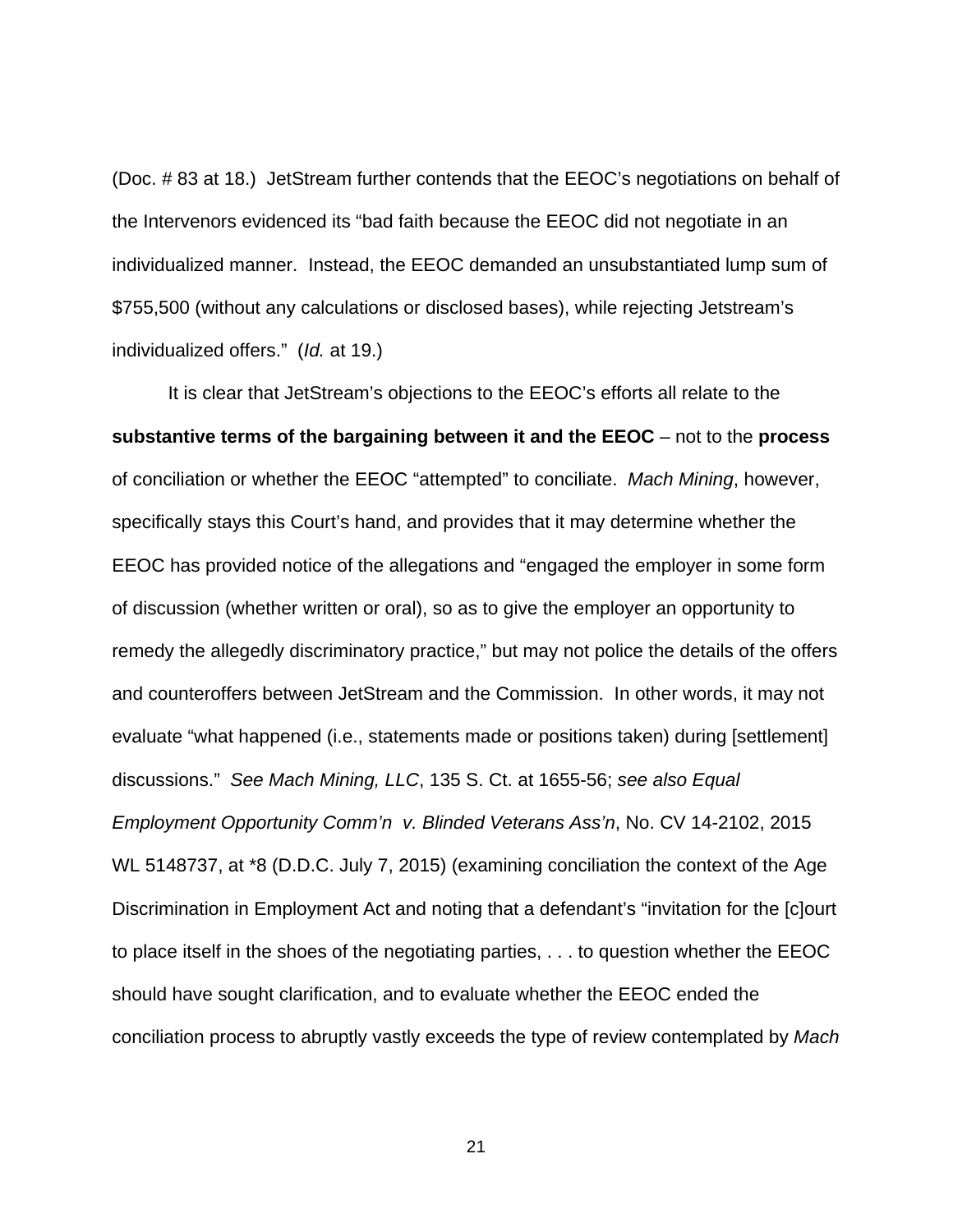(Doc. # 83 at 18.) JetStream further contends that the EEOC's negotiations on behalf of the Intervenors evidenced its "bad faith because the EEOC did not negotiate in an individualized manner. Instead, the EEOC demanded an unsubstantiated lump sum of $755,500 (without any calculations or disclosed bases), while rejecting Jetstream's individualized offers." (*Id.* at 19.)

It is clear that JetStream's objections to the EEOC's efforts all relate to the **substantive terms of the bargaining between it and the EEOC** – not to the **process** of conciliation or whether the EEOC "attempted" to conciliate. *Mach Mining*, however, specifically stays this Court's hand, and provides that it may determine whether the EEOC has provided notice of the allegations and "engaged the employer in some form of discussion (whether written or oral), so as to give the employer an opportunity to remedy the allegedly discriminatory practice," but may not police the details of the offers and counteroffers between JetStream and the Commission. In other words, it may not evaluate "what happened (i.e., statements made or positions taken) during [settlement] discussions." *See Mach Mining, LLC*, 135 S. Ct. at 1655-56; *see also Equal Employment Opportunity Comm'n v. Blinded Veterans Ass'n*, No. CV 14-2102, 2015 WL 5148737, at *8 (D.D.C. July 7, 2015) (examining conciliation the context of the Age Discrimination in Employment Act and noting that a defendant's "invitation for the [c]ourt to place itself in the shoes of the negotiating parties, . . . to question whether the EEOC should have sought clarification, and to evaluate whether the EEOC ended the conciliation process to abruptly vastly exceeds the type of review contemplated by *Mach*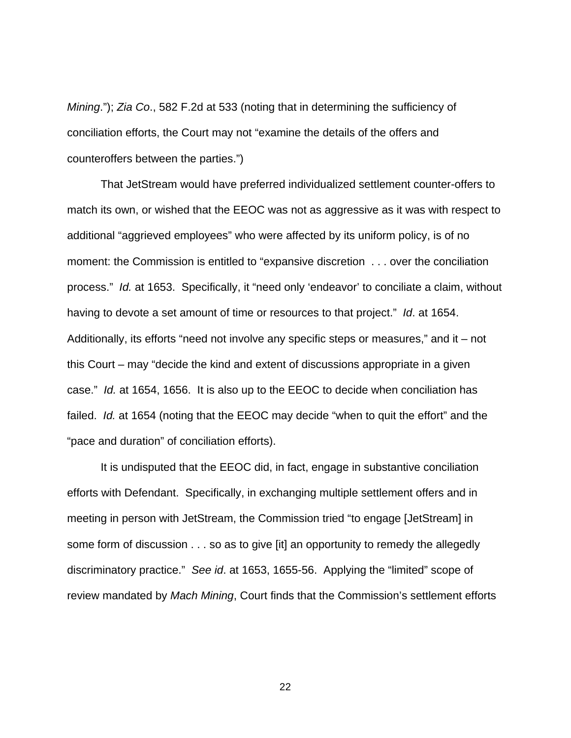*Mining*."); *Zia Co*., 582 F.2d at 533 (noting that in determining the sufficiency of conciliation efforts, the Court may not "examine the details of the offers and counteroffers between the parties.")

That JetStream would have preferred individualized settlement counter-offers to match its own, or wished that the EEOC was not as aggressive as it was with respect to additional "aggrieved employees" who were affected by its uniform policy, is of no moment: the Commission is entitled to "expansive discretion . . . over the conciliation process." *Id.* at 1653. Specifically, it "need only 'endeavor' to conciliate a claim, without having to devote a set amount of time or resources to that project." *Id*. at 1654. Additionally, its efforts "need not involve any specific steps or measures," and it – not this Court – may "decide the kind and extent of discussions appropriate in a given case." *Id.* at 1654, 1656. It is also up to the EEOC to decide when conciliation has failed. *Id.* at 1654 (noting that the EEOC may decide "when to quit the effort" and the "pace and duration" of conciliation efforts).

It is undisputed that the EEOC did, in fact, engage in substantive conciliation efforts with Defendant. Specifically, in exchanging multiple settlement offers and in meeting in person with JetStream, the Commission tried "to engage [JetStream] in some form of discussion . . . so as to give [it] an opportunity to remedy the allegedly discriminatory practice." *See id*. at 1653, 1655-56. Applying the "limited" scope of review mandated by *Mach Mining*, Court finds that the Commission's settlement efforts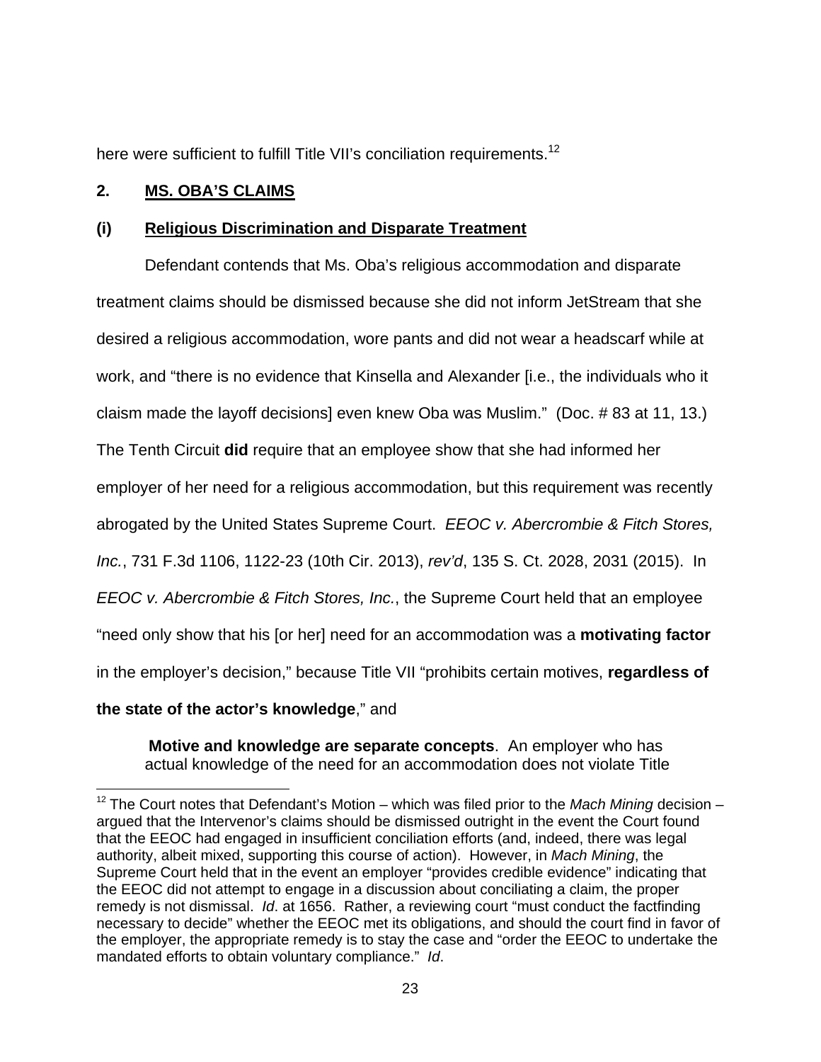here were sufficient to fulfill Title VII's conciliation requirements.[12]

## 2. MS. OBA'S CLAIMS

### (i) Religious Discrimination and Disparate Treatment

Defendant contends that Ms. Oba's religious accommodation and disparate treatment claims should be dismissed because she did not inform JetStream that she desired a religious accommodation, wore pants and did not wear a headscarf while at work, and "there is no evidence that Kinsella and Alexander [i.e., the individuals who it claism made the layoff decisions] even knew Oba was Muslim." (Doc. # 83 at 11, 13.) The Tenth Circuit **did** require that an employee show that she had informed her employer of her need for a religious accommodation, but this requirement was recently abrogated by the United States Supreme Court. *EEOC v. Abercrombie & Fitch Stores, Inc.*, 731 F.3d 1106, 1122-23 (10th Cir. 2013), *rev'd*, 135 S. Ct. 2028, 2031 (2015). In *EEOC v. Abercrombie & Fitch Stores, Inc.*, the Supreme Court held that an employee "need only show that his [or her] need for an accommodation was a **motivating factor** in the employer's decision," because Title VII "prohibits certain motives, **regardless of the state of the actor's knowledge**," and

> **Motive and knowledge are separate concepts**. An employer who has actual knowledge of the need for an accommodation does not violate Title

[12] The Court notes that Defendant's Motion – which was filed prior to the *Mach Mining* decision – argued that the Intervenor's claims should be dismissed outright in the event the Court found that the EEOC had engaged in insufficient conciliation efforts (and, indeed, there was legal authority, albeit mixed, supporting this course of action). However, in *Mach Mining*, the Supreme Court held that in the event an employer "provides credible evidence" indicating that the EEOC did not attempt to engage in a discussion about conciliating a claim, the proper remedy is not dismissal. *Id*. at 1656. Rather, a reviewing court "must conduct the factfinding necessary to decide" whether the EEOC met its obligations, and should the court find in favor of the employer, the appropriate remedy is to stay the case and "order the EEOC to undertake the mandated efforts to obtain voluntary compliance." *Id*.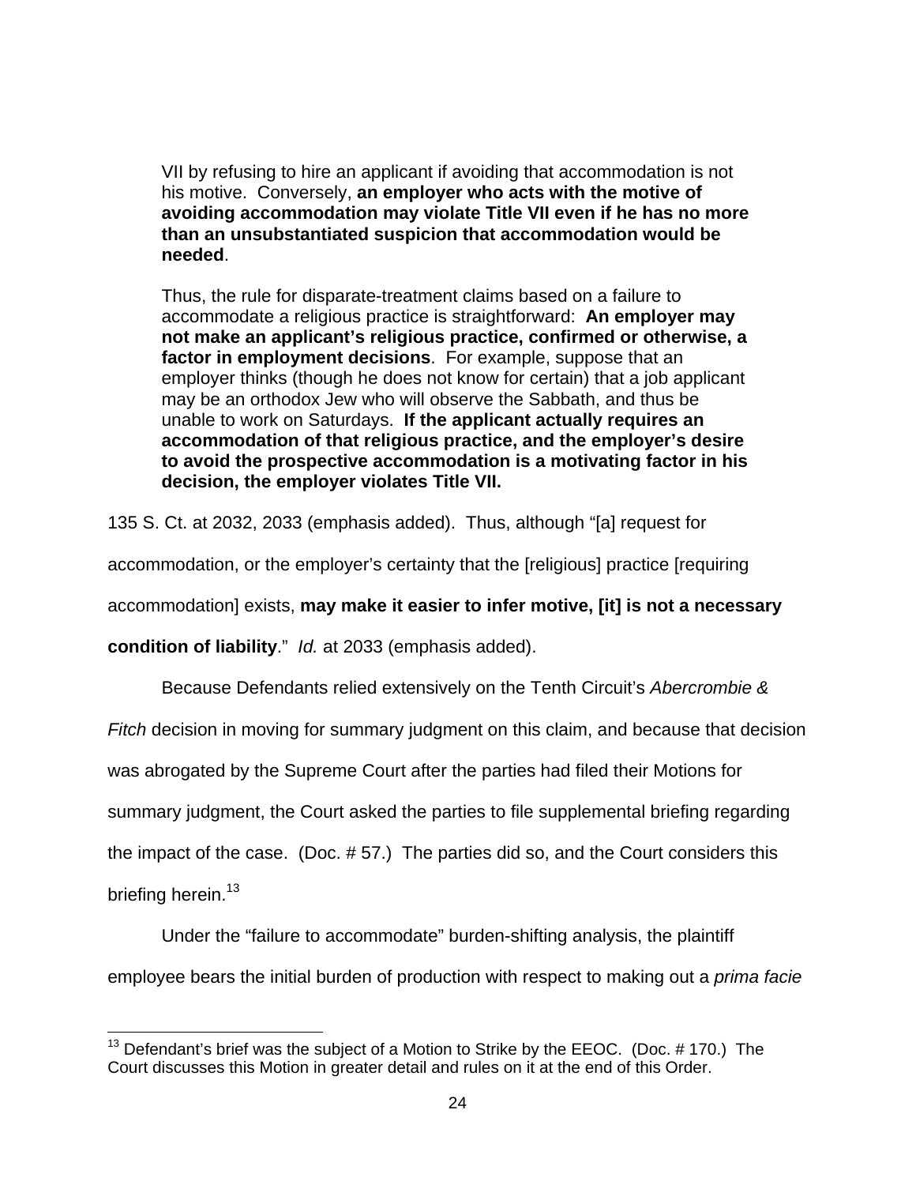> VII by refusing to hire an applicant if avoiding that accommodation is not his motive. Conversely, **an employer who acts with the motive of avoiding accommodation may violate Title VII even if he has no more than an unsubstantiated suspicion that accommodation would be needed**.
>
> Thus, the rule for disparate-treatment claims based on a failure to accommodate a religious practice is straightforward: **An employer may not make an applicant's religious practice, confirmed or otherwise, a factor in employment decisions**. For example, suppose that an employer thinks (though he does not know for certain) that a job applicant may be an orthodox Jew who will observe the Sabbath, and thus be unable to work on Saturdays. **If the applicant actually requires an accommodation of that religious practice, and the employer's desire to avoid the prospective accommodation is a motivating factor in his decision, the employer violates Title VII.**

135 S. Ct. at 2032, 2033 (emphasis added). Thus, although "[a] request for accommodation, or the employer's certainty that the [religious] practice [requiring accommodation] exists, **may make it easier to infer motive, [it] is not a necessary condition of liability**." *Id.* at 2033 (emphasis added).

Because Defendants relied extensively on the Tenth Circuit's *Abercrombie & Fitch* decision in moving for summary judgment on this claim, and because that decision was abrogated by the Supreme Court after the parties had filed their Motions for summary judgment, the Court asked the parties to file supplemental briefing regarding the impact of the case. (Doc. # 57.) The parties did so, and the Court considers this briefing herein.[13]

Under the "failure to accommodate" burden-shifting analysis, the plaintiff employee bears the initial burden of production with respect to making out a *prima facie*

---

[13] Defendant's brief was the subject of a Motion to Strike by the EEOC. (Doc. # 170.) The Court discusses this Motion in greater detail and rules on it at the end of this Order.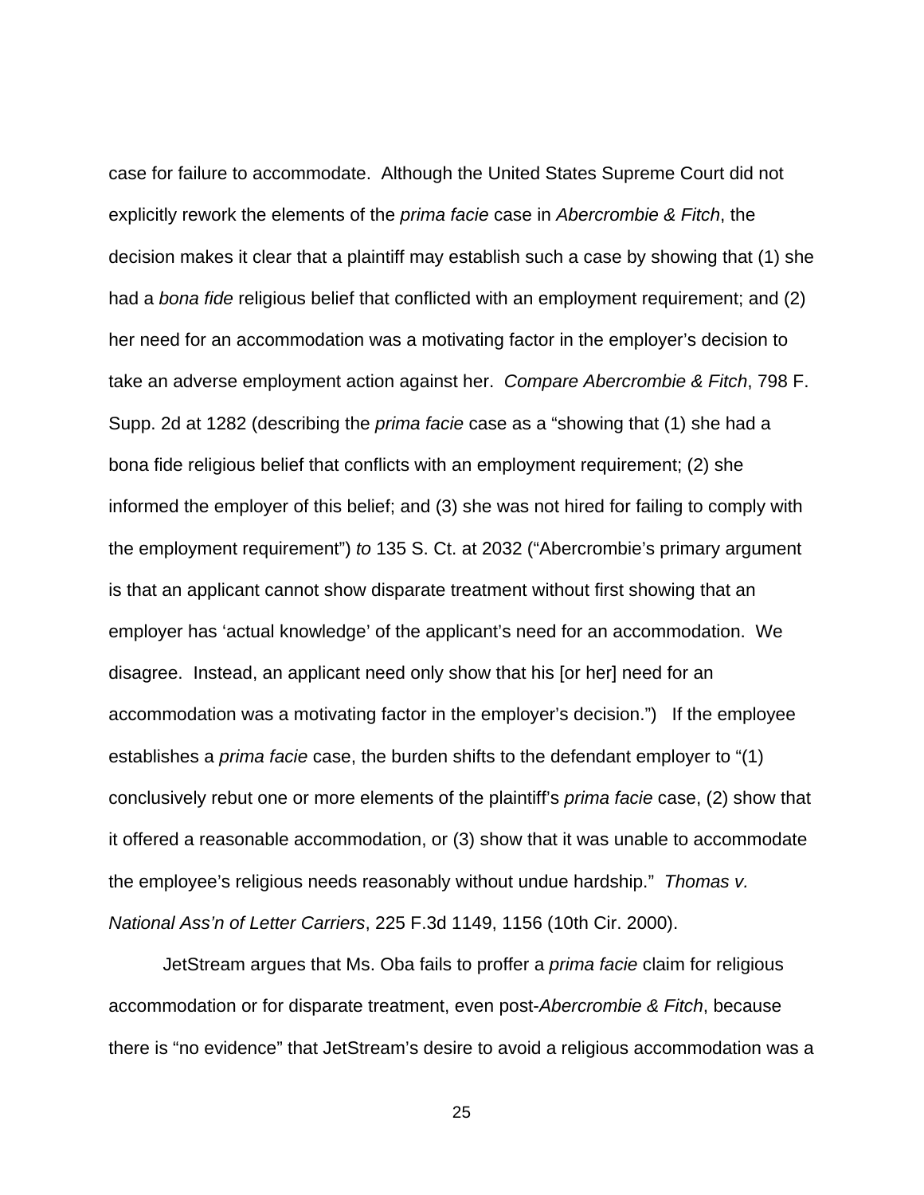case for failure to accommodate. Although the United States Supreme Court did not explicitly rework the elements of the *prima facie* case in *Abercrombie & Fitch*, the decision makes it clear that a plaintiff may establish such a case by showing that (1) she had a *bona fide* religious belief that conflicted with an employment requirement; and (2) her need for an accommodation was a motivating factor in the employer's decision to take an adverse employment action against her. *Compare Abercrombie & Fitch*, 798 F. Supp. 2d at 1282 (describing the *prima facie* case as a "showing that (1) she had a bona fide religious belief that conflicts with an employment requirement; (2) she informed the employer of this belief; and (3) she was not hired for failing to comply with the employment requirement") *to* 135 S. Ct. at 2032 ("Abercrombie's primary argument is that an applicant cannot show disparate treatment without first showing that an employer has 'actual knowledge' of the applicant's need for an accommodation. We disagree. Instead, an applicant need only show that his [or her] need for an accommodation was a motivating factor in the employer's decision.") If the employee establishes a *prima facie* case, the burden shifts to the defendant employer to "(1) conclusively rebut one or more elements of the plaintiff's *prima facie* case, (2) show that it offered a reasonable accommodation, or (3) show that it was unable to accommodate the employee's religious needs reasonably without undue hardship." *Thomas v. National Ass'n of Letter Carriers*, 225 F.3d 1149, 1156 (10th Cir. 2000).

JetStream argues that Ms. Oba fails to proffer a *prima facie* claim for religious accommodation or for disparate treatment, even post-*Abercrombie & Fitch*, because there is "no evidence" that JetStream's desire to avoid a religious accommodation was a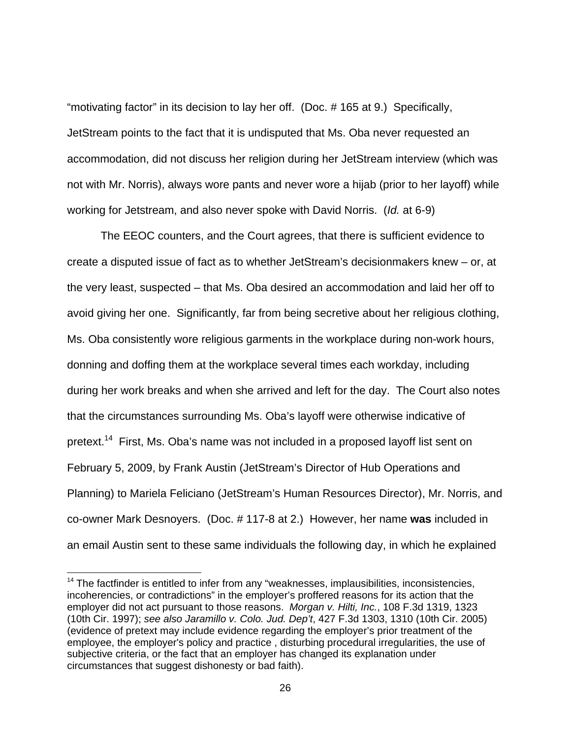"motivating factor" in its decision to lay her off. (Doc. # 165 at 9.) Specifically, JetStream points to the fact that it is undisputed that Ms. Oba never requested an accommodation, did not discuss her religion during her JetStream interview (which was not with Mr. Norris), always wore pants and never wore a hijab (prior to her layoff) while working for Jetstream, and also never spoke with David Norris. (*Id.* at 6-9)

The EEOC counters, and the Court agrees, that there is sufficient evidence to create a disputed issue of fact as to whether JetStream's decisionmakers knew – or, at the very least, suspected – that Ms. Oba desired an accommodation and laid her off to avoid giving her one. Significantly, far from being secretive about her religious clothing, Ms. Oba consistently wore religious garments in the workplace during non-work hours, donning and doffing them at the workplace several times each workday, including during her work breaks and when she arrived and left for the day. The Court also notes that the circumstances surrounding Ms. Oba's layoff were otherwise indicative of pretext.[14] First, Ms. Oba's name was not included in a proposed layoff list sent on February 5, 2009, by Frank Austin (JetStream's Director of Hub Operations and Planning) to Mariela Feliciano (JetStream's Human Resources Director), Mr. Norris, and co-owner Mark Desnoyers. (Doc. # 117-8 at 2.) However, her name **was** included in an email Austin sent to these same individuals the following day, in which he explained

[14] The factfinder is entitled to infer from any "weaknesses, implausibilities, inconsistencies, incoherencies, or contradictions" in the employer's proffered reasons for its action that the employer did not act pursuant to those reasons. *Morgan v. Hilti, Inc.*, 108 F.3d 1319, 1323 (10th Cir. 1997); *see also Jaramillo v. Colo. Jud. Dep't*, 427 F.3d 1303, 1310 (10th Cir. 2005) (evidence of pretext may include evidence regarding the employer's prior treatment of the employee, the employer's policy and practice , disturbing procedural irregularities, the use of subjective criteria, or the fact that an employer has changed its explanation under circumstances that suggest dishonesty or bad faith).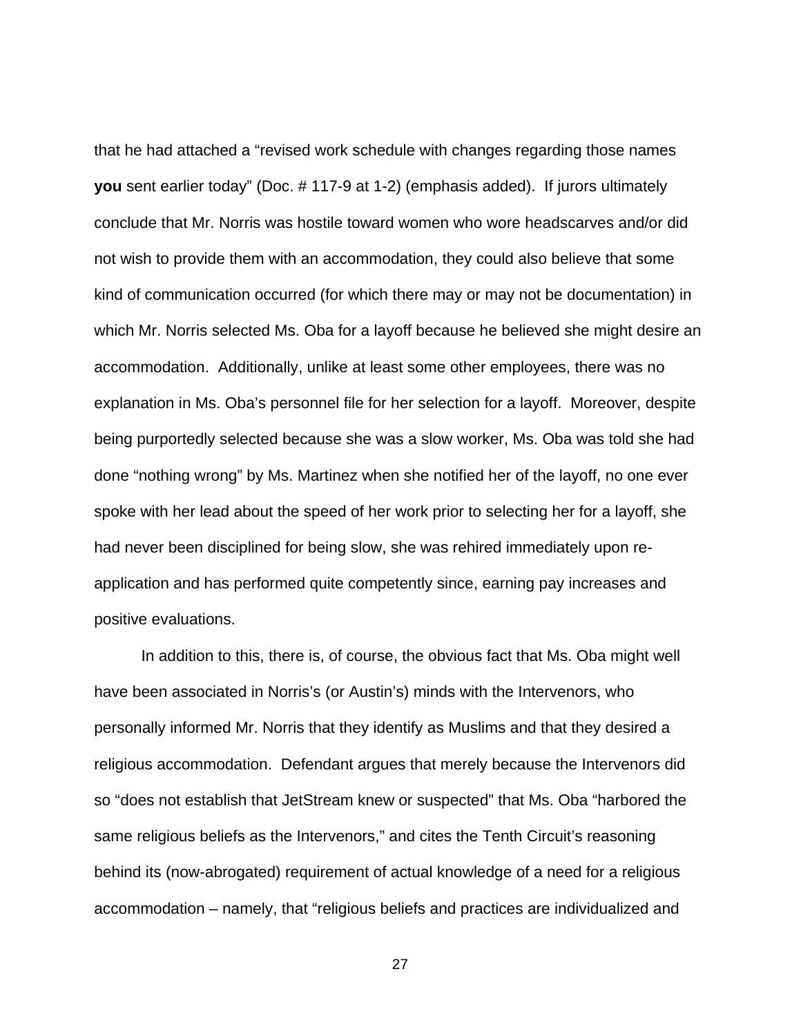that he had attached a "revised work schedule with changes regarding those names **you** sent earlier today" (Doc. # 117-9 at 1-2) (emphasis added). If jurors ultimately conclude that Mr. Norris was hostile toward women who wore headscarves and/or did not wish to provide them with an accommodation, they could also believe that some kind of communication occurred (for which there may or may not be documentation) in which Mr. Norris selected Ms. Oba for a layoff because he believed she might desire an accommodation. Additionally, unlike at least some other employees, there was no explanation in Ms. Oba's personnel file for her selection for a layoff. Moreover, despite being purportedly selected because she was a slow worker, Ms. Oba was told she had done "nothing wrong" by Ms. Martinez when she notified her of the layoff, no one ever spoke with her lead about the speed of her work prior to selecting her for a layoff, she had never been disciplined for being slow, she was rehired immediately upon re-application and has performed quite competently since, earning pay increases and positive evaluations.

In addition to this, there is, of course, the obvious fact that Ms. Oba might well have been associated in Norris's (or Austin's) minds with the Intervenors, who personally informed Mr. Norris that they identify as Muslims and that they desired a religious accommodation. Defendant argues that merely because the Intervenors did so "does not establish that JetStream knew or suspected" that Ms. Oba "harbored the same religious beliefs as the Intervenors," and cites the Tenth Circuit's reasoning behind its (now-abrogated) requirement of actual knowledge of a need for a religious accommodation – namely, that "religious beliefs and practices are individualized and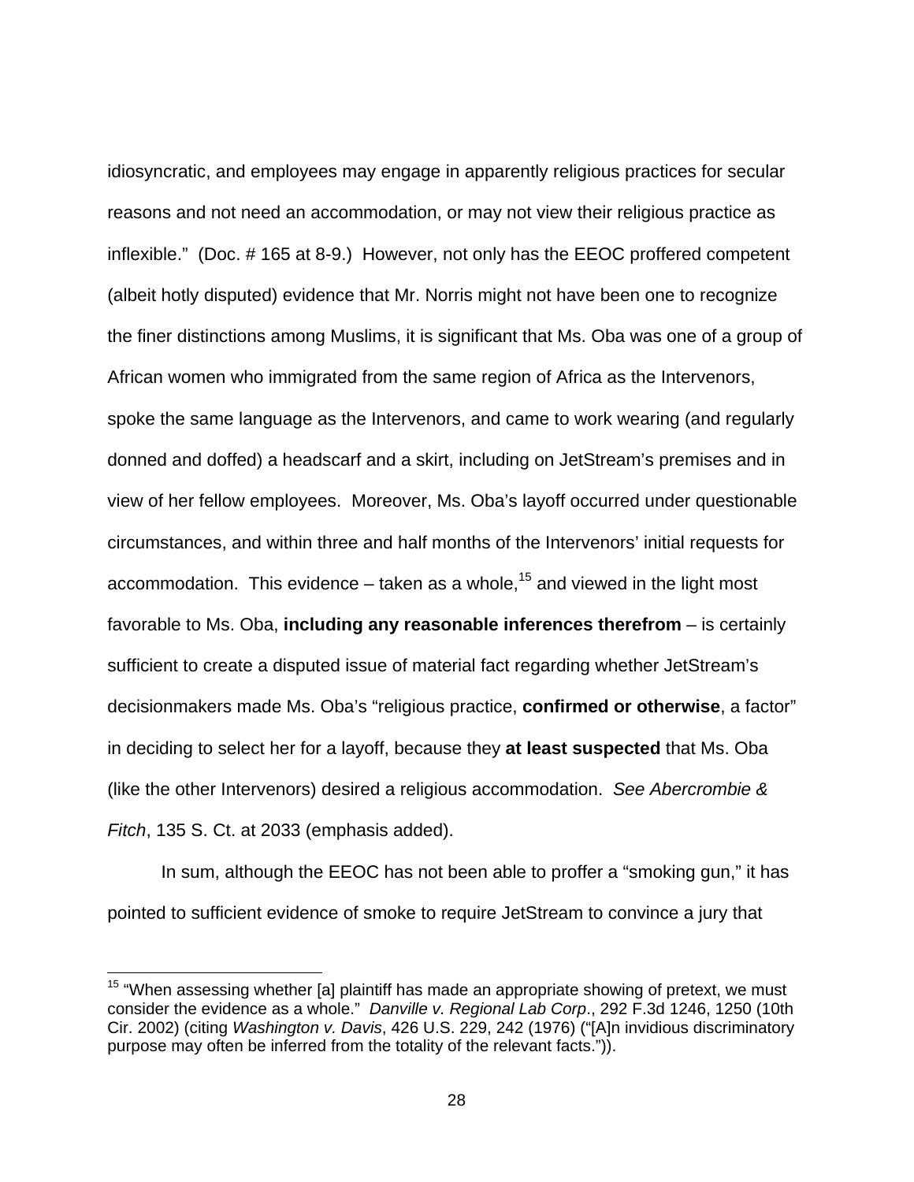idiosyncratic, and employees may engage in apparently religious practices for secular reasons and not need an accommodation, or may not view their religious practice as inflexible." (Doc. # 165 at 8-9.) However, not only has the EEOC proffered competent (albeit hotly disputed) evidence that Mr. Norris might not have been one to recognize the finer distinctions among Muslims, it is significant that Ms. Oba was one of a group of African women who immigrated from the same region of Africa as the Intervenors, spoke the same language as the Intervenors, and came to work wearing (and regularly donned and doffed) a headscarf and a skirt, including on JetStream's premises and in view of her fellow employees. Moreover, Ms. Oba's layoff occurred under questionable circumstances, and within three and half months of the Intervenors' initial requests for accommodation. This evidence – taken as a whole,[15] and viewed in the light most favorable to Ms. Oba, **including any reasonable inferences therefrom** – is certainly sufficient to create a disputed issue of material fact regarding whether JetStream's decisionmakers made Ms. Oba's "religious practice, **confirmed or otherwise**, a factor" in deciding to select her for a layoff, because they **at least suspected** that Ms. Oba (like the other Intervenors) desired a religious accommodation. *See Abercrombie & Fitch*, 135 S. Ct. at 2033 (emphasis added).

In sum, although the EEOC has not been able to proffer a "smoking gun," it has pointed to sufficient evidence of smoke to require JetStream to convince a jury that

[15] "When assessing whether [a] plaintiff has made an appropriate showing of pretext, we must consider the evidence as a whole." *Danville v. Regional Lab Corp*., 292 F.3d 1246, 1250 (10th Cir. 2002) (citing *Washington v. Davis*, 426 U.S. 229, 242 (1976) ("[A]n invidious discriminatory purpose may often be inferred from the totality of the relevant facts.")).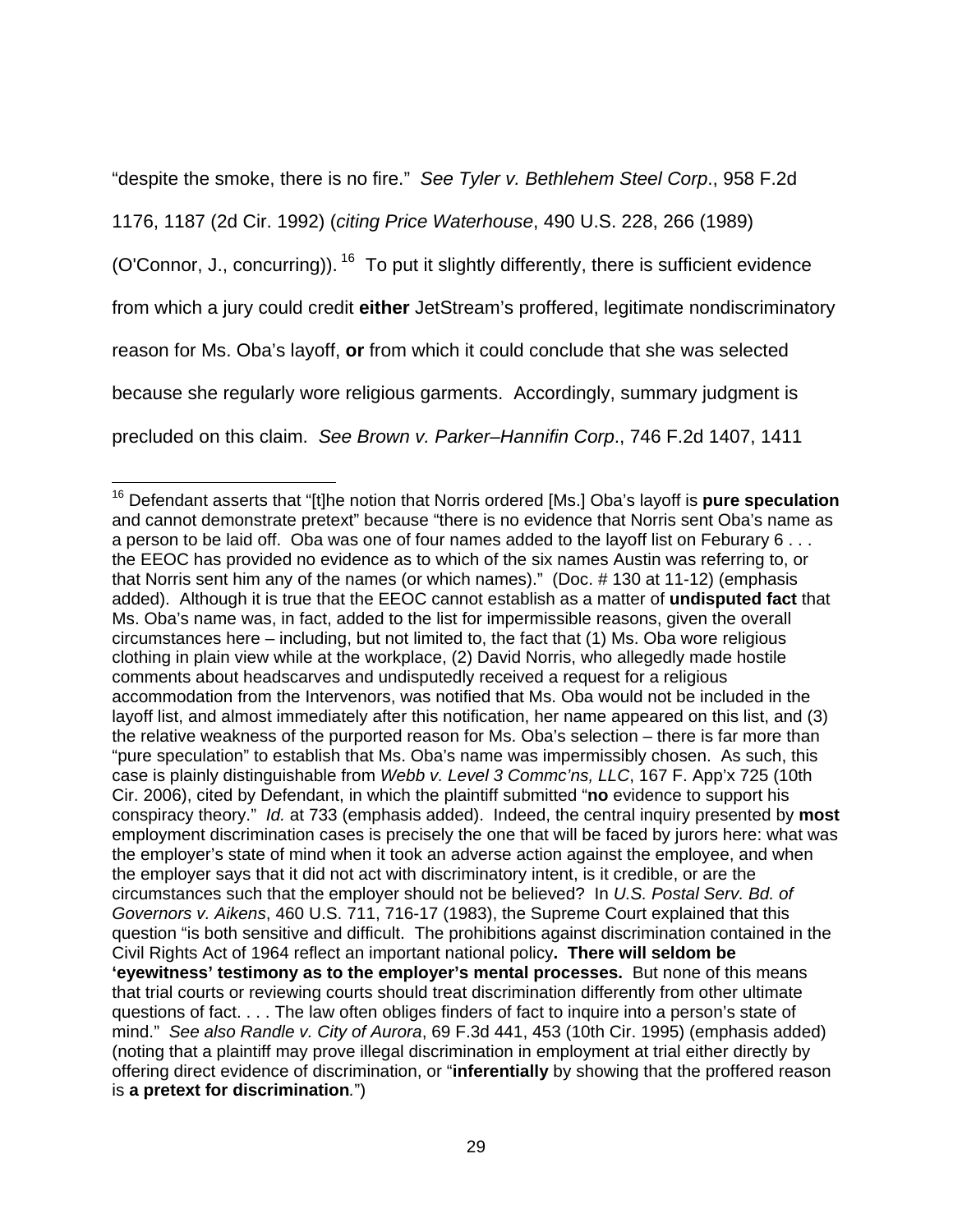"despite the smoke, there is no fire." *See Tyler v. Bethlehem Steel Corp*., 958 F.2d 1176, 1187 (2d Cir. 1992) (*citing Price Waterhouse*, 490 U.S. 228, 266 (1989) (O'Connor, J., concurring)).[16] To put it slightly differently, there is sufficient evidence from which a jury could credit **either** JetStream's proffered, legitimate nondiscriminatory reason for Ms. Oba's layoff, **or** from which it could conclude that she was selected because she regularly wore religious garments. Accordingly, summary judgment is precluded on this claim. *See Brown v. Parker–Hannifin Corp*., 746 F.2d 1407, 1411

---

[16] Defendant asserts that "[t]he notion that Norris ordered [Ms.] Oba's layoff is **pure speculation** and cannot demonstrate pretext" because "there is no evidence that Norris sent Oba's name as a person to be laid off. Oba was one of four names added to the layoff list on Feburary 6 . . . the EEOC has provided no evidence as to which of the six names Austin was referring to, or that Norris sent him any of the names (or which names)." (Doc. # 130 at 11-12) (emphasis added). Although it is true that the EEOC cannot establish as a matter of **undisputed fact** that Ms. Oba's name was, in fact, added to the list for impermissible reasons, given the overall circumstances here – including, but not limited to, the fact that (1) Ms. Oba wore religious clothing in plain view while at the workplace, (2) David Norris, who allegedly made hostile comments about headscarves and undisputedly received a request for a religious accommodation from the Intervenors, was notified that Ms. Oba would not be included in the layoff list, and almost immediately after this notification, her name appeared on this list, and (3) the relative weakness of the purported reason for Ms. Oba's selection – there is far more than "pure speculation" to establish that Ms. Oba's name was impermissibly chosen. As such, this case is plainly distinguishable from *Webb v. Level 3 Commc'ns, LLC*, 167 F. App'x 725 (10th Cir. 2006), cited by Defendant, in which the plaintiff submitted "**no** evidence to support his conspiracy theory." *Id.* at 733 (emphasis added). Indeed, the central inquiry presented by **most** employment discrimination cases is precisely the one that will be faced by jurors here: what was the employer's state of mind when it took an adverse action against the employee, and when the employer says that it did not act with discriminatory intent, is it credible, or are the circumstances such that the employer should not be believed? In *U.S. Postal Serv. Bd. of Governors v. Aikens*, 460 U.S. 711, 716-17 (1983), the Supreme Court explained that this question "is both sensitive and difficult. The prohibitions against discrimination contained in the Civil Rights Act of 1964 reflect an important national policy**. There will seldom be 'eyewitness' testimony as to the employer's mental processes.** But none of this means that trial courts or reviewing courts should treat discrimination differently from other ultimate questions of fact. . . . The law often obliges finders of fact to inquire into a person's state of mind." *See also Randle v. City of Aurora*, 69 F.3d 441, 453 (10th Cir. 1995) (emphasis added) (noting that a plaintiff may prove illegal discrimination in employment at trial either directly by offering direct evidence of discrimination, or "**inferentially** by showing that the proffered reason is **a pretext for discrimination**.")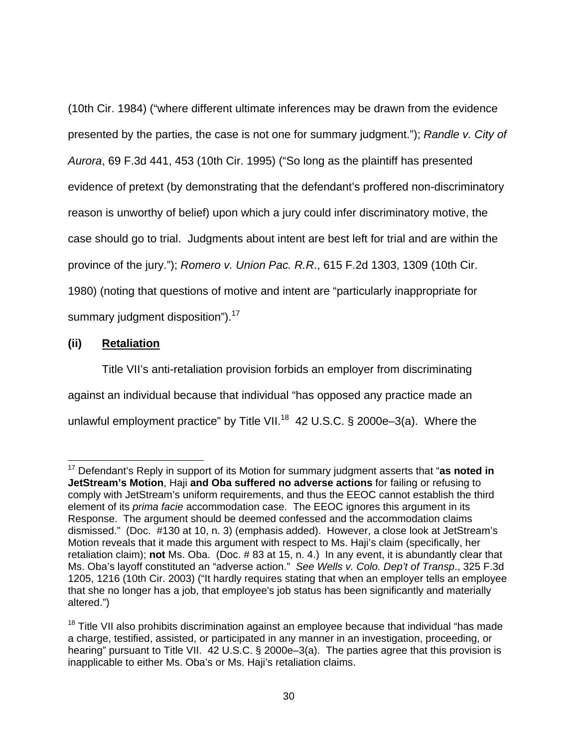(10th Cir. 1984) ("where different ultimate inferences may be drawn from the evidence presented by the parties, the case is not one for summary judgment."); *Randle v. City of Aurora*, 69 F.3d 441, 453 (10th Cir. 1995) ("So long as the plaintiff has presented evidence of pretext (by demonstrating that the defendant's proffered non-discriminatory reason is unworthy of belief) upon which a jury could infer discriminatory motive, the case should go to trial. Judgments about intent are best left for trial and are within the province of the jury."); *Romero v. Union Pac. R.R.*, 615 F.2d 1303, 1309 (10th Cir. 1980) (noting that questions of motive and intent are "particularly inappropriate for summary judgment disposition").[17]

**(ii) Retaliation**

Title VII's anti-retaliation provision forbids an employer from discriminating against an individual because that individual "has opposed any practice made an unlawful employment practice" by Title VII.[18] 42 U.S.C. § 2000e–3(a). Where the

---

[17] Defendant's Reply in support of its Motion for summary judgment asserts that "**as noted in JetStream's Motion**, Haji **and Oba suffered no adverse actions** for failing or refusing to comply with JetStream's uniform requirements, and thus the EEOC cannot establish the third element of its *prima facie* accommodation case. The EEOC ignores this argument in its Response. The argument should be deemed confessed and the accommodation claims dismissed." (Doc. #130 at 10, n. 3) (emphasis added). However, a close look at JetStream's Motion reveals that it made this argument with respect to Ms. Haji's claim (specifically, her retaliation claim); **not** Ms. Oba. (Doc. # 83 at 15, n. 4.) In any event, it is abundantly clear that Ms. Oba's layoff constituted an "adverse action." *See Wells v. Colo. Dep't of Transp.*, 325 F.3d 1205, 1216 (10th Cir. 2003) ("It hardly requires stating that when an employer tells an employee that she no longer has a job, that employee's job status has been significantly and materially altered.")

[18] Title VII also prohibits discrimination against an employee because that individual "has made a charge, testified, assisted, or participated in any manner in an investigation, proceeding, or hearing" pursuant to Title VII. 42 U.S.C. § 2000e–3(a). The parties agree that this provision is inapplicable to either Ms. Oba's or Ms. Haji's retaliation claims.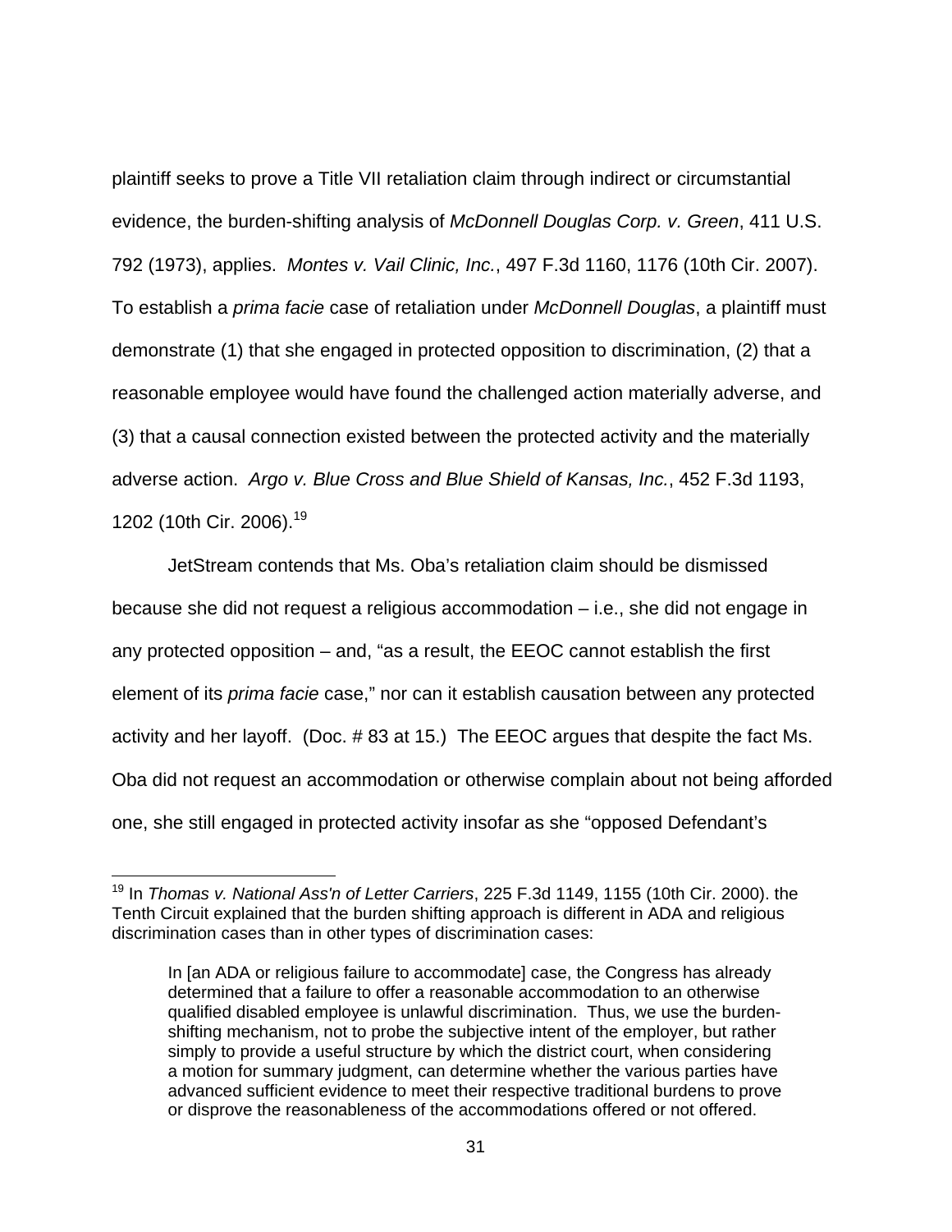plaintiff seeks to prove a Title VII retaliation claim through indirect or circumstantial evidence, the burden-shifting analysis of *McDonnell Douglas Corp. v. Green*, 411 U.S. 792 (1973), applies. *Montes v. Vail Clinic, Inc.*, 497 F.3d 1160, 1176 (10th Cir. 2007). To establish a *prima facie* case of retaliation under *McDonnell Douglas*, a plaintiff must demonstrate (1) that she engaged in protected opposition to discrimination, (2) that a reasonable employee would have found the challenged action materially adverse, and (3) that a causal connection existed between the protected activity and the materially adverse action. *Argo v. Blue Cross and Blue Shield of Kansas, Inc.*, 452 F.3d 1193, 1202 (10th Cir. 2006).[19]

JetStream contends that Ms. Oba's retaliation claim should be dismissed because she did not request a religious accommodation – i.e., she did not engage in any protected opposition – and, "as a result, the EEOC cannot establish the first element of its *prima facie* case," nor can it establish causation between any protected activity and her layoff. (Doc. # 83 at 15.) The EEOC argues that despite the fact Ms. Oba did not request an accommodation or otherwise complain about not being afforded one, she still engaged in protected activity insofar as she "opposed Defendant's

---

[19] In *Thomas v. National Ass'n of Letter Carriers*, 225 F.3d 1149, 1155 (10th Cir. 2000). the Tenth Circuit explained that the burden shifting approach is different in ADA and religious discrimination cases than in other types of discrimination cases:

> In [an ADA or religious failure to accommodate] case, the Congress has already determined that a failure to offer a reasonable accommodation to an otherwise qualified disabled employee is unlawful discrimination. Thus, we use the burden-shifting mechanism, not to probe the subjective intent of the employer, but rather simply to provide a useful structure by which the district court, when considering a motion for summary judgment, can determine whether the various parties have advanced sufficient evidence to meet their respective traditional burdens to prove or disprove the reasonableness of the accommodations offered or not offered.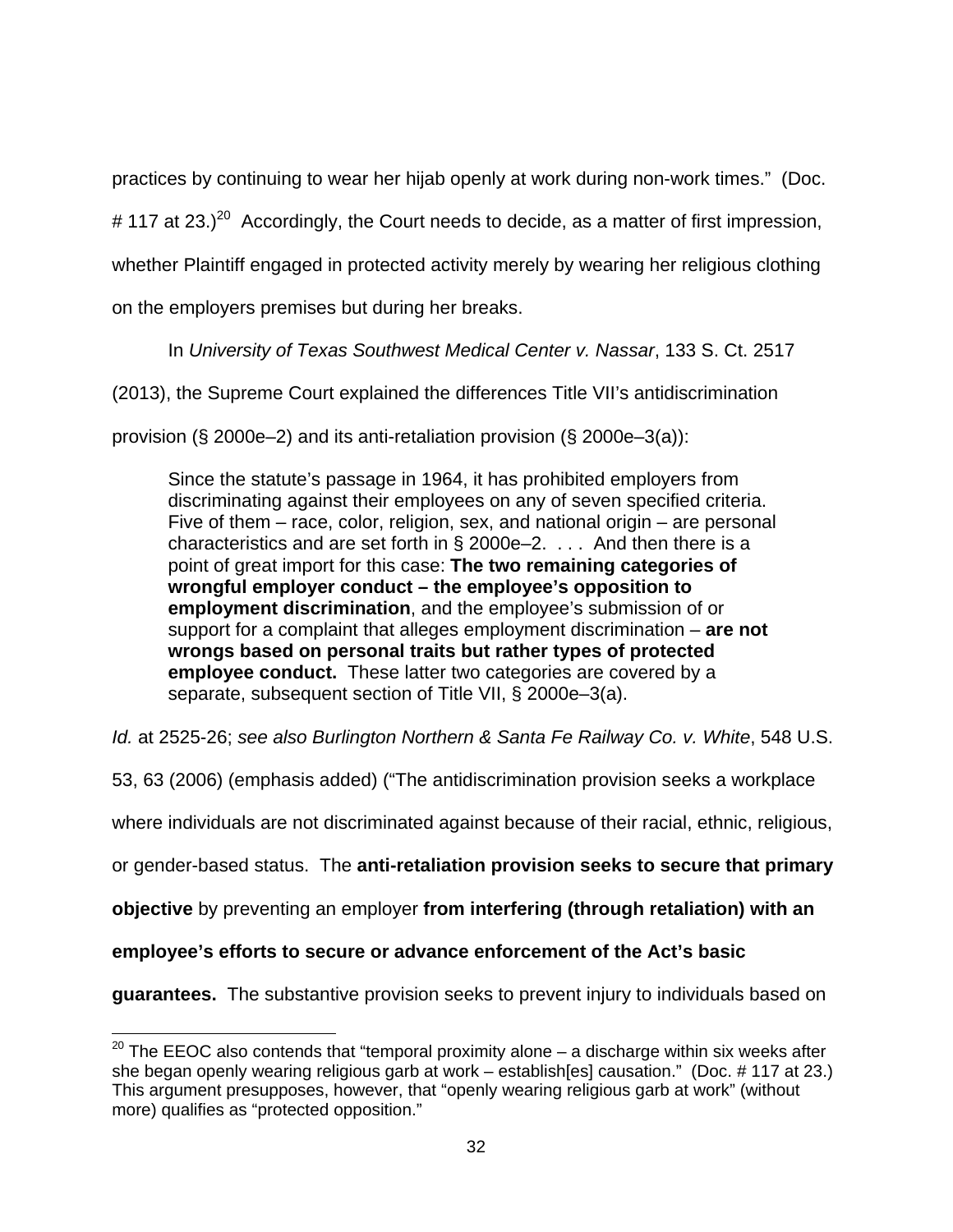practices by continuing to wear her hijab openly at work during non-work times." (Doc. # 117 at 23.)[20] Accordingly, the Court needs to decide, as a matter of first impression, whether Plaintiff engaged in protected activity merely by wearing her religious clothing on the employers premises but during her breaks.

In *University of Texas Southwest Medical Center v. Nassar*, 133 S. Ct. 2517 (2013), the Supreme Court explained the differences Title VII's antidiscrimination provision (§ 2000e–2) and its anti-retaliation provision (§ 2000e–3(a)):

> Since the statute's passage in 1964, it has prohibited employers from discriminating against their employees on any of seven specified criteria. Five of them – race, color, religion, sex, and national origin – are personal characteristics and are set forth in § 2000e–2. . . . And then there is a point of great import for this case: **The two remaining categories of wrongful employer conduct – the employee's opposition to employment discrimination**, and the employee's submission of or support for a complaint that alleges employment discrimination – **are not wrongs based on personal traits but rather types of protected employee conduct.** These latter two categories are covered by a separate, subsequent section of Title VII, § 2000e–3(a).

*Id.* at 2525-26; *see also Burlington Northern & Santa Fe Railway Co. v. White*, 548 U.S. 53, 63 (2006) (emphasis added) ("The antidiscrimination provision seeks a workplace where individuals are not discriminated against because of their racial, ethnic, religious, or gender-based status. The **anti-retaliation provision seeks to secure that primary objective** by preventing an employer **from interfering (through retaliation) with an employee's efforts to secure or advance enforcement of the Act's basic guarantees.** The substantive provision seeks to prevent injury to individuals based on

---

[20] The EEOC also contends that "temporal proximity alone – a discharge within six weeks after she began openly wearing religious garb at work – establish[es] causation." (Doc. # 117 at 23.) This argument presupposes, however, that "openly wearing religious garb at work" (without more) qualifies as "protected opposition."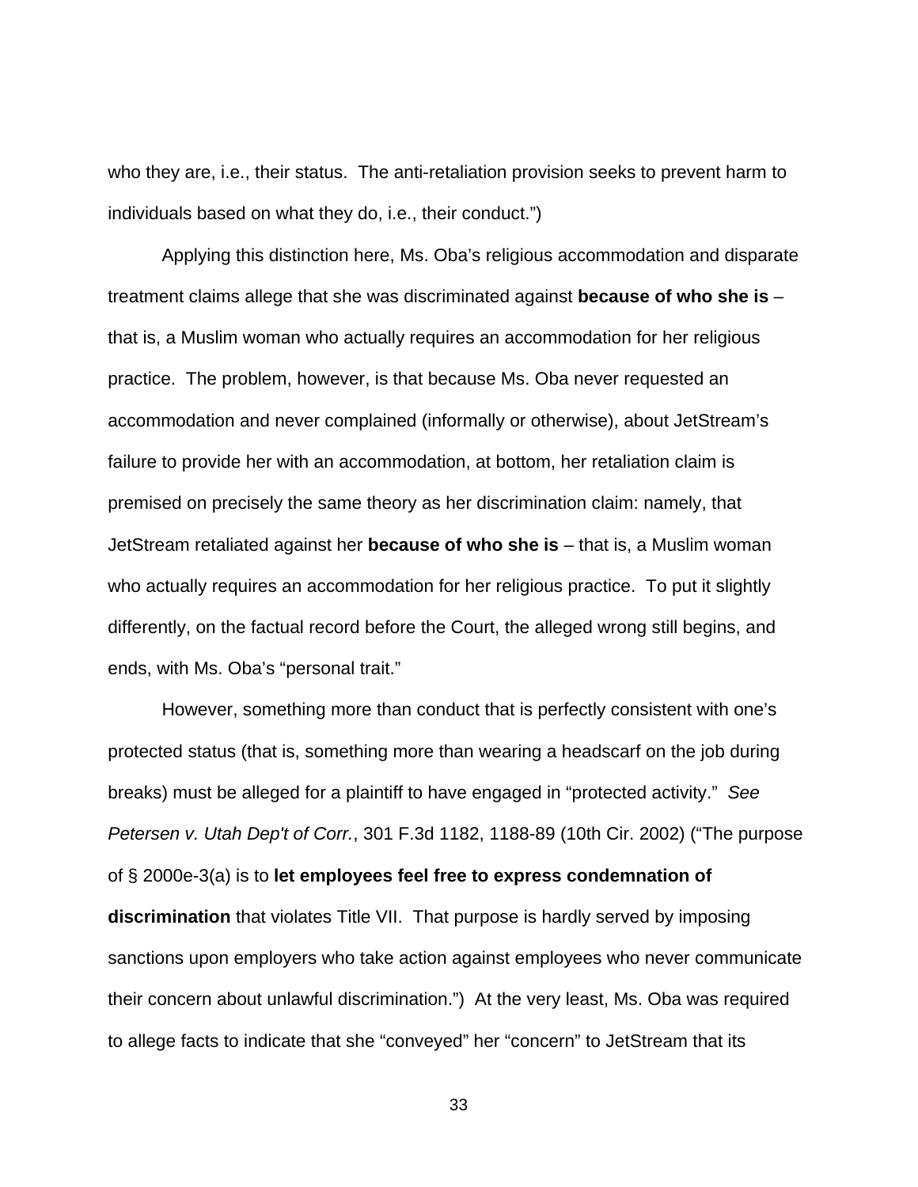who they are, i.e., their status. The anti-retaliation provision seeks to prevent harm to individuals based on what they do, i.e., their conduct.")

Applying this distinction here, Ms. Oba's religious accommodation and disparate treatment claims allege that she was discriminated against **because of who she is** – that is, a Muslim woman who actually requires an accommodation for her religious practice. The problem, however, is that because Ms. Oba never requested an accommodation and never complained (informally or otherwise), about JetStream's failure to provide her with an accommodation, at bottom, her retaliation claim is premised on precisely the same theory as her discrimination claim: namely, that JetStream retaliated against her **because of who she is** – that is, a Muslim woman who actually requires an accommodation for her religious practice. To put it slightly differently, on the factual record before the Court, the alleged wrong still begins, and ends, with Ms. Oba's "personal trait."

However, something more than conduct that is perfectly consistent with one's protected status (that is, something more than wearing a headscarf on the job during breaks) must be alleged for a plaintiff to have engaged in "protected activity." *See Petersen v. Utah Dep't of Corr.*, 301 F.3d 1182, 1188-89 (10th Cir. 2002) ("The purpose of § 2000e-3(a) is to **let employees feel free to express condemnation of discrimination** that violates Title VII. That purpose is hardly served by imposing sanctions upon employers who take action against employees who never communicate their concern about unlawful discrimination.") At the very least, Ms. Oba was required to allege facts to indicate that she "conveyed" her "concern" to JetStream that its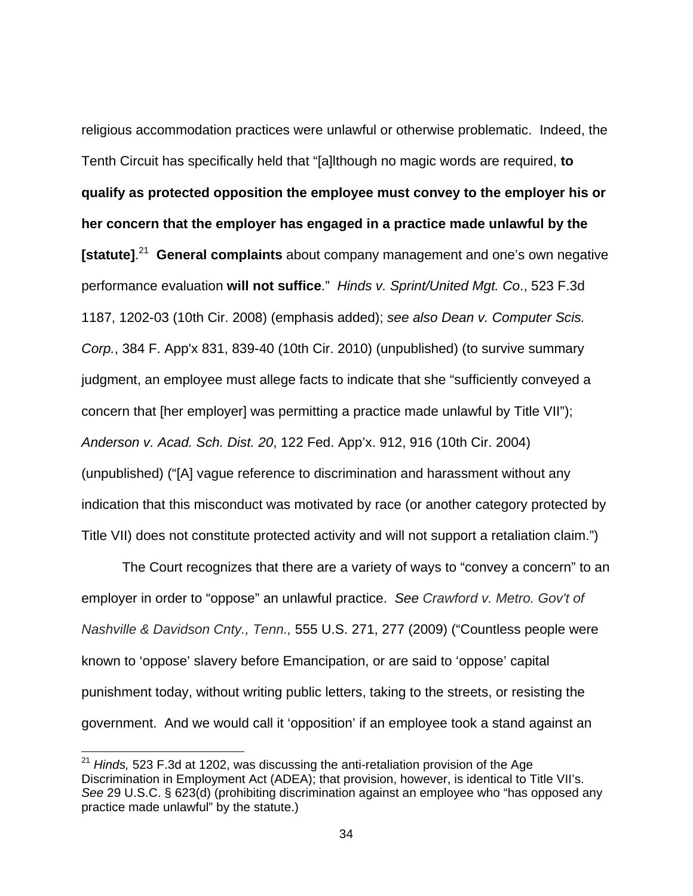religious accommodation practices were unlawful or otherwise problematic. Indeed, the Tenth Circuit has specifically held that "[a]lthough no magic words are required, **to qualify as protected opposition the employee must convey to the employer his or her concern that the employer has engaged in a practice made unlawful by the [statute]**.[21] **General complaints** about company management and one's own negative performance evaluation **will not suffice**." *Hinds v. Sprint/United Mgt. Co*., 523 F.3d 1187, 1202-03 (10th Cir. 2008) (emphasis added); *see also Dean v. Computer Scis. Corp.*, 384 F. App'x 831, 839-40 (10th Cir. 2010) (unpublished) (to survive summary judgment, an employee must allege facts to indicate that she "sufficiently conveyed a concern that [her employer] was permitting a practice made unlawful by Title VII"); *Anderson v. Acad. Sch. Dist. 20*, 122 Fed. App'x. 912, 916 (10th Cir. 2004) (unpublished) ("[A] vague reference to discrimination and harassment without any indication that this misconduct was motivated by race (or another category protected by Title VII) does not constitute protected activity and will not support a retaliation claim.")

The Court recognizes that there are a variety of ways to "convey a concern" to an employer in order to "oppose" an unlawful practice. *See Crawford v. Metro. Gov't of Nashville & Davidson Cnty., Tenn.,* 555 U.S. 271, 277 (2009) ("Countless people were known to 'oppose' slavery before Emancipation, or are said to 'oppose' capital punishment today, without writing public letters, taking to the streets, or resisting the government. And we would call it 'opposition' if an employee took a stand against an

[21] *Hinds,* 523 F.3d at 1202, was discussing the anti-retaliation provision of the Age Discrimination in Employment Act (ADEA); that provision, however, is identical to Title VII's. *See* 29 U.S.C. § 623(d) (prohibiting discrimination against an employee who "has opposed any practice made unlawful" by the statute.)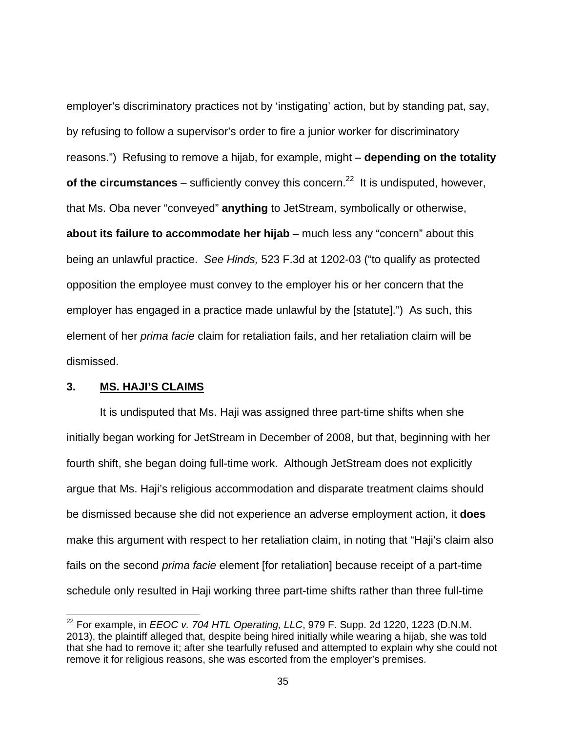employer's discriminatory practices not by 'instigating' action, but by standing pat, say, by refusing to follow a supervisor's order to fire a junior worker for discriminatory reasons.") Refusing to remove a hijab, for example, might – **depending on the totality of the circumstances** – sufficiently convey this concern.[22] It is undisputed, however, that Ms. Oba never "conveyed" **anything** to JetStream, symbolically or otherwise, **about its failure to accommodate her hijab** – much less any "concern" about this being an unlawful practice. *See Hinds,* 523 F.3d at 1202-03 ("to qualify as protected opposition the employee must convey to the employer his or her concern that the employer has engaged in a practice made unlawful by the [statute].") As such, this element of her *prima facie* claim for retaliation fails, and her retaliation claim will be dismissed.

### 3. MS. HAJI'S CLAIMS

It is undisputed that Ms. Haji was assigned three part-time shifts when she initially began working for JetStream in December of 2008, but that, beginning with her fourth shift, she began doing full-time work. Although JetStream does not explicitly argue that Ms. Haji's religious accommodation and disparate treatment claims should be dismissed because she did not experience an adverse employment action, it **does** make this argument with respect to her retaliation claim, in noting that "Haji's claim also fails on the second *prima facie* element [for retaliation] because receipt of a part-time schedule only resulted in Haji working three part-time shifts rather than three full-time

---

[22] For example, in *EEOC v. 704 HTL Operating, LLC*, 979 F. Supp. 2d 1220, 1223 (D.N.M. 2013), the plaintiff alleged that, despite being hired initially while wearing a hijab, she was told that she had to remove it; after she tearfully refused and attempted to explain why she could not remove it for religious reasons, she was escorted from the employer's premises.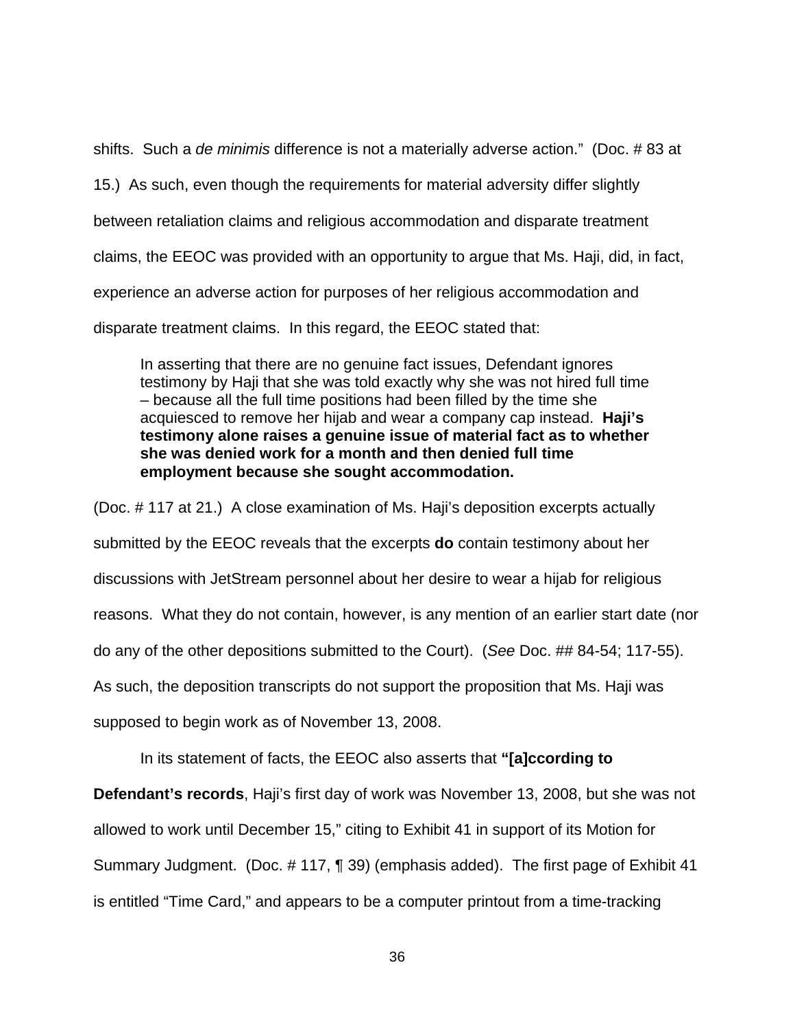shifts. Such a *de minimis* difference is not a materially adverse action." (Doc. # 83 at 15.) As such, even though the requirements for material adversity differ slightly between retaliation claims and religious accommodation and disparate treatment claims, the EEOC was provided with an opportunity to argue that Ms. Haji, did, in fact, experience an adverse action for purposes of her religious accommodation and disparate treatment claims. In this regard, the EEOC stated that:

> In asserting that there are no genuine fact issues, Defendant ignores testimony by Haji that she was told exactly why she was not hired full time – because all the full time positions had been filled by the time she acquiesced to remove her hijab and wear a company cap instead. **Haji's testimony alone raises a genuine issue of material fact as to whether she was denied work for a month and then denied full time employment because she sought accommodation.**

(Doc. # 117 at 21.) A close examination of Ms. Haji's deposition excerpts actually submitted by the EEOC reveals that the excerpts **do** contain testimony about her discussions with JetStream personnel about her desire to wear a hijab for religious reasons. What they do not contain, however, is any mention of an earlier start date (nor do any of the other depositions submitted to the Court). (*See* Doc. ## 84-54; 117-55). As such, the deposition transcripts do not support the proposition that Ms. Haji was supposed to begin work as of November 13, 2008.

In its statement of facts, the EEOC also asserts that **"[a]ccording to Defendant's records**, Haji's first day of work was November 13, 2008, but she was not allowed to work until December 15," citing to Exhibit 41 in support of its Motion for Summary Judgment. (Doc. # 117, ¶ 39) (emphasis added). The first page of Exhibit 41 is entitled "Time Card," and appears to be a computer printout from a time-tracking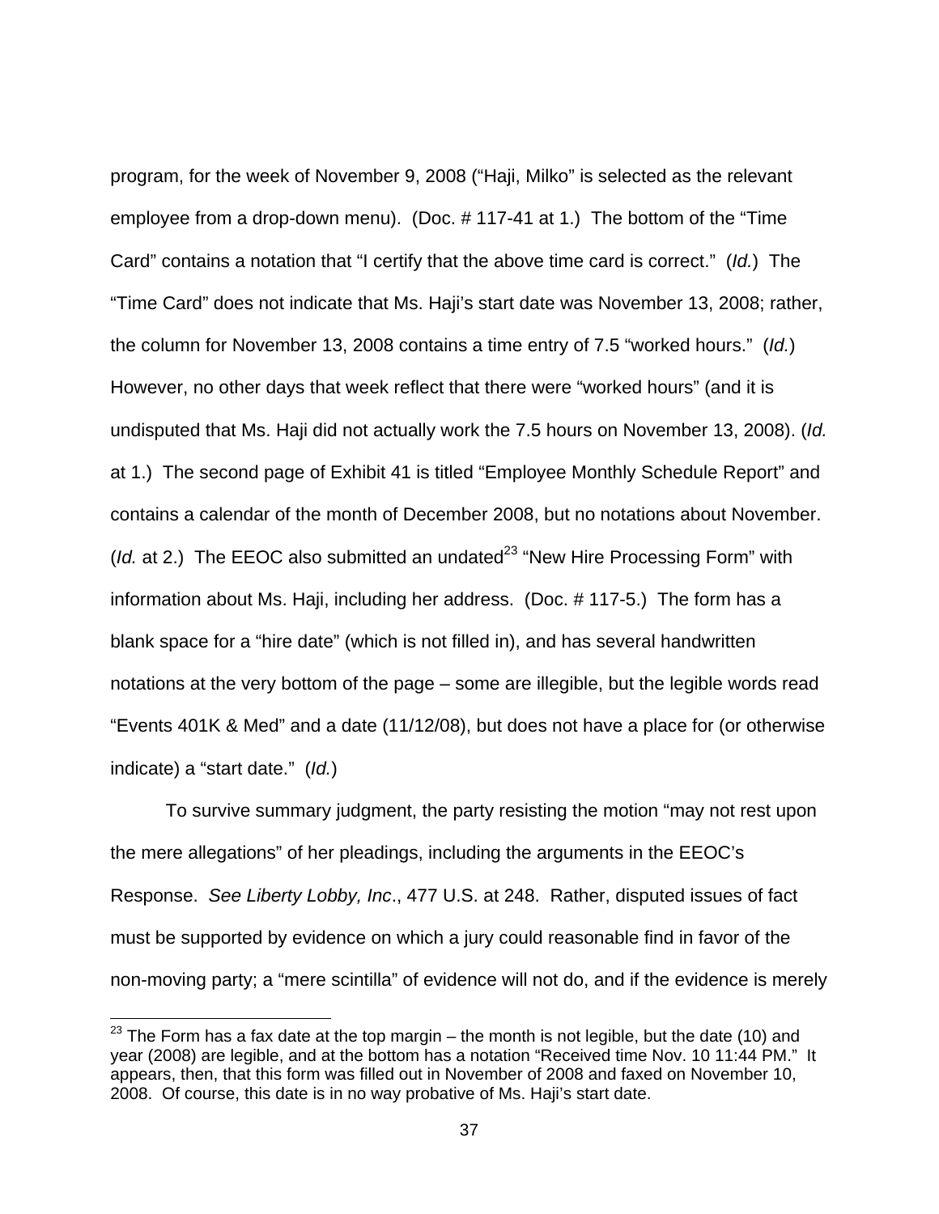program, for the week of November 9, 2008 ("Haji, Milko" is selected as the relevant employee from a drop-down menu). (Doc. # 117-41 at 1.) The bottom of the "Time Card" contains a notation that "I certify that the above time card is correct." (*Id.*) The "Time Card" does not indicate that Ms. Haji's start date was November 13, 2008; rather, the column for November 13, 2008 contains a time entry of 7.5 "worked hours." (*Id.*) However, no other days that week reflect that there were "worked hours" (and it is undisputed that Ms. Haji did not actually work the 7.5 hours on November 13, 2008). (*Id.* at 1.) The second page of Exhibit 41 is titled "Employee Monthly Schedule Report" and contains a calendar of the month of December 2008, but no notations about November. (*Id.* at 2.) The EEOC also submitted an undated[23] "New Hire Processing Form" with information about Ms. Haji, including her address. (Doc. # 117-5.) The form has a blank space for a "hire date" (which is not filled in), and has several handwritten notations at the very bottom of the page – some are illegible, but the legible words read "Events 401K & Med" and a date (11/12/08), but does not have a place for (or otherwise indicate) a "start date." (*Id.*)

To survive summary judgment, the party resisting the motion "may not rest upon the mere allegations" of her pleadings, including the arguments in the EEOC's Response. *See Liberty Lobby, Inc*., 477 U.S. at 248. Rather, disputed issues of fact must be supported by evidence on which a jury could reasonable find in favor of the non-moving party; a "mere scintilla" of evidence will not do, and if the evidence is merely

[23] The Form has a fax date at the top margin – the month is not legible, but the date (10) and year (2008) are legible, and at the bottom has a notation "Received time Nov. 10 11:44 PM." It appears, then, that this form was filled out in November of 2008 and faxed on November 10, 2008. Of course, this date is in no way probative of Ms. Haji's start date.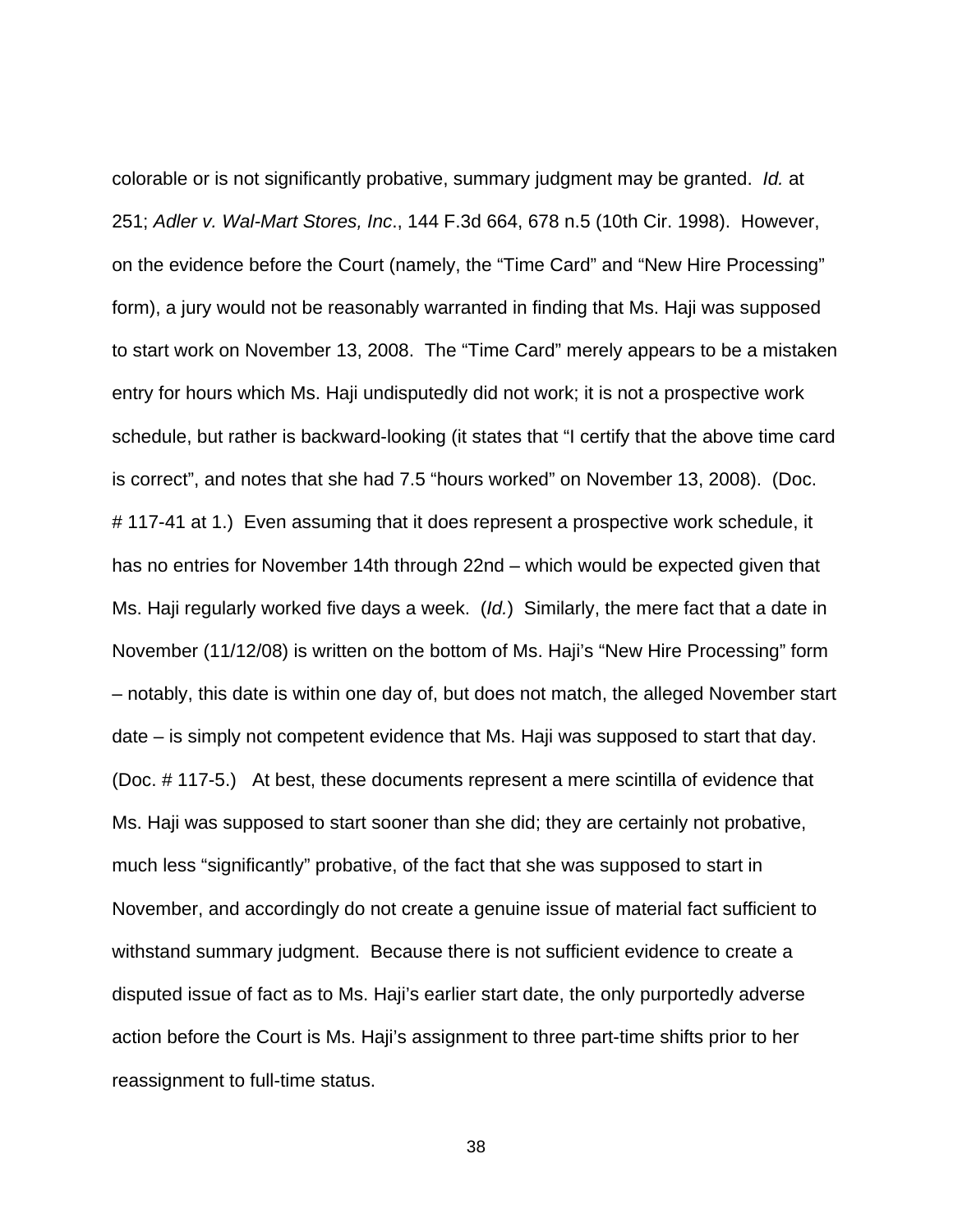colorable or is not significantly probative, summary judgment may be granted. *Id.* at 251; *Adler v. Wal-Mart Stores, Inc*., 144 F.3d 664, 678 n.5 (10th Cir. 1998). However, on the evidence before the Court (namely, the "Time Card" and "New Hire Processing" form), a jury would not be reasonably warranted in finding that Ms. Haji was supposed to start work on November 13, 2008. The "Time Card" merely appears to be a mistaken entry for hours which Ms. Haji undisputedly did not work; it is not a prospective work schedule, but rather is backward-looking (it states that "I certify that the above time card is correct", and notes that she had 7.5 "hours worked" on November 13, 2008). (Doc. # 117-41 at 1.) Even assuming that it does represent a prospective work schedule, it has no entries for November 14th through 22nd – which would be expected given that Ms. Haji regularly worked five days a week. (*Id.*) Similarly, the mere fact that a date in November (11/12/08) is written on the bottom of Ms. Haji's "New Hire Processing" form – notably, this date is within one day of, but does not match, the alleged November start date – is simply not competent evidence that Ms. Haji was supposed to start that day. (Doc. # 117-5.) At best, these documents represent a mere scintilla of evidence that Ms. Haji was supposed to start sooner than she did; they are certainly not probative, much less "significantly" probative, of the fact that she was supposed to start in November, and accordingly do not create a genuine issue of material fact sufficient to withstand summary judgment. Because there is not sufficient evidence to create a disputed issue of fact as to Ms. Haji's earlier start date, the only purportedly adverse action before the Court is Ms. Haji's assignment to three part-time shifts prior to her reassignment to full-time status.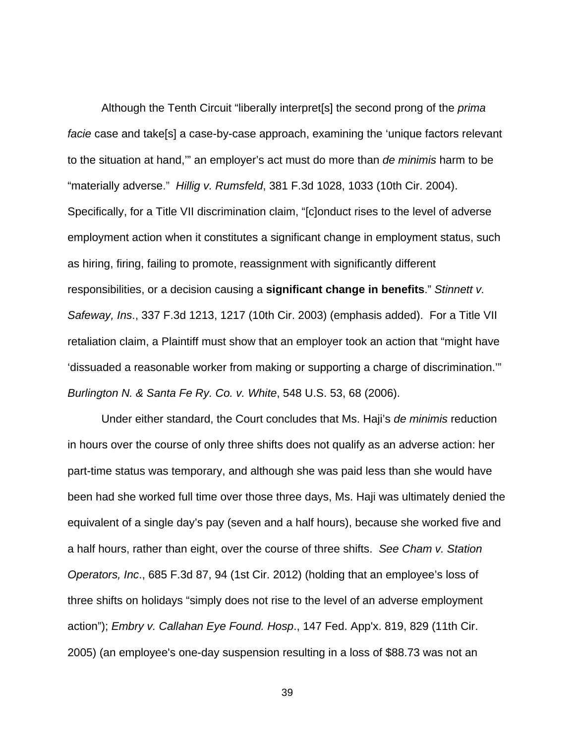Although the Tenth Circuit "liberally interpret[s] the second prong of the *prima facie* case and take[s] a case-by-case approach, examining the 'unique factors relevant to the situation at hand,'" an employer's act must do more than *de minimis* harm to be "materially adverse." *Hillig v. Rumsfeld*, 381 F.3d 1028, 1033 (10th Cir. 2004). Specifically, for a Title VII discrimination claim, "[c]onduct rises to the level of adverse employment action when it constitutes a significant change in employment status, such as hiring, firing, failing to promote, reassignment with significantly different responsibilities, or a decision causing a **significant change in benefits**." *Stinnett v. Safeway, Ins*., 337 F.3d 1213, 1217 (10th Cir. 2003) (emphasis added). For a Title VII retaliation claim, a Plaintiff must show that an employer took an action that "might have 'dissuaded a reasonable worker from making or supporting a charge of discrimination.'" *Burlington N. & Santa Fe Ry. Co. v. White*, 548 U.S. 53, 68 (2006).

Under either standard, the Court concludes that Ms. Haji's *de minimis* reduction in hours over the course of only three shifts does not qualify as an adverse action: her part-time status was temporary, and although she was paid less than she would have been had she worked full time over those three days, Ms. Haji was ultimately denied the equivalent of a single day's pay (seven and a half hours), because she worked five and a half hours, rather than eight, over the course of three shifts. *See Cham v. Station Operators, Inc*., 685 F.3d 87, 94 (1st Cir. 2012) (holding that an employee's loss of three shifts on holidays "simply does not rise to the level of an adverse employment action"); *Embry v. Callahan Eye Found. Hosp*., 147 Fed. App'x. 819, 829 (11th Cir. 2005) (an employee's one-day suspension resulting in a loss of $88.73 was not an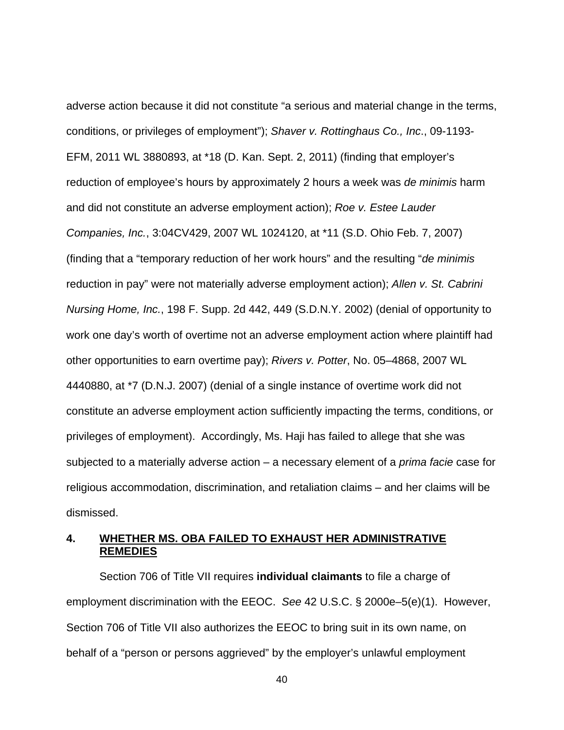adverse action because it did not constitute "a serious and material change in the terms, conditions, or privileges of employment"); *Shaver v. Rottinghaus Co., Inc*., 09-1193-EFM, 2011 WL 3880893, at *18 (D. Kan. Sept. 2, 2011) (finding that employer's reduction of employee's hours by approximately 2 hours a week was *de minimis* harm and did not constitute an adverse employment action); *Roe v. Estee Lauder Companies, Inc.*, 3:04CV429, 2007 WL 1024120, at *11 (S.D. Ohio Feb. 7, 2007) (finding that a "temporary reduction of her work hours" and the resulting "*de minimis* reduction in pay" were not materially adverse employment action); *Allen v. St. Cabrini Nursing Home, Inc.*, 198 F. Supp. 2d 442, 449 (S.D.N.Y. 2002) (denial of opportunity to work one day's worth of overtime not an adverse employment action where plaintiff had other opportunities to earn overtime pay); *Rivers v. Potter*, No. 05–4868, 2007 WL 4440880, at *7 (D.N.J. 2007) (denial of a single instance of overtime work did not constitute an adverse employment action sufficiently impacting the terms, conditions, or privileges of employment). Accordingly, Ms. Haji has failed to allege that she was subjected to a materially adverse action – a necessary element of a *prima facie* case for religious accommodation, discrimination, and retaliation claims – and her claims will be dismissed.

## 4. WHETHER MS. OBA FAILED TO EXHAUST HER ADMINISTRATIVE REMEDIES

Section 706 of Title VII requires **individual claimants** to file a charge of employment discrimination with the EEOC. *See* 42 U.S.C. § 2000e–5(e)(1). However, Section 706 of Title VII also authorizes the EEOC to bring suit in its own name, on behalf of a "person or persons aggrieved" by the employer's unlawful employment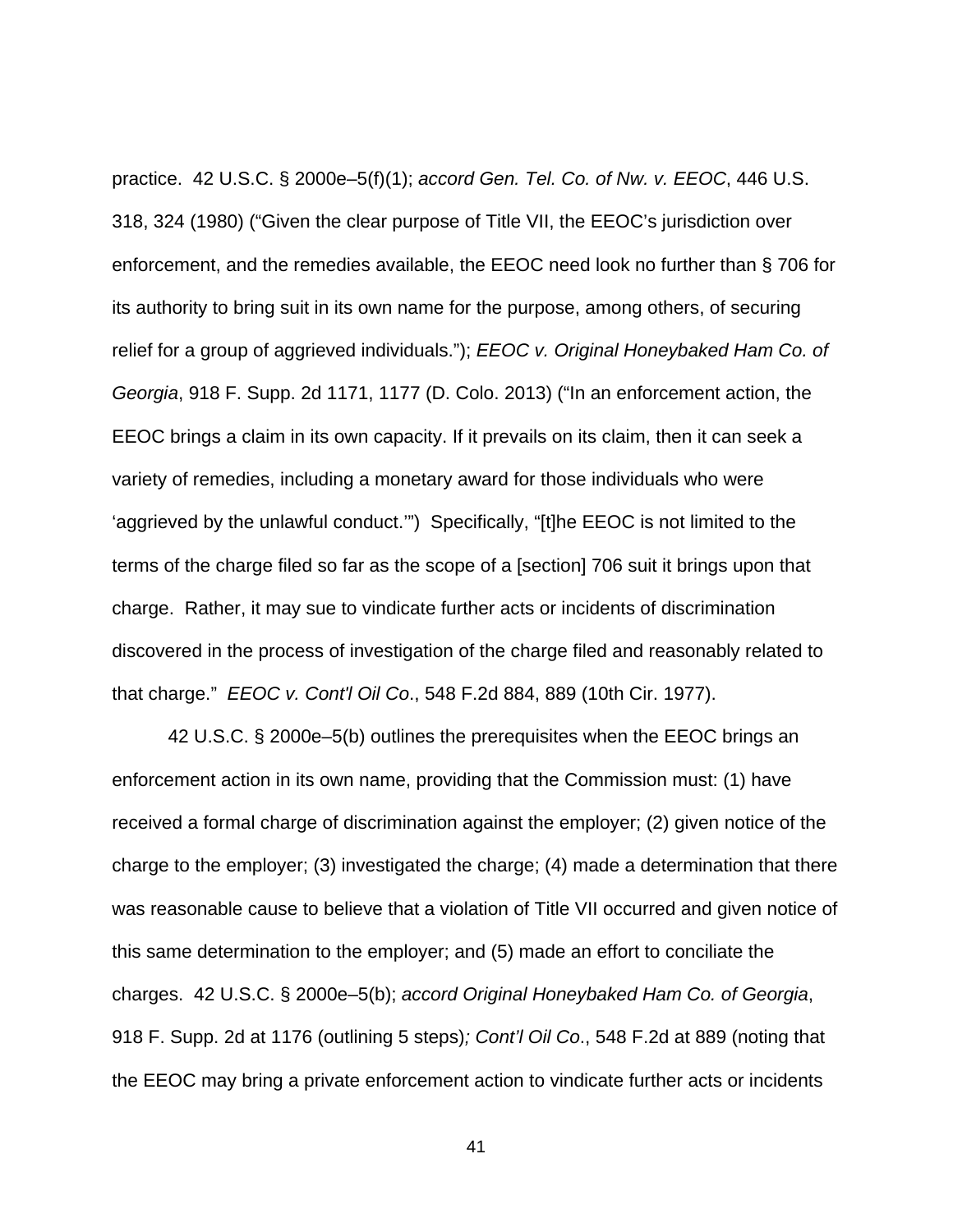practice. 42 U.S.C. § 2000e–5(f)(1); *accord Gen. Tel. Co. of Nw. v. EEOC*, 446 U.S. 318, 324 (1980) ("Given the clear purpose of Title VII, the EEOC's jurisdiction over enforcement, and the remedies available, the EEOC need look no further than § 706 for its authority to bring suit in its own name for the purpose, among others, of securing relief for a group of aggrieved individuals."); *EEOC v. Original Honeybaked Ham Co. of Georgia*, 918 F. Supp. 2d 1171, 1177 (D. Colo. 2013) ("In an enforcement action, the EEOC brings a claim in its own capacity. If it prevails on its claim, then it can seek a variety of remedies, including a monetary award for those individuals who were 'aggrieved by the unlawful conduct.'") Specifically, "[t]he EEOC is not limited to the terms of the charge filed so far as the scope of a [section] 706 suit it brings upon that charge. Rather, it may sue to vindicate further acts or incidents of discrimination discovered in the process of investigation of the charge filed and reasonably related to that charge." *EEOC v. Cont'l Oil Co*., 548 F.2d 884, 889 (10th Cir. 1977).

42 U.S.C. § 2000e–5(b) outlines the prerequisites when the EEOC brings an enforcement action in its own name, providing that the Commission must: (1) have received a formal charge of discrimination against the employer; (2) given notice of the charge to the employer; (3) investigated the charge; (4) made a determination that there was reasonable cause to believe that a violation of Title VII occurred and given notice of this same determination to the employer; and (5) made an effort to conciliate the charges. 42 U.S.C. § 2000e–5(b); *accord Original Honeybaked Ham Co. of Georgia*, 918 F. Supp. 2d at 1176 (outlining 5 steps)*; Cont'l Oil Co*., 548 F.2d at 889 (noting that the EEOC may bring a private enforcement action to vindicate further acts or incidents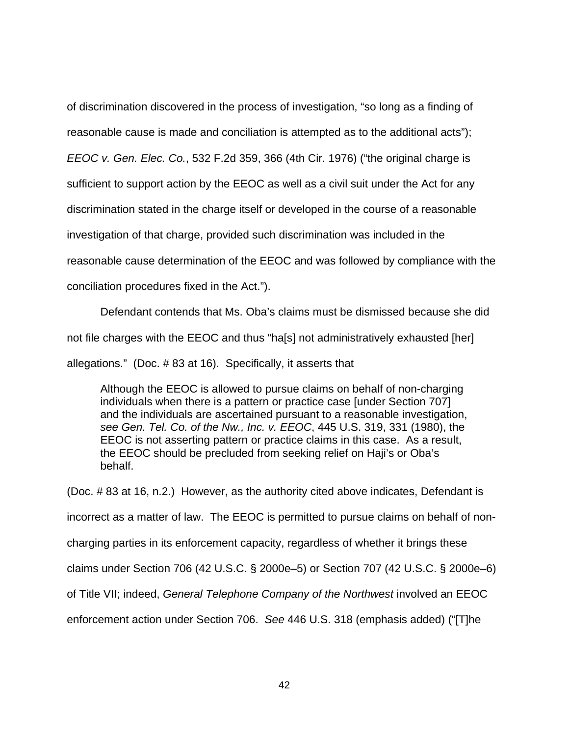of discrimination discovered in the process of investigation, "so long as a finding of reasonable cause is made and conciliation is attempted as to the additional acts"); *EEOC v. Gen. Elec. Co.*, 532 F.2d 359, 366 (4th Cir. 1976) ("the original charge is sufficient to support action by the EEOC as well as a civil suit under the Act for any discrimination stated in the charge itself or developed in the course of a reasonable investigation of that charge, provided such discrimination was included in the reasonable cause determination of the EEOC and was followed by compliance with the conciliation procedures fixed in the Act.").

Defendant contends that Ms. Oba's claims must be dismissed because she did not file charges with the EEOC and thus "ha[s] not administratively exhausted [her] allegations." (Doc. # 83 at 16). Specifically, it asserts that

> Although the EEOC is allowed to pursue claims on behalf of non-charging individuals when there is a pattern or practice case [under Section 707] and the individuals are ascertained pursuant to a reasonable investigation, *see Gen. Tel. Co. of the Nw., Inc. v. EEOC*, 445 U.S. 319, 331 (1980), the EEOC is not asserting pattern or practice claims in this case. As a result, the EEOC should be precluded from seeking relief on Haji's or Oba's behalf.

(Doc. # 83 at 16, n.2.) However, as the authority cited above indicates, Defendant is incorrect as a matter of law. The EEOC is permitted to pursue claims on behalf of non-charging parties in its enforcement capacity, regardless of whether it brings these claims under Section 706 (42 U.S.C. § 2000e–5) or Section 707 (42 U.S.C. § 2000e–6) of Title VII; indeed, *General Telephone Company of the Northwest* involved an EEOC enforcement action under Section 706. *See* 446 U.S. 318 (emphasis added) ("[T]he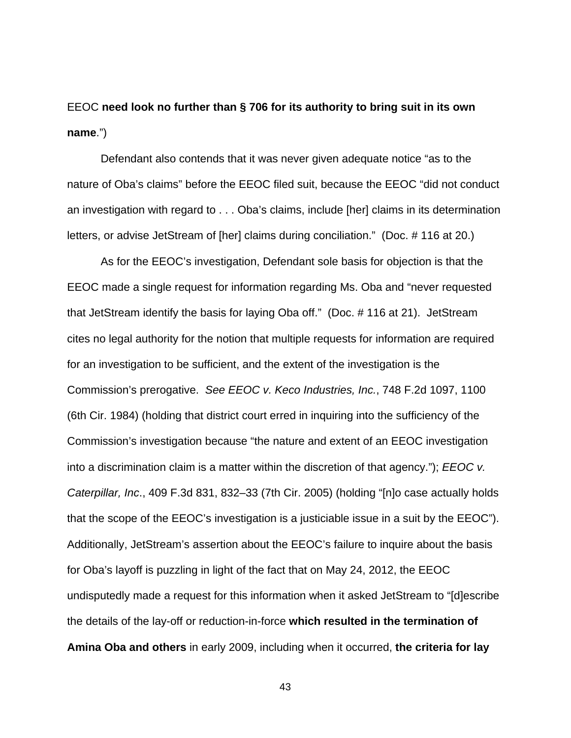EEOC **need look no further than § 706 for its authority to bring suit in its own name**.")

Defendant also contends that it was never given adequate notice "as to the nature of Oba's claims" before the EEOC filed suit, because the EEOC "did not conduct an investigation with regard to . . . Oba's claims, include [her] claims in its determination letters, or advise JetStream of [her] claims during conciliation." (Doc. # 116 at 20.)

As for the EEOC's investigation, Defendant sole basis for objection is that the EEOC made a single request for information regarding Ms. Oba and "never requested that JetStream identify the basis for laying Oba off." (Doc. # 116 at 21). JetStream cites no legal authority for the notion that multiple requests for information are required for an investigation to be sufficient, and the extent of the investigation is the Commission's prerogative. *See EEOC v. Keco Industries, Inc.*, 748 F.2d 1097, 1100 (6th Cir. 1984) (holding that district court erred in inquiring into the sufficiency of the Commission's investigation because "the nature and extent of an EEOC investigation into a discrimination claim is a matter within the discretion of that agency."); *EEOC v. Caterpillar, Inc*., 409 F.3d 831, 832–33 (7th Cir. 2005) (holding "[n]o case actually holds that the scope of the EEOC's investigation is a justiciable issue in a suit by the EEOC"). Additionally, JetStream's assertion about the EEOC's failure to inquire about the basis for Oba's layoff is puzzling in light of the fact that on May 24, 2012, the EEOC undisputedly made a request for this information when it asked JetStream to "[d]escribe the details of the lay-off or reduction-in-force **which resulted in the termination of Amina Oba and others** in early 2009, including when it occurred, **the criteria for lay**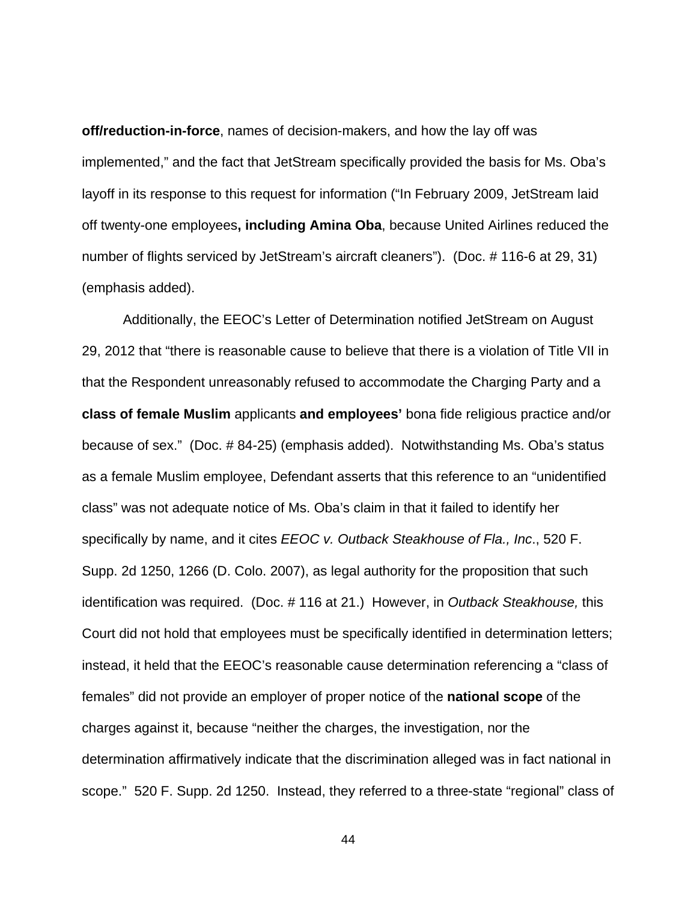**off/reduction-in-force**, names of decision-makers, and how the lay off was implemented," and the fact that JetStream specifically provided the basis for Ms. Oba's layoff in its response to this request for information ("In February 2009, JetStream laid off twenty-one employees**, including Amina Oba**, because United Airlines reduced the number of flights serviced by JetStream's aircraft cleaners"). (Doc. # 116-6 at 29, 31) (emphasis added).

Additionally, the EEOC's Letter of Determination notified JetStream on August 29, 2012 that "there is reasonable cause to believe that there is a violation of Title VII in that the Respondent unreasonably refused to accommodate the Charging Party and a **class of female Muslim** applicants **and employees'** bona fide religious practice and/or because of sex." (Doc. # 84-25) (emphasis added). Notwithstanding Ms. Oba's status as a female Muslim employee, Defendant asserts that this reference to an "unidentified class" was not adequate notice of Ms. Oba's claim in that it failed to identify her specifically by name, and it cites *EEOC v. Outback Steakhouse of Fla., Inc*., 520 F. Supp. 2d 1250, 1266 (D. Colo. 2007), as legal authority for the proposition that such identification was required. (Doc. # 116 at 21.) However, in *Outback Steakhouse,* this Court did not hold that employees must be specifically identified in determination letters; instead, it held that the EEOC's reasonable cause determination referencing a "class of females" did not provide an employer of proper notice of the **national scope** of the charges against it, because "neither the charges, the investigation, nor the determination affirmatively indicate that the discrimination alleged was in fact national in scope." 520 F. Supp. 2d 1250. Instead, they referred to a three-state "regional" class of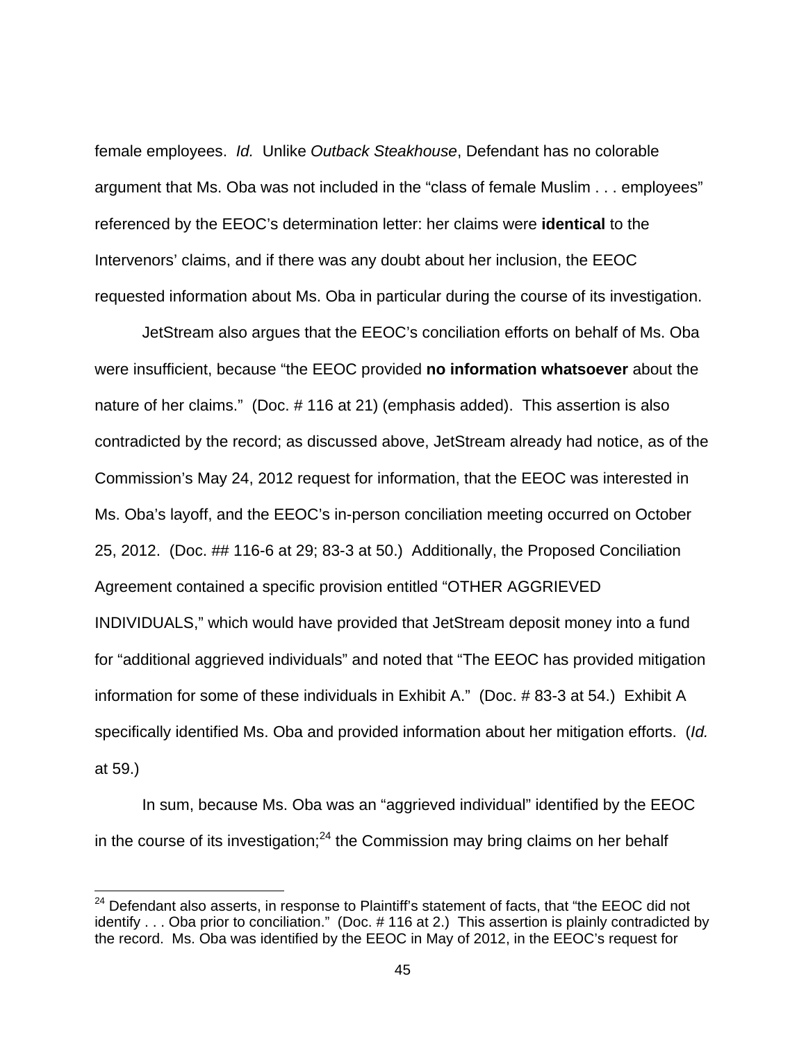female employees. *Id.* Unlike *Outback Steakhouse*, Defendant has no colorable argument that Ms. Oba was not included in the "class of female Muslim . . . employees" referenced by the EEOC's determination letter: her claims were **identical** to the Intervenors' claims, and if there was any doubt about her inclusion, the EEOC requested information about Ms. Oba in particular during the course of its investigation.

JetStream also argues that the EEOC's conciliation efforts on behalf of Ms. Oba were insufficient, because "the EEOC provided **no information whatsoever** about the nature of her claims." (Doc. # 116 at 21) (emphasis added). This assertion is also contradicted by the record; as discussed above, JetStream already had notice, as of the Commission's May 24, 2012 request for information, that the EEOC was interested in Ms. Oba's layoff, and the EEOC's in-person conciliation meeting occurred on October 25, 2012. (Doc. ## 116-6 at 29; 83-3 at 50.) Additionally, the Proposed Conciliation Agreement contained a specific provision entitled "OTHER AGGRIEVED INDIVIDUALS," which would have provided that JetStream deposit money into a fund for "additional aggrieved individuals" and noted that "The EEOC has provided mitigation information for some of these individuals in Exhibit A." (Doc. # 83-3 at 54.) Exhibit A specifically identified Ms. Oba and provided information about her mitigation efforts. (*Id.* at 59.)

In sum, because Ms. Oba was an "aggrieved individual" identified by the EEOC in the course of its investigation;[24] the Commission may bring claims on her behalf

---

[24] Defendant also asserts, in response to Plaintiff's statement of facts, that "the EEOC did not identify . . . Oba prior to conciliation." (Doc. # 116 at 2.) This assertion is plainly contradicted by the record. Ms. Oba was identified by the EEOC in May of 2012, in the EEOC's request for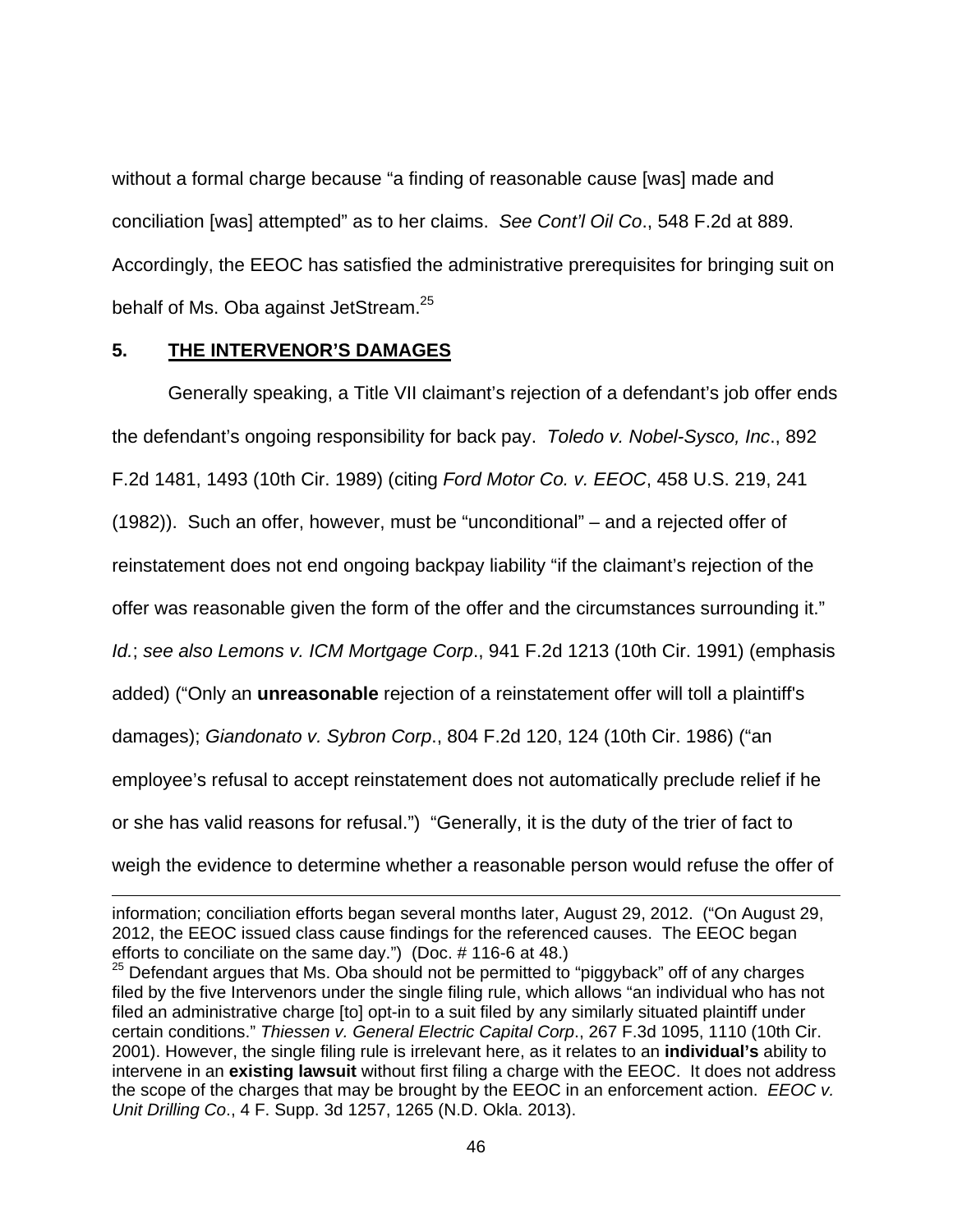without a formal charge because "a finding of reasonable cause [was] made and conciliation [was] attempted" as to her claims. *See Cont'l Oil Co*., 548 F.2d at 889. Accordingly, the EEOC has satisfied the administrative prerequisites for bringing suit on behalf of Ms. Oba against JetStream.[25]

## 5. <u>THE INTERVENOR'S DAMAGES</u>

Generally speaking, a Title VII claimant's rejection of a defendant's job offer ends the defendant's ongoing responsibility for back pay. *Toledo v. Nobel-Sysco, Inc*., 892 F.2d 1481, 1493 (10th Cir. 1989) (citing *Ford Motor Co. v. EEOC*, 458 U.S. 219, 241 (1982)). Such an offer, however, must be "unconditional" – and a rejected offer of reinstatement does not end ongoing backpay liability "if the claimant's rejection of the offer was reasonable given the form of the offer and the circumstances surrounding it." *Id.*; *see also Lemons v. ICM Mortgage Corp*., 941 F.2d 1213 (10th Cir. 1991) (emphasis added) ("Only an **unreasonable** rejection of a reinstatement offer will toll a plaintiff's damages); *Giandonato v. Sybron Corp*., 804 F.2d 120, 124 (10th Cir. 1986) ("an employee's refusal to accept reinstatement does not automatically preclude relief if he or she has valid reasons for refusal.") "Generally, it is the duty of the trier of fact to weigh the evidence to determine whether a reasonable person would refuse the offer of

---

information; conciliation efforts began several months later, August 29, 2012. ("On August 29, 2012, the EEOC issued class cause findings for the referenced causes. The EEOC began efforts to conciliate on the same day.") (Doc. # 116-6 at 48.)

[25] Defendant argues that Ms. Oba should not be permitted to "piggyback" off of any charges filed by the five Intervenors under the single filing rule, which allows "an individual who has not filed an administrative charge [to] opt-in to a suit filed by any similarly situated plaintiff under certain conditions." *Thiessen v. General Electric Capital Corp*., 267 F.3d 1095, 1110 (10th Cir. 2001). However, the single filing rule is irrelevant here, as it relates to an **individual's** ability to intervene in an **existing lawsuit** without first filing a charge with the EEOC. It does not address the scope of the charges that may be brought by the EEOC in an enforcement action. *EEOC v. Unit Drilling Co*., 4 F. Supp. 3d 1257, 1265 (N.D. Okla. 2013).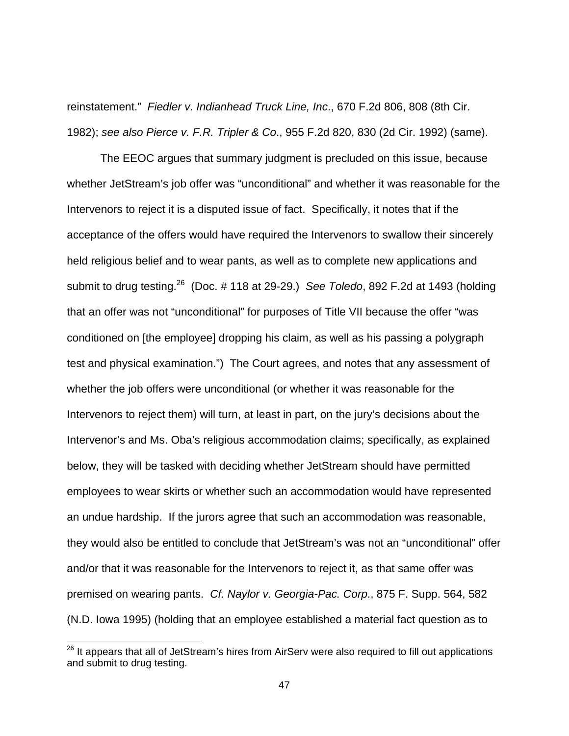reinstatement." *Fiedler v. Indianhead Truck Line, Inc*., 670 F.2d 806, 808 (8th Cir. 1982); *see also Pierce v. F.R. Tripler & Co*., 955 F.2d 820, 830 (2d Cir. 1992) (same).

The EEOC argues that summary judgment is precluded on this issue, because whether JetStream's job offer was "unconditional" and whether it was reasonable for the Intervenors to reject it is a disputed issue of fact. Specifically, it notes that if the acceptance of the offers would have required the Intervenors to swallow their sincerely held religious belief and to wear pants, as well as to complete new applications and submit to drug testing.[26] (Doc. # 118 at 29-29.) *See Toledo*, 892 F.2d at 1493 (holding that an offer was not "unconditional" for purposes of Title VII because the offer "was conditioned on [the employee] dropping his claim, as well as his passing a polygraph test and physical examination.") The Court agrees, and notes that any assessment of whether the job offers were unconditional (or whether it was reasonable for the Intervenors to reject them) will turn, at least in part, on the jury's decisions about the Intervenor's and Ms. Oba's religious accommodation claims; specifically, as explained below, they will be tasked with deciding whether JetStream should have permitted employees to wear skirts or whether such an accommodation would have represented an undue hardship. If the jurors agree that such an accommodation was reasonable, they would also be entitled to conclude that JetStream's was not an "unconditional" offer and/or that it was reasonable for the Intervenors to reject it, as that same offer was premised on wearing pants. *Cf. Naylor v. Georgia-Pac. Corp*., 875 F. Supp. 564, 582 (N.D. Iowa 1995) (holding that an employee established a material fact question as to

[26] It appears that all of JetStream's hires from AirServ were also required to fill out applications and submit to drug testing.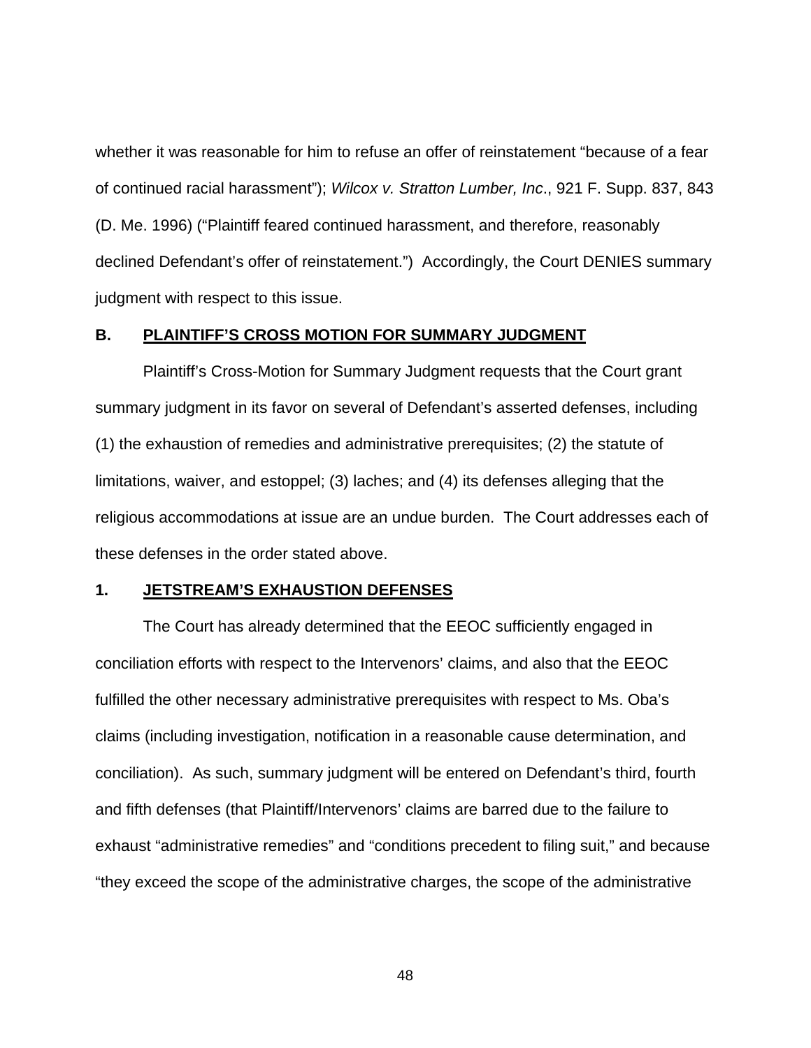whether it was reasonable for him to refuse an offer of reinstatement "because of a fear of continued racial harassment"); *Wilcox v. Stratton Lumber, Inc*., 921 F. Supp. 837, 843 (D. Me. 1996) ("Plaintiff feared continued harassment, and therefore, reasonably declined Defendant's offer of reinstatement.") Accordingly, the Court DENIES summary judgment with respect to this issue.

## B. <u>PLAINTIFF'S CROSS MOTION FOR SUMMARY JUDGMENT</u>

Plaintiff's Cross-Motion for Summary Judgment requests that the Court grant summary judgment in its favor on several of Defendant's asserted defenses, including (1) the exhaustion of remedies and administrative prerequisites; (2) the statute of limitations, waiver, and estoppel; (3) laches; and (4) its defenses alleging that the religious accommodations at issue are an undue burden. The Court addresses each of these defenses in the order stated above.

### 1. <u>JETSTREAM'S EXHAUSTION DEFENSES</u>

The Court has already determined that the EEOC sufficiently engaged in conciliation efforts with respect to the Intervenors' claims, and also that the EEOC fulfilled the other necessary administrative prerequisites with respect to Ms. Oba's claims (including investigation, notification in a reasonable cause determination, and conciliation). As such, summary judgment will be entered on Defendant's third, fourth and fifth defenses (that Plaintiff/Intervenors' claims are barred due to the failure to exhaust "administrative remedies" and "conditions precedent to filing suit," and because "they exceed the scope of the administrative charges, the scope of the administrative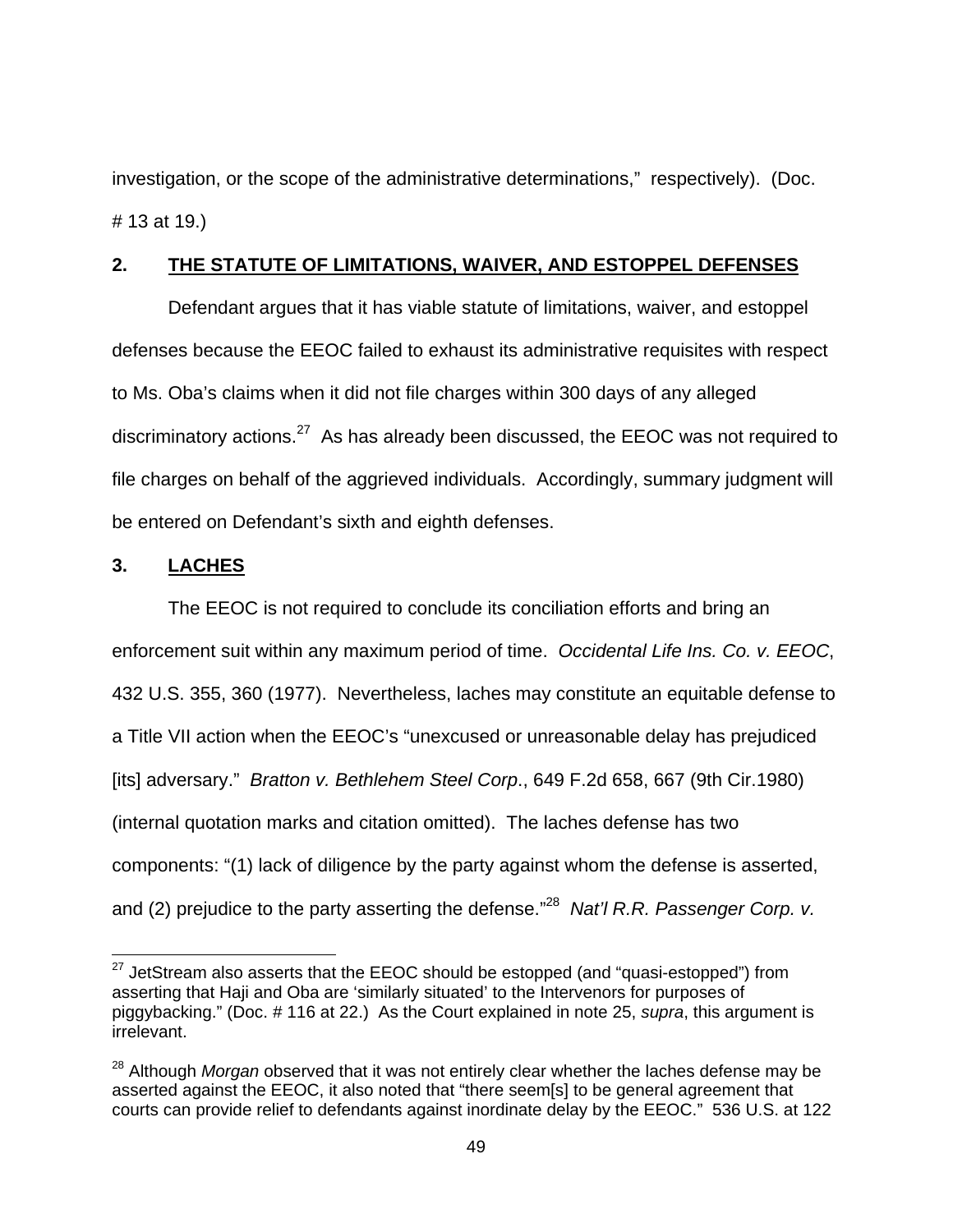investigation, or the scope of the administrative determinations," respectively). (Doc. # 13 at 19.)

**2. <u>THE STATUTE OF LIMITATIONS, WAIVER, AND ESTOPPEL DEFENSES</u>**

Defendant argues that it has viable statute of limitations, waiver, and estoppel defenses because the EEOC failed to exhaust its administrative requisites with respect to Ms. Oba's claims when it did not file charges within 300 days of any alleged discriminatory actions.[27] As has already been discussed, the EEOC was not required to file charges on behalf of the aggrieved individuals. Accordingly, summary judgment will be entered on Defendant's sixth and eighth defenses.

**3. <u>LACHES</u>**

The EEOC is not required to conclude its conciliation efforts and bring an enforcement suit within any maximum period of time. *Occidental Life Ins. Co. v. EEOC*, 432 U.S. 355, 360 (1977). Nevertheless, laches may constitute an equitable defense to a Title VII action when the EEOC's "unexcused or unreasonable delay has prejudiced [its] adversary." *Bratton v. Bethlehem Steel Corp*., 649 F.2d 658, 667 (9th Cir.1980) (internal quotation marks and citation omitted). The laches defense has two components: "(1) lack of diligence by the party against whom the defense is asserted, and (2) prejudice to the party asserting the defense."[28] *Nat'l R.R. Passenger Corp. v.*

---

[27] JetStream also asserts that the EEOC should be estopped (and "quasi-estopped") from asserting that Haji and Oba are 'similarly situated' to the Intervenors for purposes of piggybacking." (Doc. # 116 at 22.) As the Court explained in note 25, *supra*, this argument is irrelevant.

[28] Although *Morgan* observed that it was not entirely clear whether the laches defense may be asserted against the EEOC, it also noted that "there seem[s] to be general agreement that courts can provide relief to defendants against inordinate delay by the EEOC." 536 U.S. at 122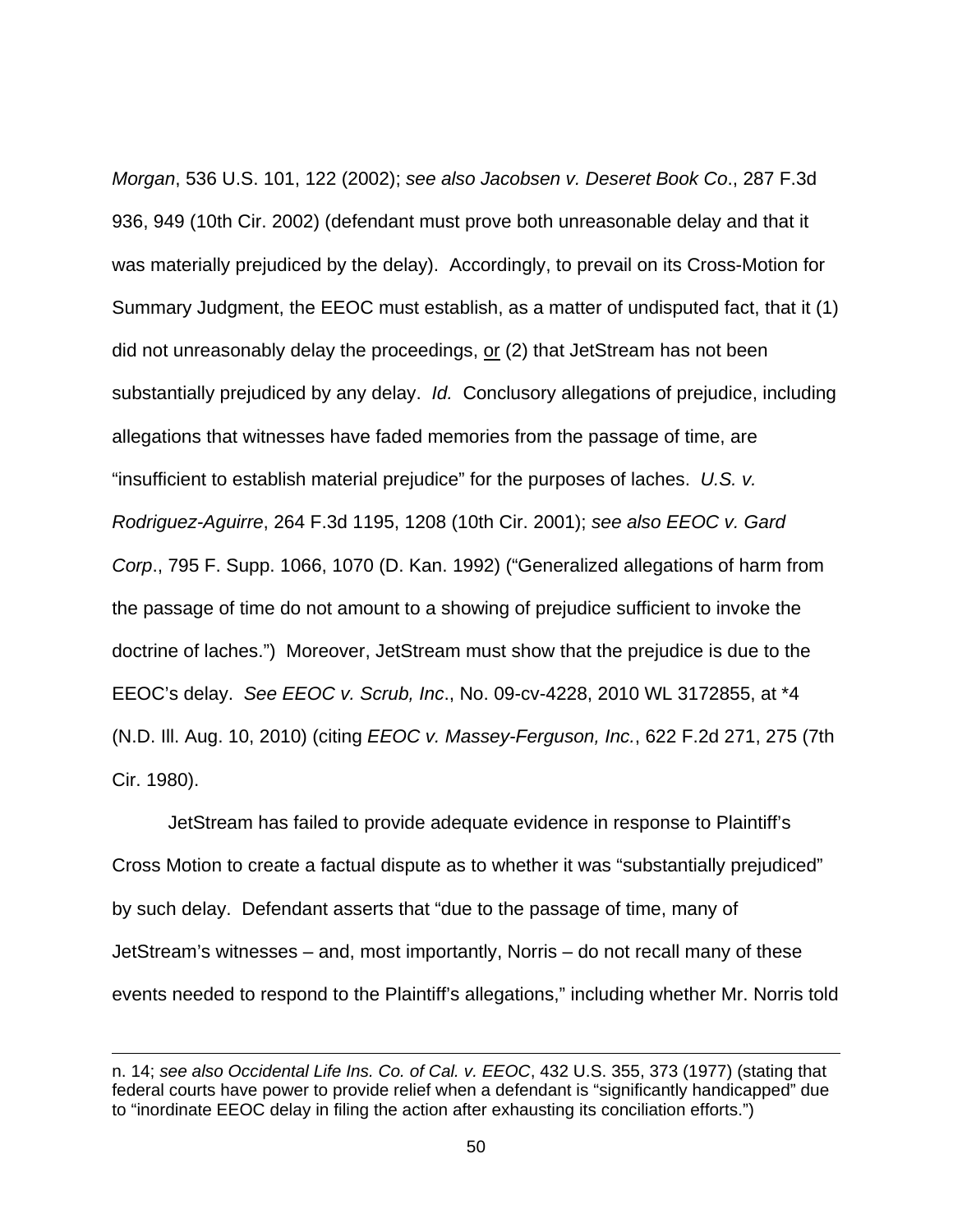*Morgan*, 536 U.S. 101, 122 (2002); *see also Jacobsen v. Deseret Book Co*., 287 F.3d 936, 949 (10th Cir. 2002) (defendant must prove both unreasonable delay and that it was materially prejudiced by the delay). Accordingly, to prevail on its Cross-Motion for Summary Judgment, the EEOC must establish, as a matter of undisputed fact, that it (1) did not unreasonably delay the proceedings, <u>or</u> (2) that JetStream has not been substantially prejudiced by any delay. *Id.* Conclusory allegations of prejudice, including allegations that witnesses have faded memories from the passage of time, are "insufficient to establish material prejudice" for the purposes of laches. *U.S. v. Rodriguez-Aguirre*, 264 F.3d 1195, 1208 (10th Cir. 2001); *see also EEOC v. Gard Corp*., 795 F. Supp. 1066, 1070 (D. Kan. 1992) ("Generalized allegations of harm from the passage of time do not amount to a showing of prejudice sufficient to invoke the doctrine of laches.") Moreover, JetStream must show that the prejudice is due to the EEOC's delay. *See EEOC v. Scrub, Inc*., No. 09-cv-4228, 2010 WL 3172855, at *4 (N.D. Ill. Aug. 10, 2010) (citing *EEOC v. Massey-Ferguson, Inc.*, 622 F.2d 271, 275 (7th Cir. 1980).

JetStream has failed to provide adequate evidence in response to Plaintiff's Cross Motion to create a factual dispute as to whether it was "substantially prejudiced" by such delay. Defendant asserts that "due to the passage of time, many of JetStream's witnesses – and, most importantly, Norris – do not recall many of these events needed to respond to the Plaintiff's allegations," including whether Mr. Norris told

---

n. 14; *see also Occidental Life Ins. Co. of Cal. v. EEOC*, 432 U.S. 355, 373 (1977) (stating that federal courts have power to provide relief when a defendant is "significantly handicapped" due to "inordinate EEOC delay in filing the action after exhausting its conciliation efforts.")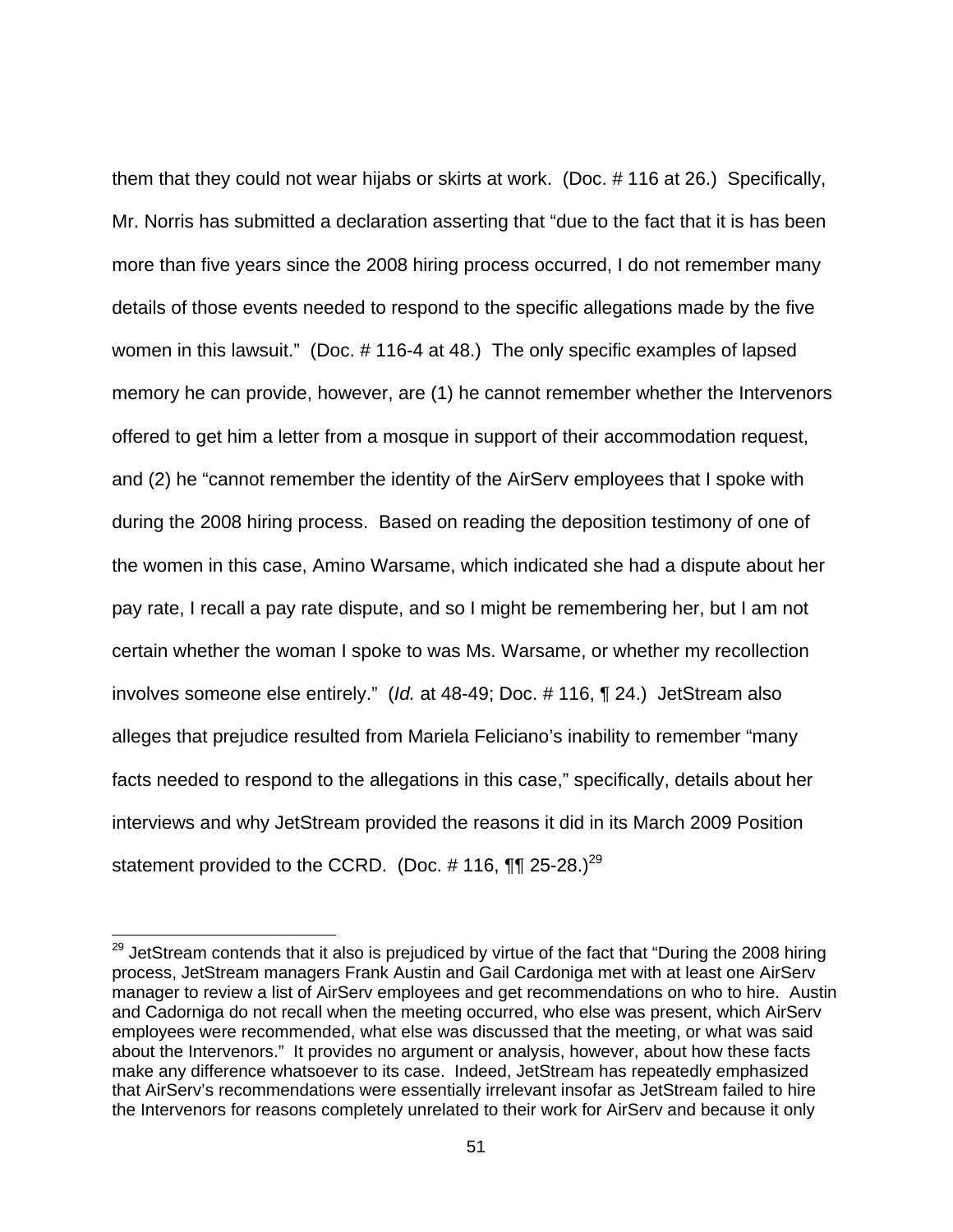them that they could not wear hijabs or skirts at work. (Doc. # 116 at 26.) Specifically, Mr. Norris has submitted a declaration asserting that "due to the fact that it is has been more than five years since the 2008 hiring process occurred, I do not remember many details of those events needed to respond to the specific allegations made by the five women in this lawsuit." (Doc. # 116-4 at 48.) The only specific examples of lapsed memory he can provide, however, are (1) he cannot remember whether the Intervenors offered to get him a letter from a mosque in support of their accommodation request, and (2) he "cannot remember the identity of the AirServ employees that I spoke with during the 2008 hiring process. Based on reading the deposition testimony of one of the women in this case, Amino Warsame, which indicated she had a dispute about her pay rate, I recall a pay rate dispute, and so I might be remembering her, but I am not certain whether the woman I spoke to was Ms. Warsame, or whether my recollection involves someone else entirely." (*Id.* at 48-49; Doc. # 116, ¶ 24.) JetStream also alleges that prejudice resulted from Mariela Feliciano's inability to remember "many facts needed to respond to the allegations in this case," specifically, details about her interviews and why JetStream provided the reasons it did in its March 2009 Position statement provided to the CCRD. (Doc. # 116, ¶¶ 25-28.)[29]

[29] JetStream contends that it also is prejudiced by virtue of the fact that "During the 2008 hiring process, JetStream managers Frank Austin and Gail Cardoniga met with at least one AirServ manager to review a list of AirServ employees and get recommendations on who to hire. Austin and Cadorniga do not recall when the meeting occurred, who else was present, which AirServ employees were recommended, what else was discussed that the meeting, or what was said about the Intervenors." It provides no argument or analysis, however, about how these facts make any difference whatsoever to its case. Indeed, JetStream has repeatedly emphasized that AirServ's recommendations were essentially irrelevant insofar as JetStream failed to hire the Intervenors for reasons completely unrelated to their work for AirServ and because it only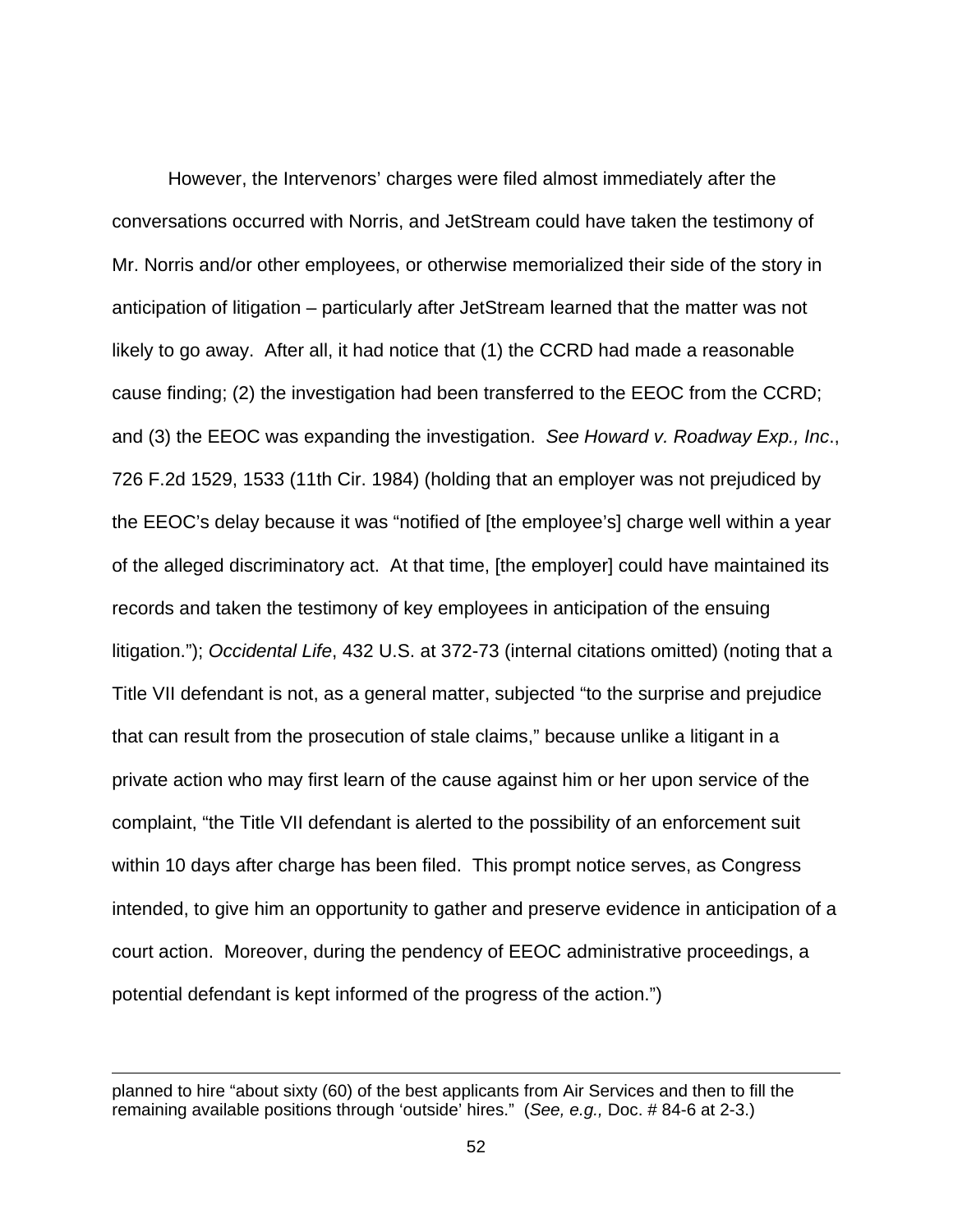However, the Intervenors' charges were filed almost immediately after the conversations occurred with Norris, and JetStream could have taken the testimony of Mr. Norris and/or other employees, or otherwise memorialized their side of the story in anticipation of litigation – particularly after JetStream learned that the matter was not likely to go away. After all, it had notice that (1) the CCRD had made a reasonable cause finding; (2) the investigation had been transferred to the EEOC from the CCRD; and (3) the EEOC was expanding the investigation. *See Howard v. Roadway Exp., Inc.*, 726 F.2d 1529, 1533 (11th Cir. 1984) (holding that an employer was not prejudiced by the EEOC's delay because it was "notified of [the employee's] charge well within a year of the alleged discriminatory act. At that time, [the employer] could have maintained its records and taken the testimony of key employees in anticipation of the ensuing litigation."); *Occidental Life*, 432 U.S. at 372-73 (internal citations omitted) (noting that a Title VII defendant is not, as a general matter, subjected "to the surprise and prejudice that can result from the prosecution of stale claims," because unlike a litigant in a private action who may first learn of the cause against him or her upon service of the complaint, "the Title VII defendant is alerted to the possibility of an enforcement suit within 10 days after charge has been filed. This prompt notice serves, as Congress intended, to give him an opportunity to gather and preserve evidence in anticipation of a court action. Moreover, during the pendency of EEOC administrative proceedings, a potential defendant is kept informed of the progress of the action.")

---

planned to hire "about sixty (60) of the best applicants from Air Services and then to fill the remaining available positions through 'outside' hires." (*See, e.g.,* Doc. # 84-6 at 2-3.)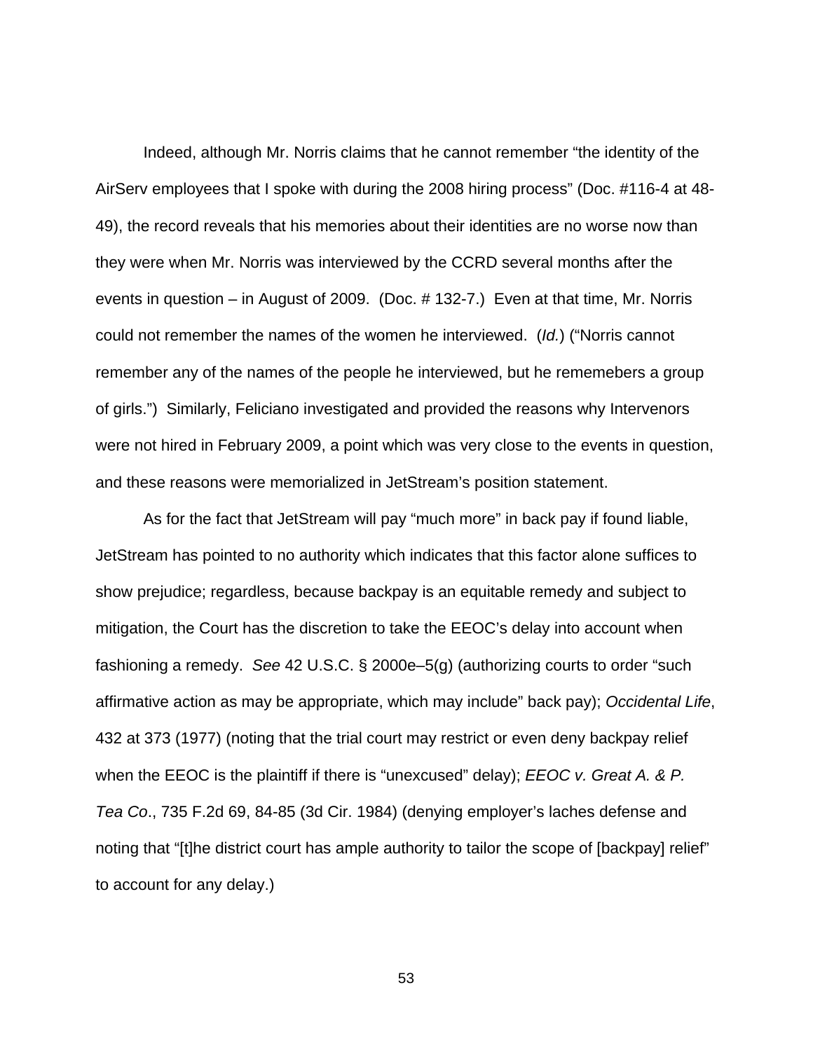Indeed, although Mr. Norris claims that he cannot remember "the identity of the AirServ employees that I spoke with during the 2008 hiring process" (Doc. #116-4 at 48-49), the record reveals that his memories about their identities are no worse now than they were when Mr. Norris was interviewed by the CCRD several months after the events in question – in August of 2009. (Doc. # 132-7.) Even at that time, Mr. Norris could not remember the names of the women he interviewed. (*Id.*) ("Norris cannot remember any of the names of the people he interviewed, but he rememebers a group of girls.") Similarly, Feliciano investigated and provided the reasons why Intervenors were not hired in February 2009, a point which was very close to the events in question, and these reasons were memorialized in JetStream's position statement.

As for the fact that JetStream will pay "much more" in back pay if found liable, JetStream has pointed to no authority which indicates that this factor alone suffices to show prejudice; regardless, because backpay is an equitable remedy and subject to mitigation, the Court has the discretion to take the EEOC's delay into account when fashioning a remedy. *See* 42 U.S.C. § 2000e–5(g) (authorizing courts to order "such affirmative action as may be appropriate, which may include" back pay); *Occidental Life*, 432 at 373 (1977) (noting that the trial court may restrict or even deny backpay relief when the EEOC is the plaintiff if there is "unexcused" delay); *EEOC v. Great A. & P. Tea Co*., 735 F.2d 69, 84-85 (3d Cir. 1984) (denying employer's laches defense and noting that "[t]he district court has ample authority to tailor the scope of [backpay] relief" to account for any delay.)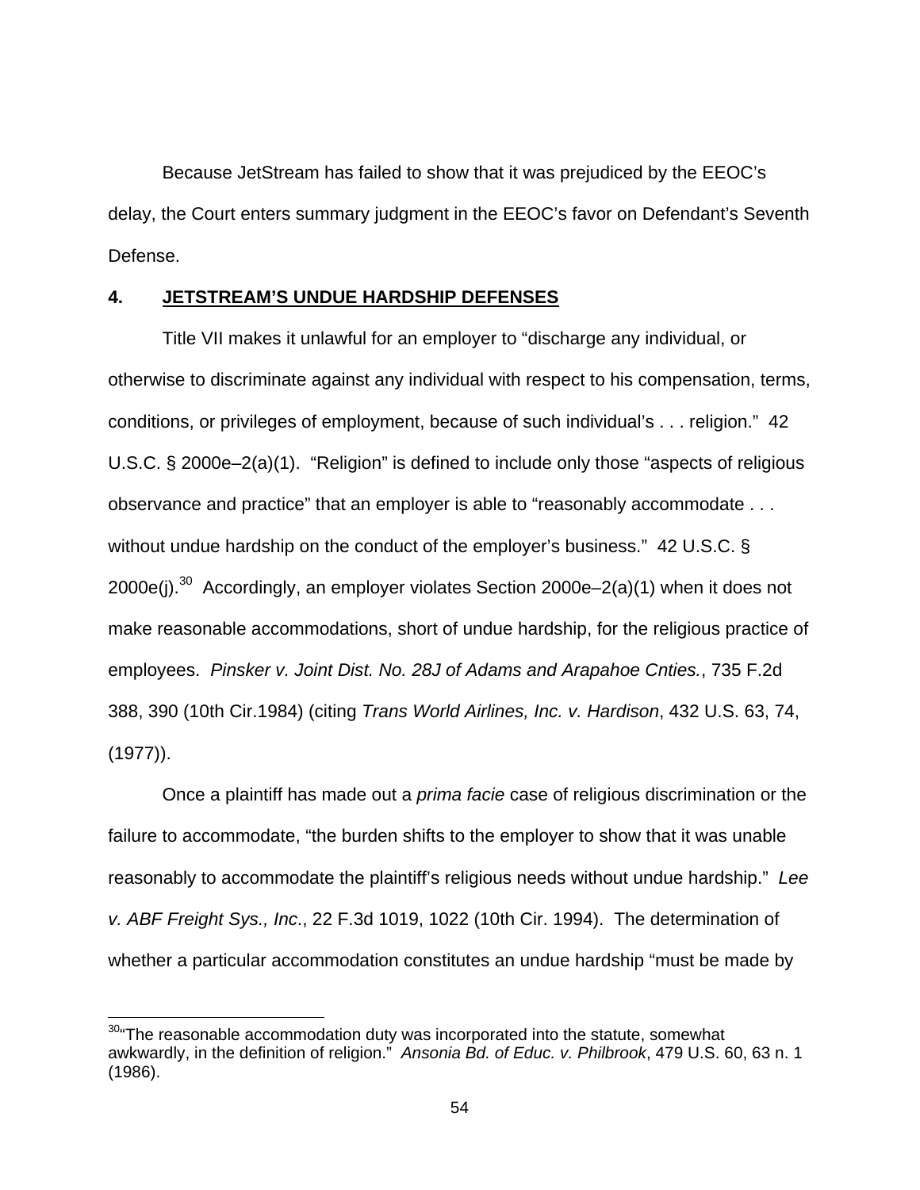Because JetStream has failed to show that it was prejudiced by the EEOC's delay, the Court enters summary judgment in the EEOC's favor on Defendant's Seventh Defense.

## 4. JETSTREAM'S UNDUE HARDSHIP DEFENSES

Title VII makes it unlawful for an employer to "discharge any individual, or otherwise to discriminate against any individual with respect to his compensation, terms, conditions, or privileges of employment, because of such individual's . . . religion." 42 U.S.C. § 2000e–2(a)(1). "Religion" is defined to include only those "aspects of religious observance and practice" that an employer is able to "reasonably accommodate . . . without undue hardship on the conduct of the employer's business." 42 U.S.C. § 2000e(j).[30] Accordingly, an employer violates Section 2000e–2(a)(1) when it does not make reasonable accommodations, short of undue hardship, for the religious practice of employees. *Pinsker v. Joint Dist. No. 28J of Adams and Arapahoe Cnties.*, 735 F.2d 388, 390 (10th Cir.1984) (citing *Trans World Airlines, Inc. v. Hardison*, 432 U.S. 63, 74, (1977)).

Once a plaintiff has made out a *prima facie* case of religious discrimination or the failure to accommodate, "the burden shifts to the employer to show that it was unable reasonably to accommodate the plaintiff's religious needs without undue hardship." *Lee v. ABF Freight Sys., Inc.*, 22 F.3d 1019, 1022 (10th Cir. 1994). The determination of whether a particular accommodation constitutes an undue hardship "must be made by

---

[30] "The reasonable accommodation duty was incorporated into the statute, somewhat awkwardly, in the definition of religion." *Ansonia Bd. of Educ. v. Philbrook*, 479 U.S. 60, 63 n. 1 (1986).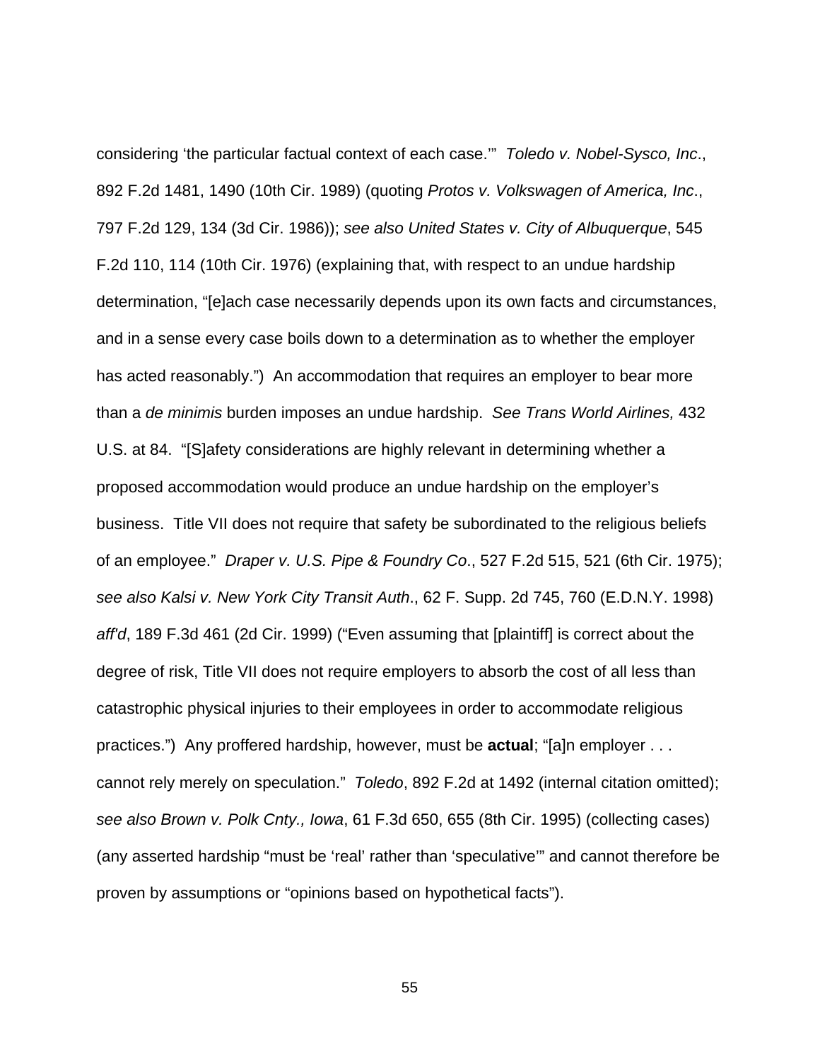considering 'the particular factual context of each case.'" *Toledo v. Nobel-Sysco, Inc*., 892 F.2d 1481, 1490 (10th Cir. 1989) (quoting *Protos v. Volkswagen of America, Inc*., 797 F.2d 129, 134 (3d Cir. 1986)); *see also United States v. City of Albuquerque*, 545 F.2d 110, 114 (10th Cir. 1976) (explaining that, with respect to an undue hardship determination, "[e]ach case necessarily depends upon its own facts and circumstances, and in a sense every case boils down to a determination as to whether the employer has acted reasonably.") An accommodation that requires an employer to bear more than a *de minimis* burden imposes an undue hardship. *See Trans World Airlines,* 432 U.S. at 84. "[S]afety considerations are highly relevant in determining whether a proposed accommodation would produce an undue hardship on the employer's business. Title VII does not require that safety be subordinated to the religious beliefs of an employee." *Draper v. U.S. Pipe & Foundry Co*., 527 F.2d 515, 521 (6th Cir. 1975); *see also Kalsi v. New York City Transit Auth*., 62 F. Supp. 2d 745, 760 (E.D.N.Y. 1998) *aff'd*, 189 F.3d 461 (2d Cir. 1999) ("Even assuming that [plaintiff] is correct about the degree of risk, Title VII does not require employers to absorb the cost of all less than catastrophic physical injuries to their employees in order to accommodate religious practices.") Any proffered hardship, however, must be **actual**; "[a]n employer . . . cannot rely merely on speculation." *Toledo*, 892 F.2d at 1492 (internal citation omitted); *see also Brown v. Polk Cnty., Iowa*, 61 F.3d 650, 655 (8th Cir. 1995) (collecting cases) (any asserted hardship "must be 'real' rather than 'speculative'" and cannot therefore be proven by assumptions or "opinions based on hypothetical facts").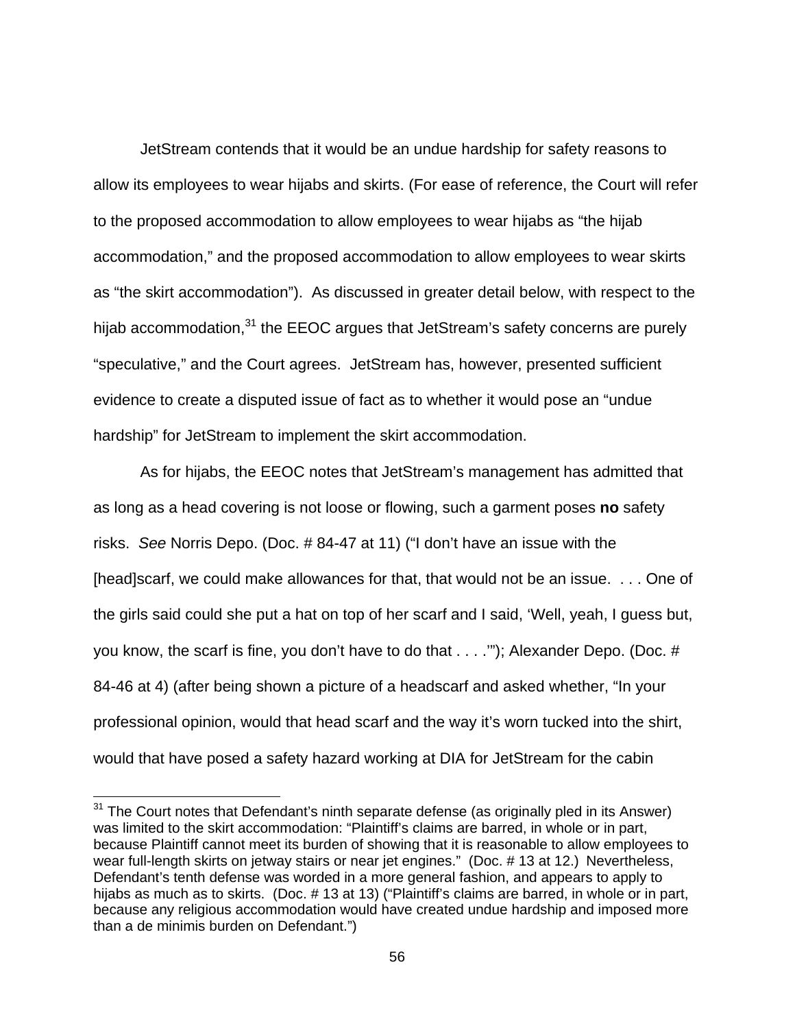JetStream contends that it would be an undue hardship for safety reasons to allow its employees to wear hijabs and skirts. (For ease of reference, the Court will refer to the proposed accommodation to allow employees to wear hijabs as "the hijab accommodation," and the proposed accommodation to allow employees to wear skirts as "the skirt accommodation"). As discussed in greater detail below, with respect to the hijab accommodation,[31] the EEOC argues that JetStream's safety concerns are purely "speculative," and the Court agrees. JetStream has, however, presented sufficient evidence to create a disputed issue of fact as to whether it would pose an "undue hardship" for JetStream to implement the skirt accommodation.

As for hijabs, the EEOC notes that JetStream's management has admitted that as long as a head covering is not loose or flowing, such a garment poses **no** safety risks. *See* Norris Depo. (Doc. # 84-47 at 11) ("I don't have an issue with the [head]scarf, we could make allowances for that, that would not be an issue. . . . One of the girls said could she put a hat on top of her scarf and I said, 'Well, yeah, I guess but, you know, the scarf is fine, you don't have to do that . . . .'"); Alexander Depo. (Doc. # 84-46 at 4) (after being shown a picture of a headscarf and asked whether, "In your professional opinion, would that head scarf and the way it's worn tucked into the shirt, would that have posed a safety hazard working at DIA for JetStream for the cabin

---

[31] The Court notes that Defendant's ninth separate defense (as originally pled in its Answer) was limited to the skirt accommodation: "Plaintiff's claims are barred, in whole or in part, because Plaintiff cannot meet its burden of showing that it is reasonable to allow employees to wear full-length skirts on jetway stairs or near jet engines." (Doc. # 13 at 12.) Nevertheless, Defendant's tenth defense was worded in a more general fashion, and appears to apply to hijabs as much as to skirts. (Doc. # 13 at 13) ("Plaintiff's claims are barred, in whole or in part, because any religious accommodation would have created undue hardship and imposed more than a de minimis burden on Defendant.")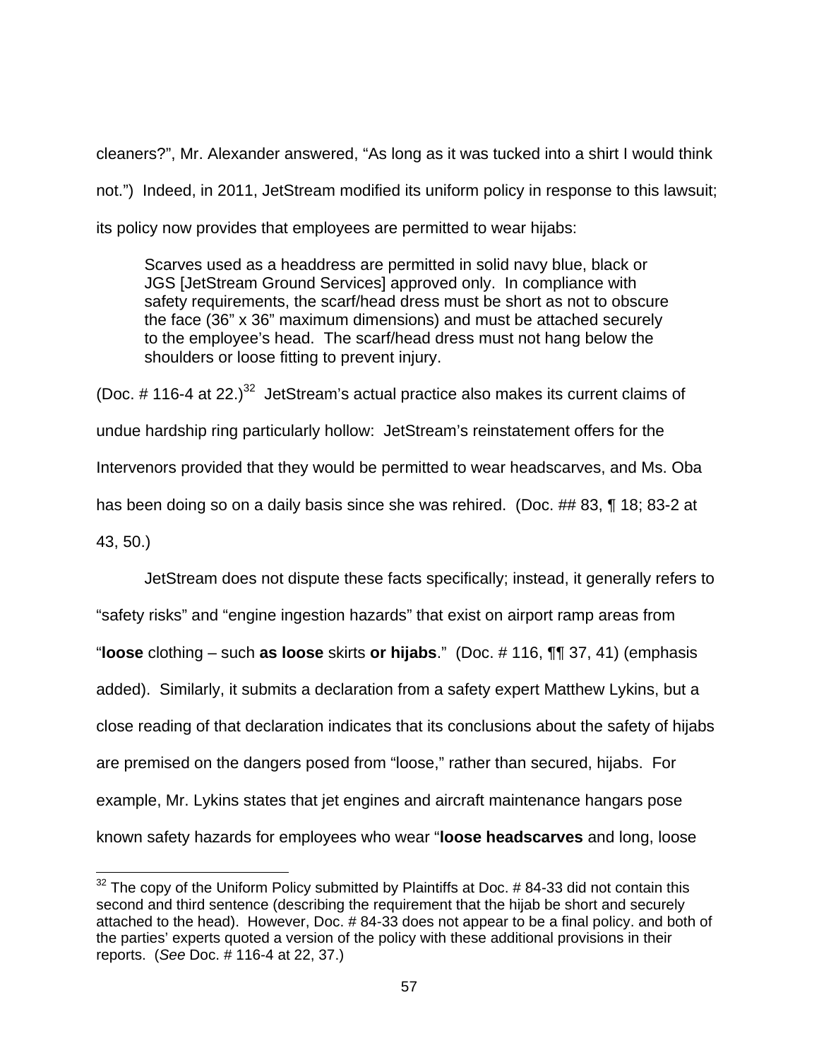cleaners?", Mr. Alexander answered, "As long as it was tucked into a shirt I would think not.") Indeed, in 2011, JetStream modified its uniform policy in response to this lawsuit; its policy now provides that employees are permitted to wear hijabs:

> Scarves used as a headdress are permitted in solid navy blue, black or JGS [JetStream Ground Services] approved only. In compliance with safety requirements, the scarf/head dress must be short as not to obscure the face (36" x 36" maximum dimensions) and must be attached securely to the employee's head. The scarf/head dress must not hang below the shoulders or loose fitting to prevent injury.

(Doc. # 116-4 at 22.)[32] JetStream's actual practice also makes its current claims of undue hardship ring particularly hollow: JetStream's reinstatement offers for the Intervenors provided that they would be permitted to wear headscarves, and Ms. Oba has been doing so on a daily basis since she was rehired. (Doc. ## 83, ¶ 18; 83-2 at 43, 50.)

JetStream does not dispute these facts specifically; instead, it generally refers to "safety risks" and "engine ingestion hazards" that exist on airport ramp areas from "**loose** clothing – such **as loose** skirts **or hijabs**." (Doc. # 116, ¶¶ 37, 41) (emphasis added). Similarly, it submits a declaration from a safety expert Matthew Lykins, but a close reading of that declaration indicates that its conclusions about the safety of hijabs are premised on the dangers posed from "loose," rather than secured, hijabs. For example, Mr. Lykins states that jet engines and aircraft maintenance hangars pose known safety hazards for employees who wear "**loose headscarves** and long, loose

---

[32] The copy of the Uniform Policy submitted by Plaintiffs at Doc. # 84-33 did not contain this second and third sentence (describing the requirement that the hijab be short and securely attached to the head). However, Doc. # 84-33 does not appear to be a final policy. and both of the parties' experts quoted a version of the policy with these additional provisions in their reports. (*See* Doc. # 116-4 at 22, 37.)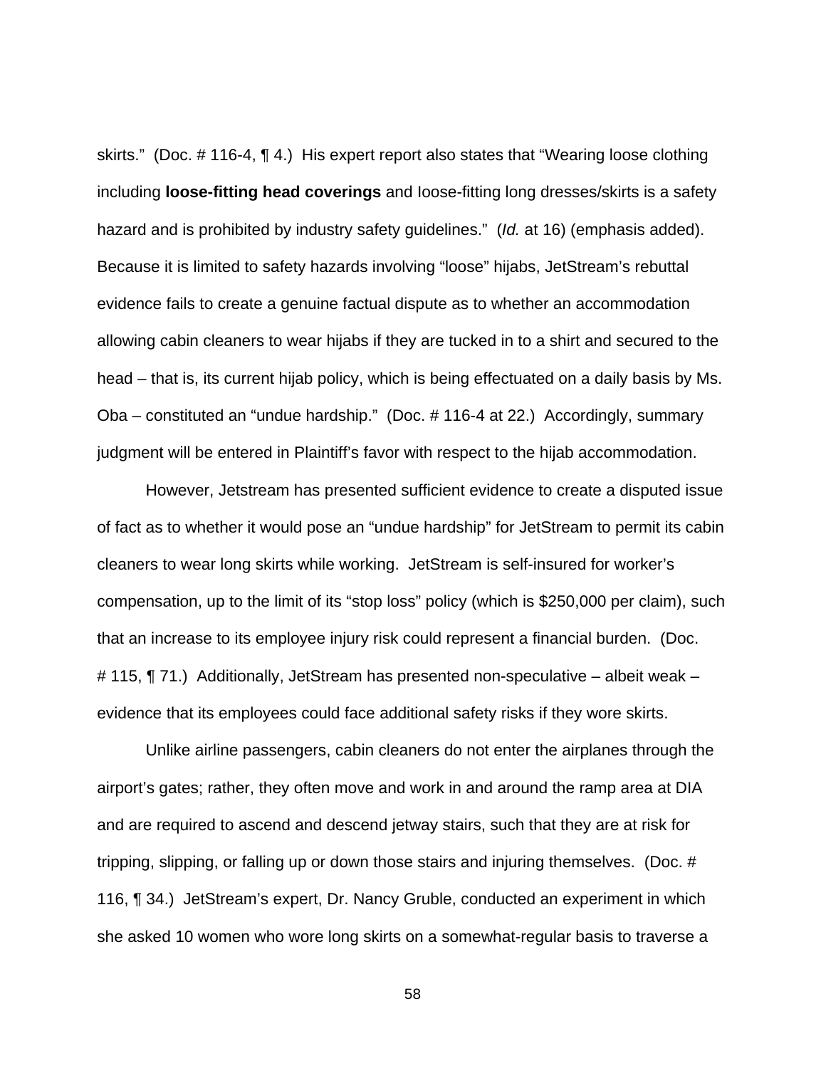skirts." (Doc. # 116-4, ¶ 4.) His expert report also states that "Wearing loose clothing including **loose-fitting head coverings** and loose-fitting long dresses/skirts is a safety hazard and is prohibited by industry safety guidelines." (*Id.* at 16) (emphasis added). Because it is limited to safety hazards involving "loose" hijabs, JetStream's rebuttal evidence fails to create a genuine factual dispute as to whether an accommodation allowing cabin cleaners to wear hijabs if they are tucked in to a shirt and secured to the head – that is, its current hijab policy, which is being effectuated on a daily basis by Ms. Oba – constituted an "undue hardship." (Doc. # 116-4 at 22.) Accordingly, summary judgment will be entered in Plaintiff's favor with respect to the hijab accommodation.

However, Jetstream has presented sufficient evidence to create a disputed issue of fact as to whether it would pose an "undue hardship" for JetStream to permit its cabin cleaners to wear long skirts while working. JetStream is self-insured for worker's compensation, up to the limit of its "stop loss" policy (which is $250,000 per claim), such that an increase to its employee injury risk could represent a financial burden. (Doc. # 115, ¶ 71.) Additionally, JetStream has presented non-speculative – albeit weak – evidence that its employees could face additional safety risks if they wore skirts.

Unlike airline passengers, cabin cleaners do not enter the airplanes through the airport's gates; rather, they often move and work in and around the ramp area at DIA and are required to ascend and descend jetway stairs, such that they are at risk for tripping, slipping, or falling up or down those stairs and injuring themselves. (Doc. # 116, ¶ 34.) JetStream's expert, Dr. Nancy Gruble, conducted an experiment in which she asked 10 women who wore long skirts on a somewhat-regular basis to traverse a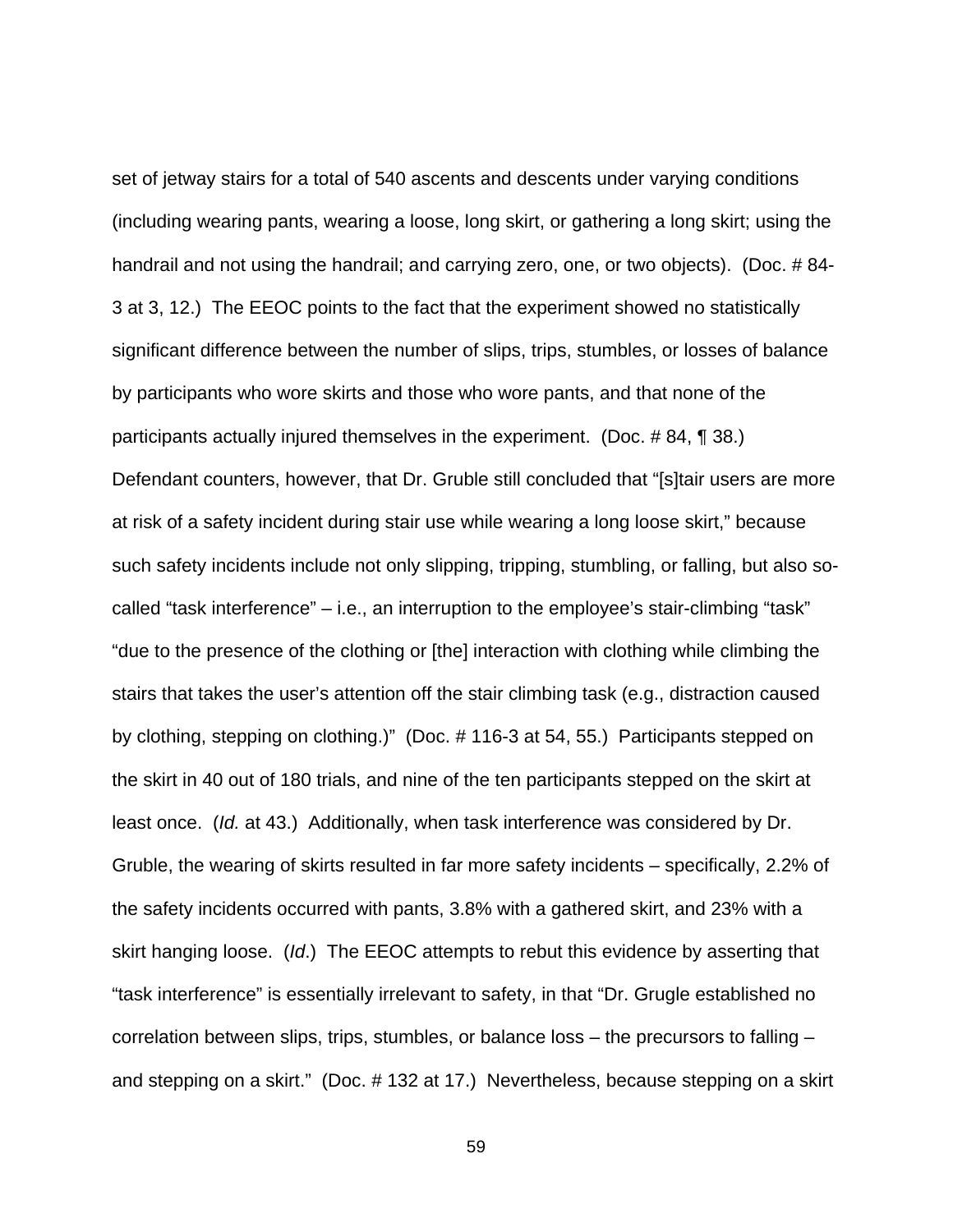set of jetway stairs for a total of 540 ascents and descents under varying conditions (including wearing pants, wearing a loose, long skirt, or gathering a long skirt; using the handrail and not using the handrail; and carrying zero, one, or two objects). (Doc. # 84-3 at 3, 12.) The EEOC points to the fact that the experiment showed no statistically significant difference between the number of slips, trips, stumbles, or losses of balance by participants who wore skirts and those who wore pants, and that none of the participants actually injured themselves in the experiment. (Doc. # 84, ¶ 38.) Defendant counters, however, that Dr. Gruble still concluded that "[s]tair users are more at risk of a safety incident during stair use while wearing a long loose skirt," because such safety incidents include not only slipping, tripping, stumbling, or falling, but also so-called "task interference" – i.e., an interruption to the employee's stair-climbing "task" "due to the presence of the clothing or [the] interaction with clothing while climbing the stairs that takes the user's attention off the stair climbing task (e.g., distraction caused by clothing, stepping on clothing.)" (Doc. # 116-3 at 54, 55.) Participants stepped on the skirt in 40 out of 180 trials, and nine of the ten participants stepped on the skirt at least once. (*Id.* at 43.) Additionally, when task interference was considered by Dr. Gruble, the wearing of skirts resulted in far more safety incidents – specifically, 2.2% of the safety incidents occurred with pants, 3.8% with a gathered skirt, and 23% with a skirt hanging loose. (*Id*.) The EEOC attempts to rebut this evidence by asserting that "task interference" is essentially irrelevant to safety, in that "Dr. Grugle established no correlation between slips, trips, stumbles, or balance loss – the precursors to falling – and stepping on a skirt." (Doc. # 132 at 17.) Nevertheless, because stepping on a skirt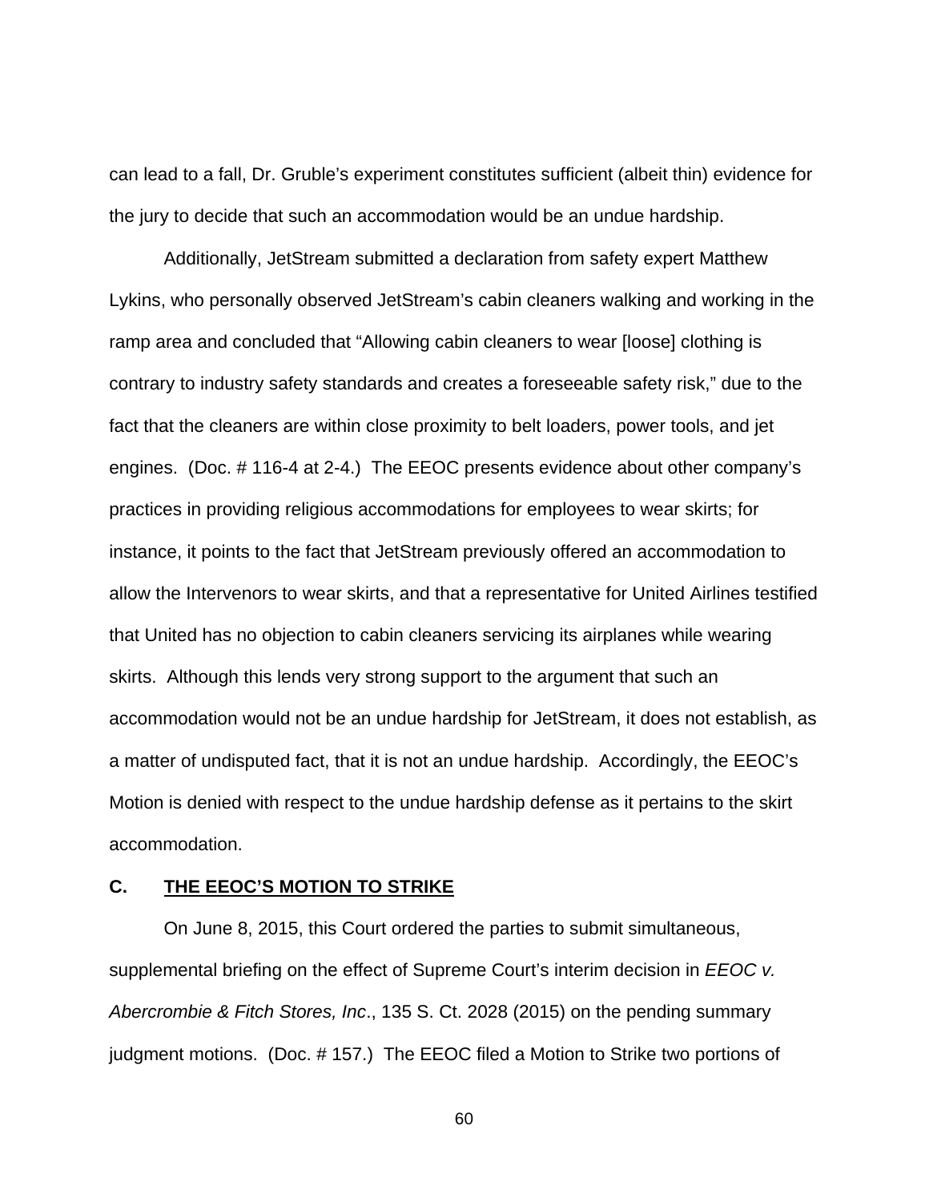can lead to a fall, Dr. Gruble's experiment constitutes sufficient (albeit thin) evidence for the jury to decide that such an accommodation would be an undue hardship.

Additionally, JetStream submitted a declaration from safety expert Matthew Lykins, who personally observed JetStream's cabin cleaners walking and working in the ramp area and concluded that "Allowing cabin cleaners to wear [loose] clothing is contrary to industry safety standards and creates a foreseeable safety risk," due to the fact that the cleaners are within close proximity to belt loaders, power tools, and jet engines. (Doc. # 116-4 at 2-4.) The EEOC presents evidence about other company's practices in providing religious accommodations for employees to wear skirts; for instance, it points to the fact that JetStream previously offered an accommodation to allow the Intervenors to wear skirts, and that a representative for United Airlines testified that United has no objection to cabin cleaners servicing its airplanes while wearing skirts. Although this lends very strong support to the argument that such an accommodation would not be an undue hardship for JetStream, it does not establish, as a matter of undisputed fact, that it is not an undue hardship. Accordingly, the EEOC's Motion is denied with respect to the undue hardship defense as it pertains to the skirt accommodation.

### C. <u>THE EEOC'S MOTION TO STRIKE</u>

On June 8, 2015, this Court ordered the parties to submit simultaneous, supplemental briefing on the effect of Supreme Court's interim decision in *EEOC v. Abercrombie & Fitch Stores, Inc*., 135 S. Ct. 2028 (2015) on the pending summary judgment motions. (Doc. # 157.) The EEOC filed a Motion to Strike two portions of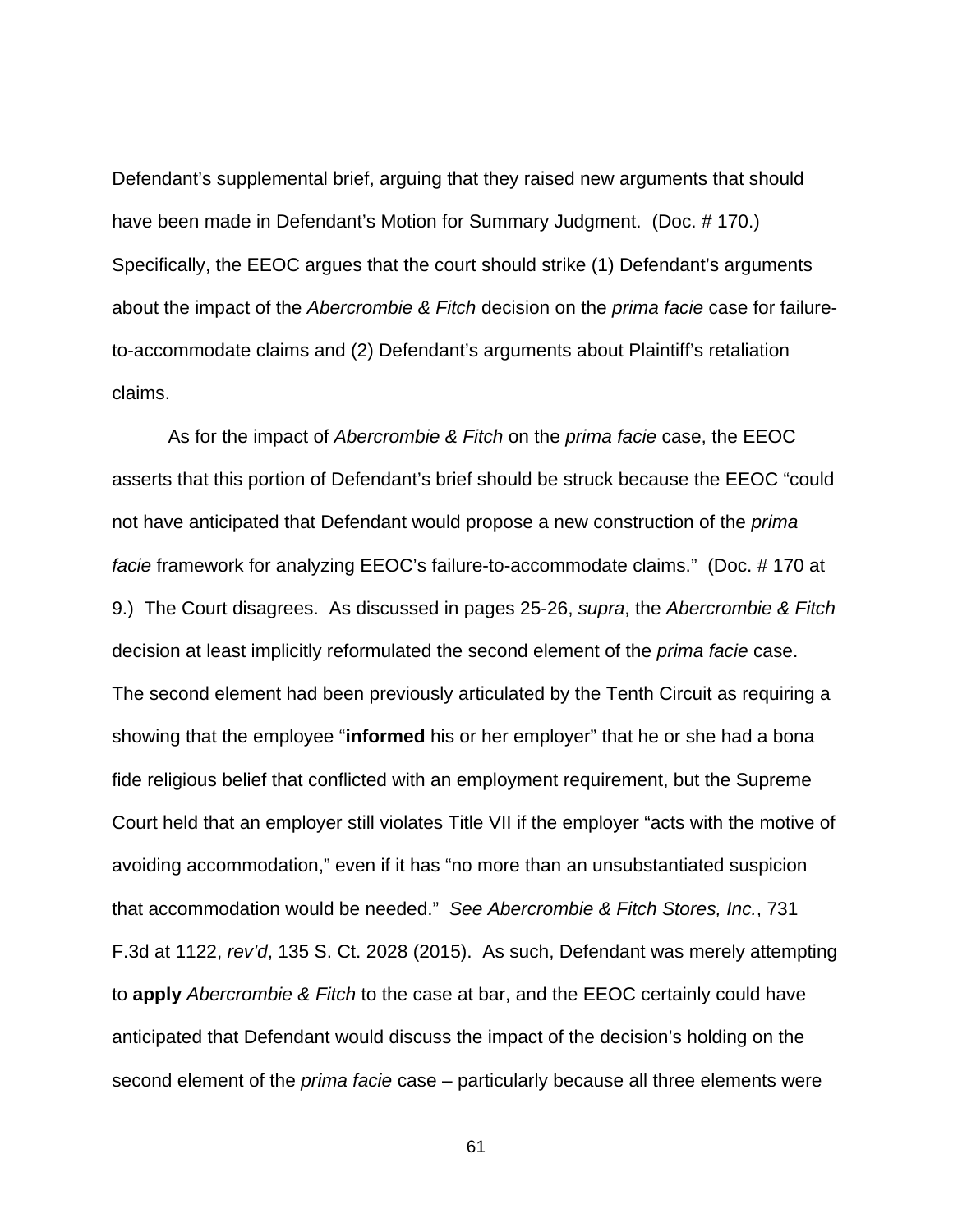Defendant's supplemental brief, arguing that they raised new arguments that should have been made in Defendant's Motion for Summary Judgment. (Doc. # 170.) Specifically, the EEOC argues that the court should strike (1) Defendant's arguments about the impact of the *Abercrombie & Fitch* decision on the *prima facie* case for failure-to-accommodate claims and (2) Defendant's arguments about Plaintiff's retaliation claims.

As for the impact of *Abercrombie & Fitch* on the *prima facie* case, the EEOC asserts that this portion of Defendant's brief should be struck because the EEOC "could not have anticipated that Defendant would propose a new construction of the *prima facie* framework for analyzing EEOC's failure-to-accommodate claims." (Doc. # 170 at 9.) The Court disagrees. As discussed in pages 25-26, *supra*, the *Abercrombie & Fitch* decision at least implicitly reformulated the second element of the *prima facie* case. The second element had been previously articulated by the Tenth Circuit as requiring a showing that the employee "**informed** his or her employer" that he or she had a bona fide religious belief that conflicted with an employment requirement, but the Supreme Court held that an employer still violates Title VII if the employer "acts with the motive of avoiding accommodation," even if it has "no more than an unsubstantiated suspicion that accommodation would be needed." *See Abercrombie & Fitch Stores, Inc.*, 731 F.3d at 1122, *rev'd*, 135 S. Ct. 2028 (2015). As such, Defendant was merely attempting to **apply** *Abercrombie & Fitch* to the case at bar, and the EEOC certainly could have anticipated that Defendant would discuss the impact of the decision's holding on the second element of the *prima facie* case – particularly because all three elements were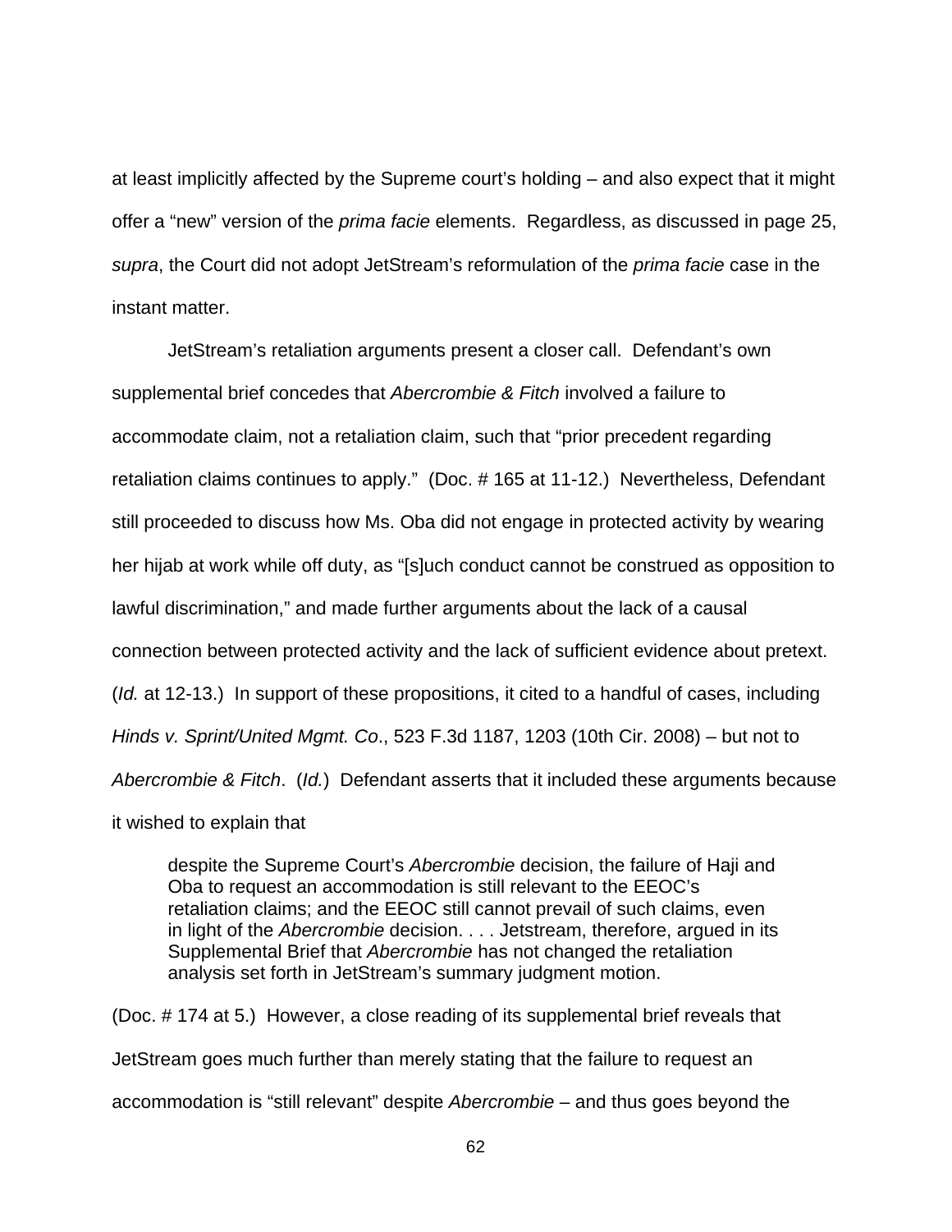at least implicitly affected by the Supreme court's holding – and also expect that it might offer a "new" version of the *prima facie* elements. Regardless, as discussed in page 25, *supra*, the Court did not adopt JetStream's reformulation of the *prima facie* case in the instant matter.

JetStream's retaliation arguments present a closer call. Defendant's own supplemental brief concedes that *Abercrombie & Fitch* involved a failure to accommodate claim, not a retaliation claim, such that "prior precedent regarding retaliation claims continues to apply." (Doc. # 165 at 11-12.) Nevertheless, Defendant still proceeded to discuss how Ms. Oba did not engage in protected activity by wearing her hijab at work while off duty, as "[s]uch conduct cannot be construed as opposition to lawful discrimination," and made further arguments about the lack of a causal connection between protected activity and the lack of sufficient evidence about pretext. (*Id.* at 12-13.) In support of these propositions, it cited to a handful of cases, including *Hinds v. Sprint/United Mgmt. Co*., 523 F.3d 1187, 1203 (10th Cir. 2008) – but not to *Abercrombie & Fitch*. (*Id.*) Defendant asserts that it included these arguments because it wished to explain that

> despite the Supreme Court's *Abercrombie* decision, the failure of Haji and Oba to request an accommodation is still relevant to the EEOC's retaliation claims; and the EEOC still cannot prevail of such claims, even in light of the *Abercrombie* decision. . . . Jetstream, therefore, argued in its Supplemental Brief that *Abercrombie* has not changed the retaliation analysis set forth in JetStream's summary judgment motion.

(Doc. # 174 at 5.) However, a close reading of its supplemental brief reveals that JetStream goes much further than merely stating that the failure to request an accommodation is "still relevant" despite *Abercrombie* – and thus goes beyond the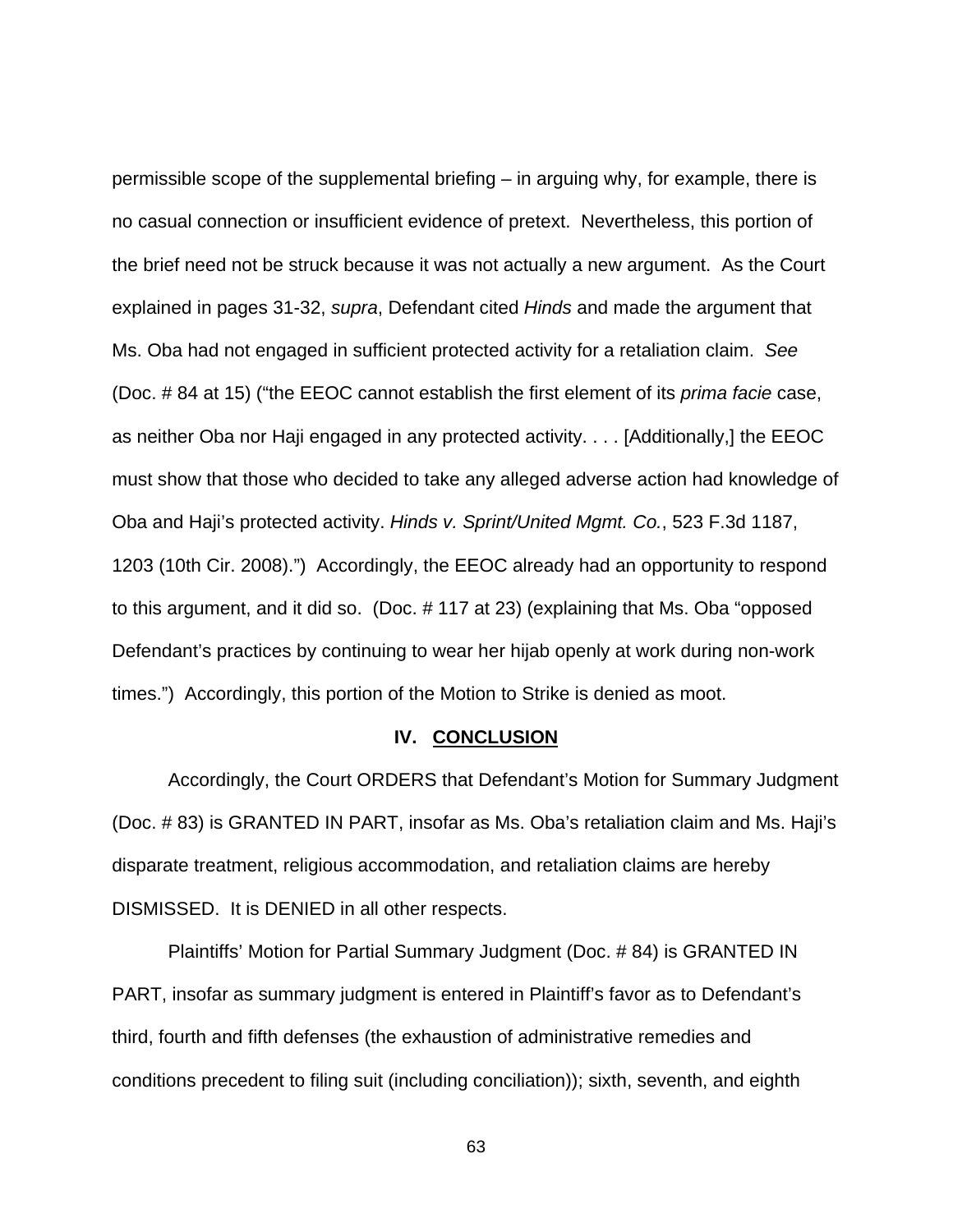permissible scope of the supplemental briefing – in arguing why, for example, there is no casual connection or insufficient evidence of pretext. Nevertheless, this portion of the brief need not be struck because it was not actually a new argument. As the Court explained in pages 31-32, *supra*, Defendant cited *Hinds* and made the argument that Ms. Oba had not engaged in sufficient protected activity for a retaliation claim. *See* (Doc. # 84 at 15) ("the EEOC cannot establish the first element of its *prima facie* case, as neither Oba nor Haji engaged in any protected activity. . . . [Additionally,] the EEOC must show that those who decided to take any alleged adverse action had knowledge of Oba and Haji's protected activity. *Hinds v. Sprint/United Mgmt. Co.*, 523 F.3d 1187, 1203 (10th Cir. 2008).") Accordingly, the EEOC already had an opportunity to respond to this argument, and it did so. (Doc. # 117 at 23) (explaining that Ms. Oba "opposed Defendant's practices by continuing to wear her hijab openly at work during non-work times.") Accordingly, this portion of the Motion to Strike is denied as moot.

## IV. CONCLUSION

Accordingly, the Court ORDERS that Defendant's Motion for Summary Judgment (Doc. # 83) is GRANTED IN PART, insofar as Ms. Oba's retaliation claim and Ms. Haji's disparate treatment, religious accommodation, and retaliation claims are hereby DISMISSED. It is DENIED in all other respects.

Plaintiffs' Motion for Partial Summary Judgment (Doc. # 84) is GRANTED IN PART, insofar as summary judgment is entered in Plaintiff's favor as to Defendant's third, fourth and fifth defenses (the exhaustion of administrative remedies and conditions precedent to filing suit (including conciliation)); sixth, seventh, and eighth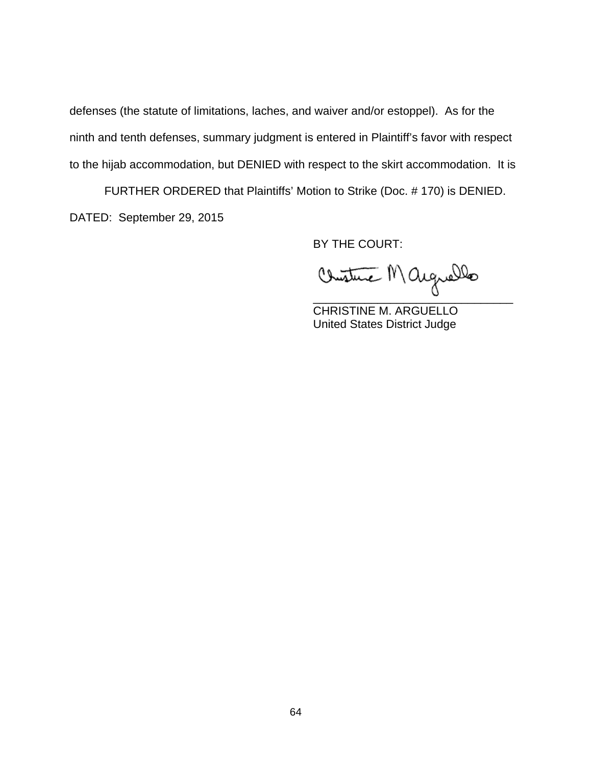defenses (the statute of limitations, laches, and waiver and/or estoppel). As for the ninth and tenth defenses, summary judgment is entered in Plaintiff's favor with respect to the hijab accommodation, but DENIED with respect to the skirt accommodation. It is

FURTHER ORDERED that Plaintiffs' Motion to Strike (Doc. # 170) is DENIED.

DATED: September 29, 2015

BY THE COURT:

_______________________________
CHRISTINE M. ARGUELLO
United States District Judge